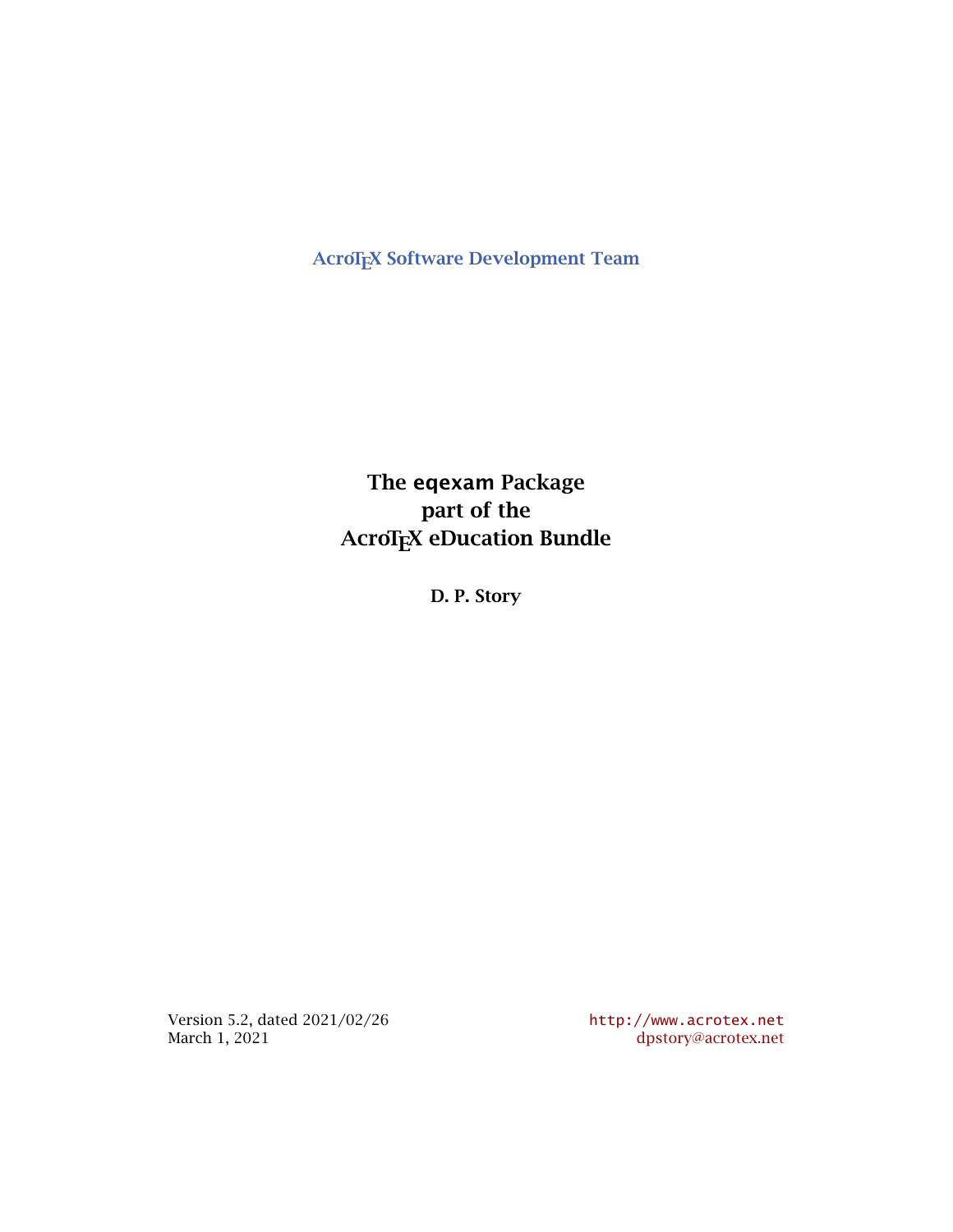AcroTEX Software Development Team

# The eqexam Package part of the AcroTEX eDucation Bundle

**D. P. Story**

Version 5.2, dated 2021/02/26
March 1, 2021

http://www.acrotex.net
dpstory@acrotex.net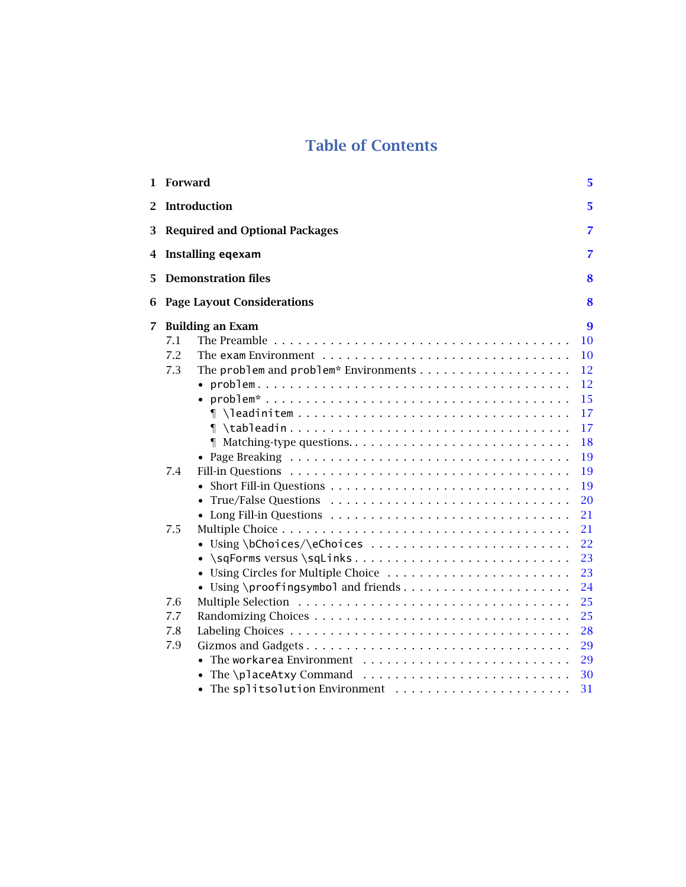# Table of Contents

**1 Forward** 5

**2 Introduction** 5

**3 Required and Optional Packages** 7

**4 Installing eqexam** 7

**5 Demonstration files** 8

**6 Page Layout Considerations** 8

**7 Building an Exam** 9

- 7.1 The Preamble 10
- 7.2 The `exam` Environment 10
- 7.3 The `problem` and `problem*` Environments 12
  - `problem` 12
  - `problem*` 15
    - ¶ `\leadinitem` 17
    - ¶ `\tableadin` 17
    - ¶ Matching-type questions. 18
  - Page Breaking 19
- 7.4 Fill-in Questions 19
  - Short Fill-in Questions 19
  - True/False Questions 20
  - Long Fill-in Questions 21
- 7.5 Multiple Choice 21
  - Using `\bChoices`/`\eChoices` 22
  - `\sqForms` versus `\sqLinks` 23
  - Using Circles for Multiple Choice 23
  - Using `\proofingsymbol` and friends 24
- 7.6 Multiple Selection 25
- 7.7 Randomizing Choices 25
- 7.8 Labeling Choices 28
- 7.9 Gizmos and Gadgets 29
  - The `workarea` Environment 29
  - The `\placeAtxy` Command 30
  - The `splitsolution` Environment 31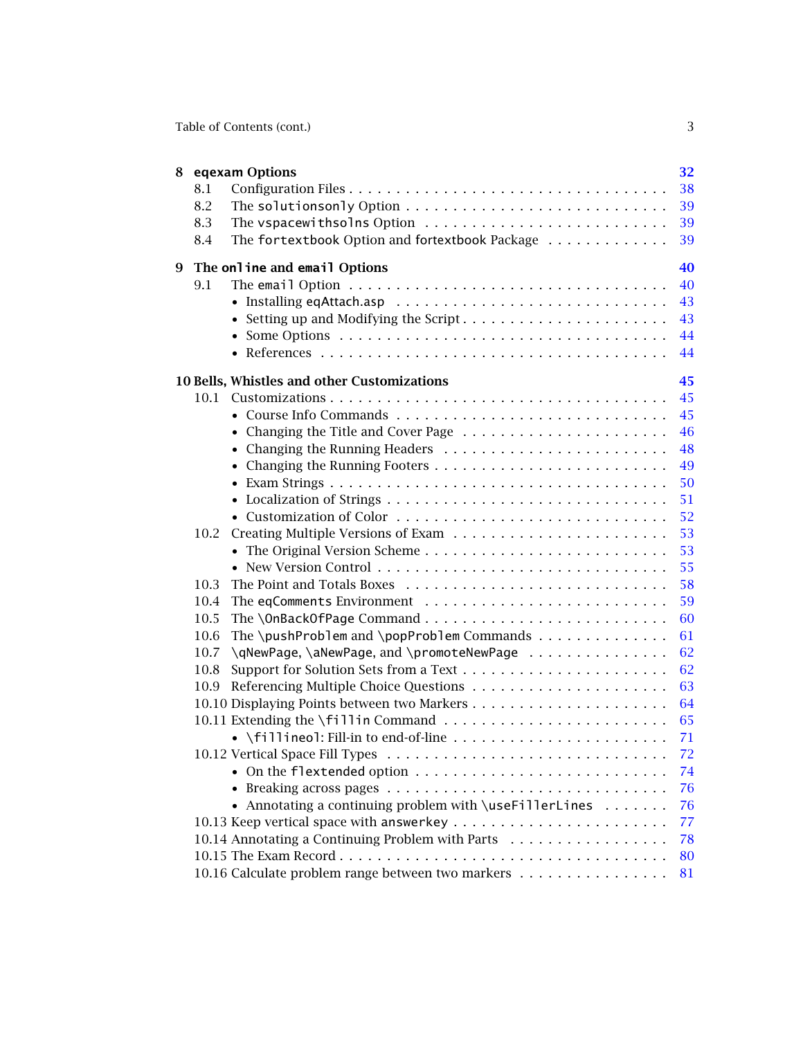**8 eqexam Options** 32

- 8.1 Configuration Files . . . . . 38
- 8.2 The solutionsonly Option . . . . . 39
- 8.3 The vspacewithsolns Option . . . . . 39
- 8.4 The fortextbook Option and fortextbook Package . . . . . 39

**9 The online and email Options** 40

- 9.1 The email Option . . . . . 40
  - Installing eqAttach.asp . . . . . 43
  - Setting up and Modifying the Script . . . . . 43
  - Some Options . . . . . 44
  - References . . . . . 44

**10 Bells, Whistles and other Customizations** 45

- 10.1 Customizations . . . . . 45
  - Course Info Commands . . . . . 45
  - Changing the Title and Cover Page . . . . . 46
  - Changing the Running Headers . . . . . 48
  - Changing the Running Footers . . . . . 49
  - Exam Strings . . . . . 50
  - Localization of Strings . . . . . 51
  - Customization of Color . . . . . 52
- 10.2 Creating Multiple Versions of Exam . . . . . 53
  - The Original Version Scheme . . . . . 53
  - New Version Control . . . . . 55
- 10.3 The Point and Totals Boxes . . . . . 58
- 10.4 The eqComments Environment . . . . . 59
- 10.5 The \OnBackOfPage Command . . . . . 60
- 10.6 The \pushProblem and \popProblem Commands . . . . . 61
- 10.7 \qNewPage, \aNewPage, and \promoteNewPage . . . . . 62
- 10.8 Support for Solution Sets from a Text . . . . . 62
- 10.9 Referencing Multiple Choice Questions . . . . . 63
- 10.10 Displaying Points between two Markers . . . . . 64
- 10.11 Extending the \fillin Command . . . . . 65
  - \fillineol: Fill-in to end-of-line . . . . . 71
- 10.12 Vertical Space Fill Types . . . . . 72
  - On the flextended option . . . . . 74
  - Breaking across pages . . . . . 76
  - Annotating a continuing problem with \useFillerLines . . . . . 76
- 10.13 Keep vertical space with answerkey . . . . . 77
- 10.14 Annotating a Continuing Problem with Parts . . . . . 78
- 10.15 The Exam Record . . . . . 80
- 10.16 Calculate problem range between two markers . . . . . 81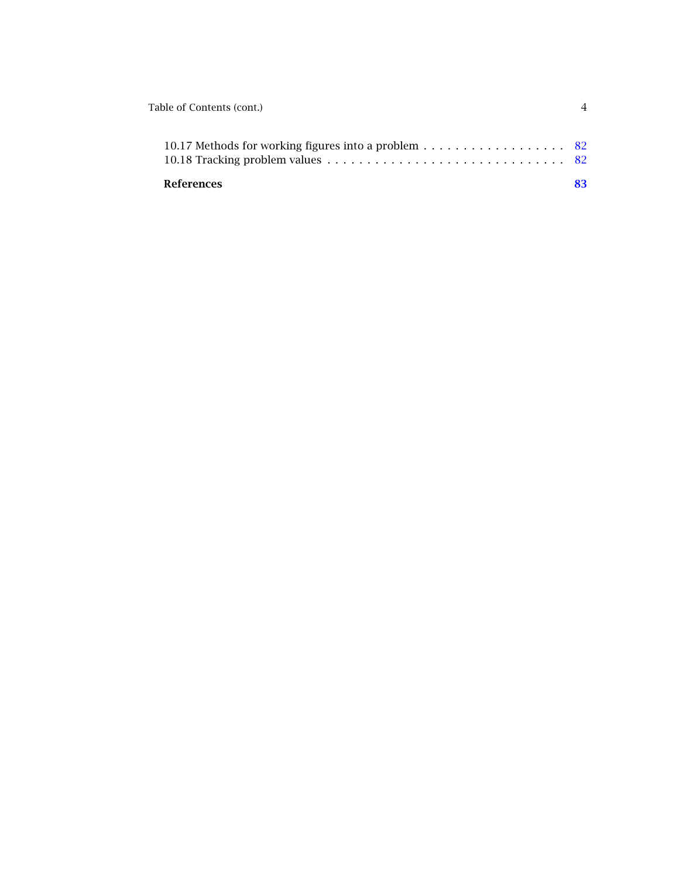10.17 Methods for working figures into a problem . . . . . . . . . . . . . . . . . . 82
10.18 Tracking problem values . . . . . . . . . . . . . . . . . . . . . . . . . . . . . 82

**References** **83**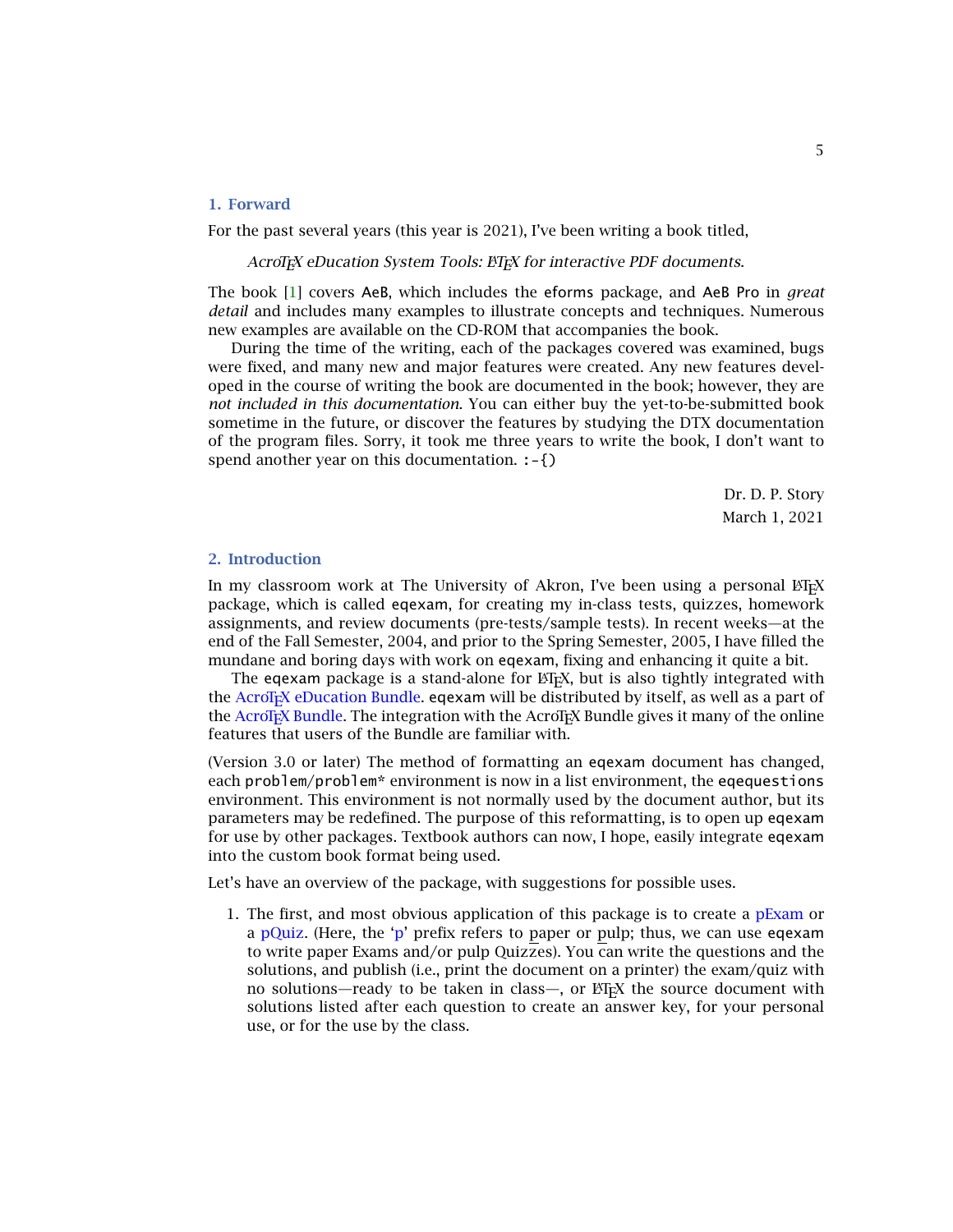## 1. Forward

For the past several years (this year is 2021), I've been writing a book titled,

> *AcroTEX eDucation System Tools: LATEX for interactive PDF documents.*

The book [1] covers AeB, which includes the eforms package, and AeB Pro in *great detail* and includes many examples to illustrate concepts and techniques. Numerous new examples are available on the CD-ROM that accompanies the book.

During the time of the writing, each of the packages covered was examined, bugs were fixed, and many new and major features were created. Any new features developed in the course of writing the book are documented in the book; however, they are *not included in this documentation.* You can either buy the yet-to-be-submitted book sometime in the future, or discover the features by studying the DTX documentation of the program files. Sorry, it took me three years to write the book, I don't want to spend another year on this documentation. :-{)

Dr. D. P. Story
March 1, 2021

## 2. Introduction

In my classroom work at The University of Akron, I've been using a personal LATEX package, which is called eqexam, for creating my in-class tests, quizzes, homework assignments, and review documents (pre-tests/sample tests). In recent weeks—at the end of the Fall Semester, 2004, and prior to the Spring Semester, 2005, I have filled the mundane and boring days with work on eqexam, fixing and enhancing it quite a bit.

The eqexam package is a stand-alone for LATEX, but is also tightly integrated with the AcroTEX eDucation Bundle. eqexam will be distributed by itself, as well as a part of the AcroTEX Bundle. The integration with the AcroTEX Bundle gives it many of the online features that users of the Bundle are familiar with.

(Version 3.0 or later) The method of formatting an eqexam document has changed, each problem/problem* environment is now in a list environment, the eqequestions environment. This environment is not normally used by the document author, but its parameters may be redefined. The purpose of this reformatting, is to open up eqexam for use by other packages. Textbook authors can now, I hope, easily integrate eqexam into the custom book format being used.

Let's have an overview of the package, with suggestions for possible uses.

1. The first, and most obvious application of this package is to create a pExam or a pQuiz. (Here, the 'p' prefix refers to paper or pulp; thus, we can use eqexam to write paper Exams and/or pulp Quizzes). You can write the questions and the solutions, and publish (i.e., print the document on a printer) the exam/quiz with no solutions—ready to be taken in class—, or LATEX the source document with solutions listed after each question to create an answer key, for your personal use, or for the use by the class.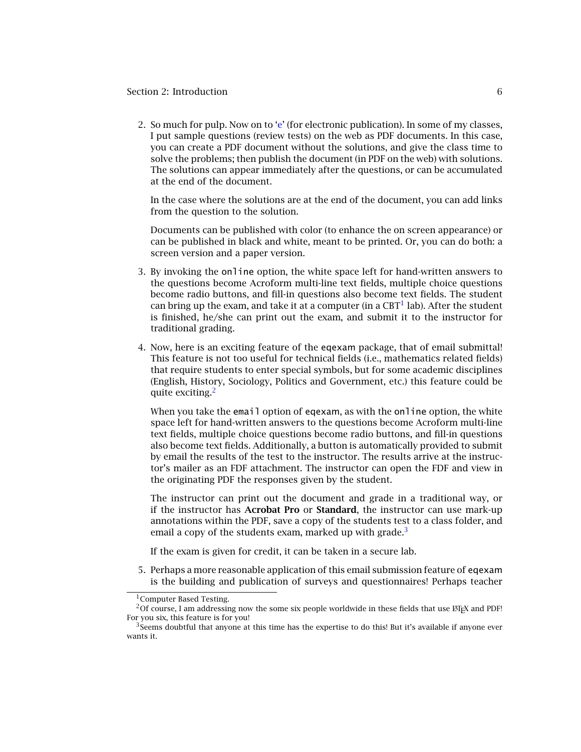2. So much for pulp. Now on to 'e' (for electronic publication). In some of my classes, I put sample questions (review tests) on the web as PDF documents. In this case, you can create a PDF document without the solutions, and give the class time to solve the problems; then publish the document (in PDF on the web) with solutions. The solutions can appear immediately after the questions, or can be accumulated at the end of the document.

   In the case where the solutions are at the end of the document, you can add links from the question to the solution.

   Documents can be published with color (to enhance the on screen appearance) or can be published in black and white, meant to be printed. Or, you can do both: a screen version and a paper version.

3. By invoking the `online` option, the white space left for hand-written answers to the questions become Acroform multi-line text fields, multiple choice questions become radio buttons, and fill-in questions also become text fields. The student can bring up the exam, and take it at a computer (in a CBT[1] lab). After the student is finished, he/she can print out the exam, and submit it to the instructor for traditional grading.

4. Now, here is an exciting feature of the `eqexam` package, that of email submittal! This feature is not too useful for technical fields (i.e., mathematics related fields) that require students to enter special symbols, but for some academic disciplines (English, History, Sociology, Politics and Government, etc.) this feature could be quite exciting.[2]

   When you take the `email` option of `eqexam`, as with the `online` option, the white space left for hand-written answers to the questions become Acroform multi-line text fields, multiple choice questions become radio buttons, and fill-in questions also become text fields. Additionally, a button is automatically provided to submit by email the results of the test to the instructor. The results arrive at the instructor's mailer as an FDF attachment. The instructor can open the FDF and view in the originating PDF the responses given by the student.

   The instructor can print out the document and grade in a traditional way, or if the instructor has **Acrobat Pro** or **Standard**, the instructor can use mark-up annotations within the PDF, save a copy of the students test to a class folder, and email a copy of the students exam, marked up with grade.[3]

   If the exam is given for credit, it can be taken in a secure lab.

5. Perhaps a more reasonable application of this email submission feature of `eqexam` is the building and publication of surveys and questionnaires! Perhaps teacher

---

[1] Computer Based Testing.

[2] Of course, I am addressing now the some six people worldwide in these fields that use LaTeX and PDF! For you six, this feature is for you!

[3] Seems doubtful that anyone at this time has the expertise to do this! But it's available if anyone ever wants it.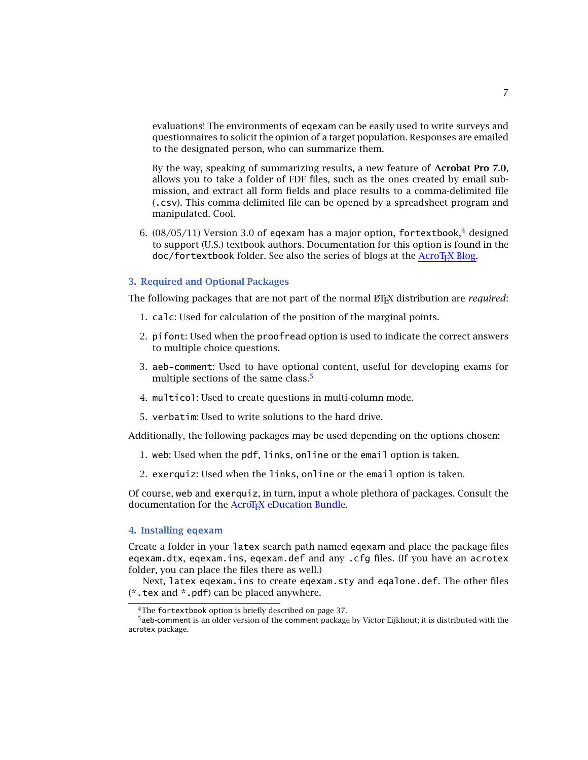evaluations! The environments of eqexam can be easily used to write surveys and questionnaires to solicit the opinion of a target population. Responses are emailed to the designated person, who can summarize them.

By the way, speaking of summarizing results, a new feature of **Acrobat Pro 7.0**, allows you to take a folder of FDF files, such as the ones created by email submission, and extract all form fields and place results to a comma-delimited file (.csv). This comma-delimited file can be opened by a spreadsheet program and manipulated. Cool.

6. (08/05/11) Version 3.0 of eqexam has a major option, fortextbook,[4] designed to support (U.S.) textbook authors. Documentation for this option is found in the doc/fortextbook folder. See also the series of blogs at the AcroTEX Blog.

## 3. Required and Optional Packages

The following packages that are not part of the normal LaTeX distribution are *required*:

1. calc: Used for calculation of the position of the marginal points.
2. pifont: Used when the proofread option is used to indicate the correct answers to multiple choice questions.
3. aeb-comment: Used to have optional content, useful for developing exams for multiple sections of the same class.[5]
4. multicol: Used to create questions in multi-column mode.
5. verbatim: Used to write solutions to the hard drive.

Additionally, the following packages may be used depending on the options chosen:

1. web: Used when the pdf, links, online or the email option is taken.
2. exerquiz: Used when the links, online or the email option is taken.

Of course, web and exerquiz, in turn, input a whole plethora of packages. Consult the documentation for the AcroTEX eDucation Bundle.

## 4. Installing eqexam

Create a folder in your latex search path named eqexam and place the package files eqexam.dtx, eqexam.ins, eqexam.def and any .cfg files. (If you have an acrotex folder, you can place the files there as well.)

Next, latex eqexam.ins to create eqexam.sty and eqalone.def. The other files (*.tex and *.pdf) can be placed anywhere.

---

[4] The fortextbook option is briefly described on page 37.

[5] aeb-comment is an older version of the comment package by Victor Eijkhout; it is distributed with the acrotex package.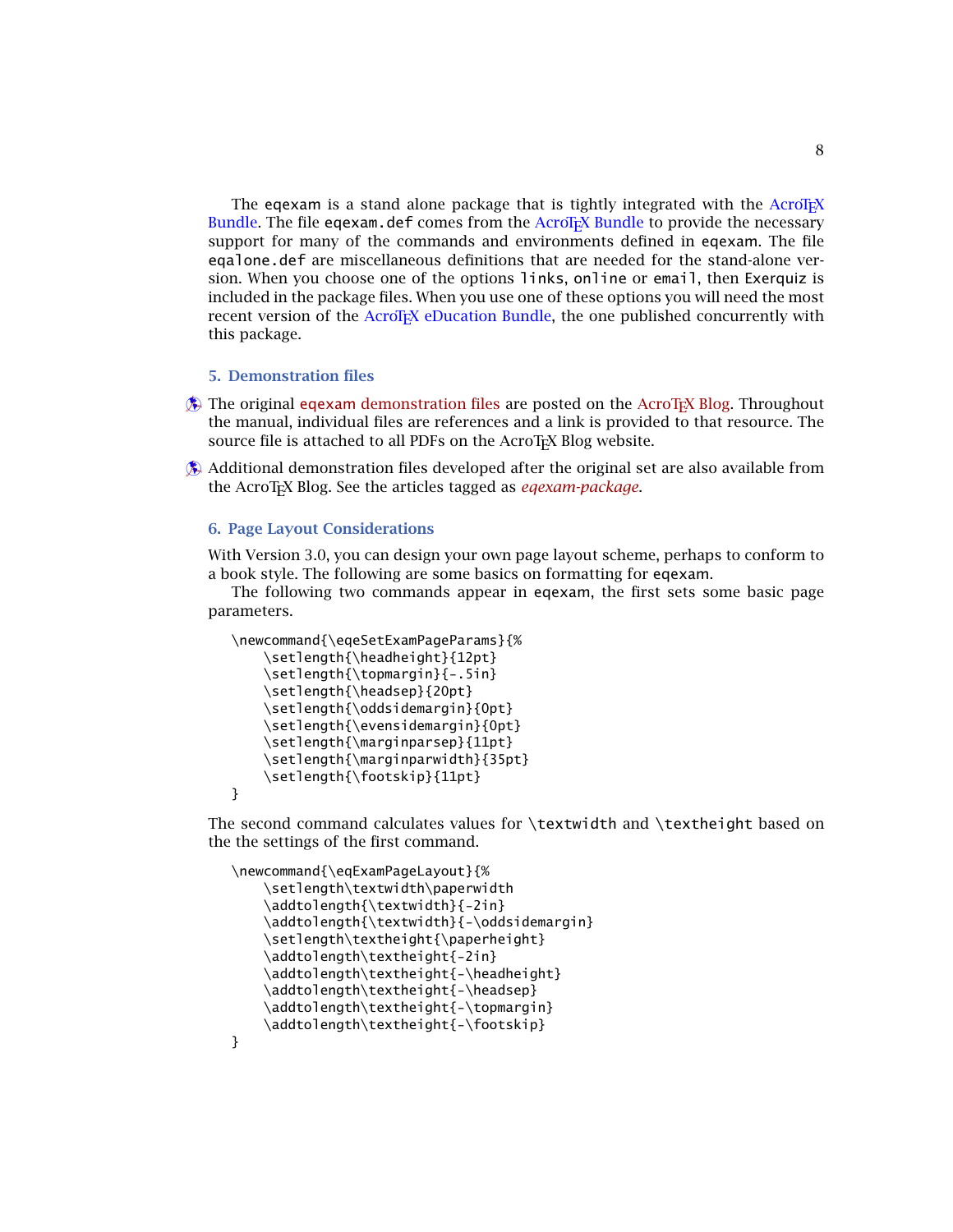The eqexam is a stand alone package that is tightly integrated with the AcroTEX Bundle. The file eqexam.def comes from the AcroTEX Bundle to provide the necessary support for many of the commands and environments defined in eqexam. The file eqalone.def are miscellaneous definitions that are needed for the stand-alone version. When you choose one of the options links, online or email, then Exerquiz is included in the package files. When you use one of these options you will need the most recent version of the AcroTEX eDucation Bundle, the one published concurrently with this package.

## 5. Demonstration files

The original eqexam demonstration files are posted on the AcroTEX Blog. Throughout the manual, individual files are references and a link is provided to that resource. The source file is attached to all PDFs on the AcroTEX Blog website.

Additional demonstration files developed after the original set are also available from the AcroTEX Blog. See the articles tagged as *eqexam-package*.

## 6. Page Layout Considerations

With Version 3.0, you can design your own page layout scheme, perhaps to conform to a book style. The following are some basics on formatting for eqexam.

The following two commands appear in eqexam, the first sets some basic page parameters.

```
\newcommand{\eqeSetExamPageParams}{%
    \setlength{\headheight}{12pt}
    \setlength{\topmargin}{-.5in}
    \setlength{\headsep}{20pt}
    \setlength{\oddsidemargin}{0pt}
    \setlength{\evensidemargin}{0pt}
    \setlength{\marginparsep}{11pt}
    \setlength{\marginparwidth}{35pt}
    \setlength{\footskip}{11pt}
}
```

The second command calculates values for \textwidth and \textheight based on the the settings of the first command.

```
\newcommand{\eqExamPageLayout}{%
    \setlength\textwidth\paperwidth
    \addtolength{\textwidth}{-2in}
    \addtolength{\textwidth}{-\oddsidemargin}
    \setlength\textheight{\paperheight}
    \addtolength\textheight{-2in}
    \addtolength\textheight{-\headheight}
    \addtolength\textheight{-\headsep}
    \addtolength\textheight{-\topmargin}
    \addtolength\textheight{-\footskip}
}
```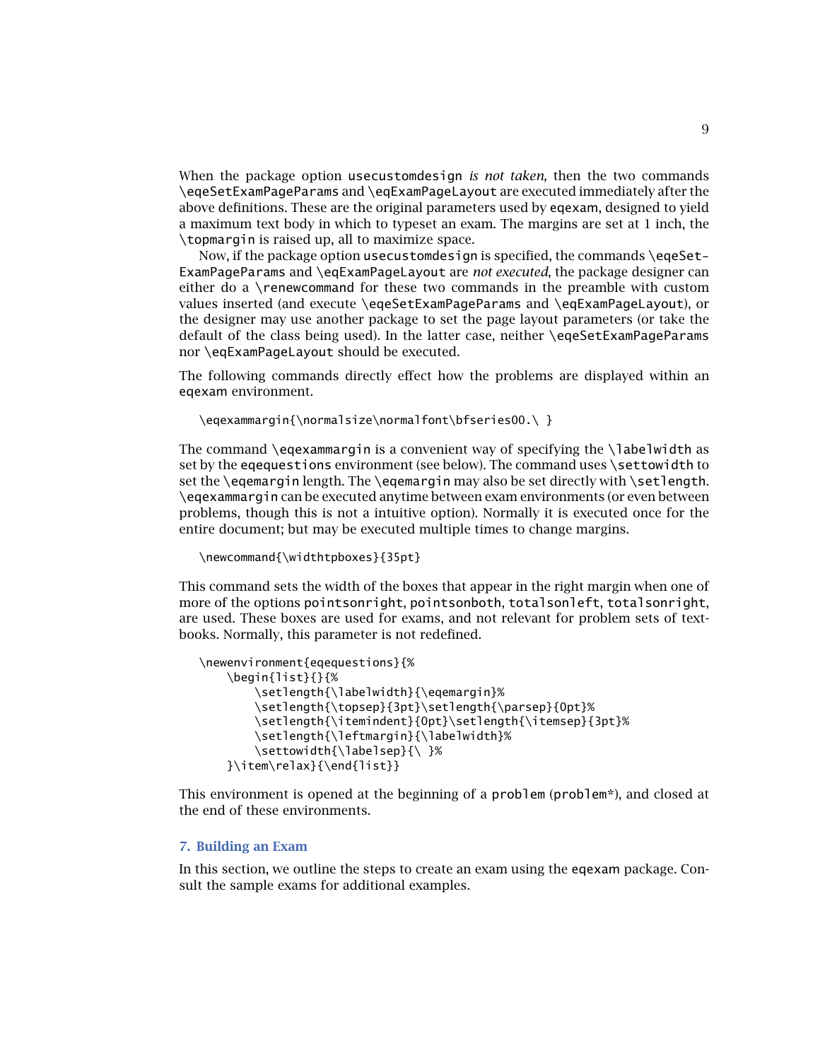When the package option usecustomdesign *is not taken,* then the two commands \eqeSetExamPageParams and \eqExamPageLayout are executed immediately after the above definitions. These are the original parameters used by eqexam, designed to yield a maximum text body in which to typeset an exam. The margins are set at 1 inch, the \topmargin is raised up, all to maximize space.

Now, if the package option usecustomdesign is specified, the commands \eqeSetExamPageParams and \eqExamPageLayout are *not executed*, the package designer can either do a \renewcommand for these two commands in the preamble with custom values inserted (and execute \eqeSetExamPageParams and \eqExamPageLayout), or the designer may use another package to set the page layout parameters (or take the default of the class being used). In the latter case, neither \eqeSetExamPageParams nor \eqExamPageLayout should be executed.

The following commands directly effect how the problems are displayed within an eqexam environment.

```
\eqexammargin{\normalsize\normalfont\bfseries00.\ }
```

The command \eqexammargin is a convenient way of specifying the \labelwidth as set by the eqequestions environment (see below). The command uses \settowidth to set the \eqemargin length. The \eqemargin may also be set directly with \setlength. \eqexammargin can be executed anytime between exam environments (or even between problems, though this is not a intuitive option). Normally it is executed once for the entire document; but may be executed multiple times to change margins.

```
\newcommand{\widthtpboxes}{35pt}
```

This command sets the width of the boxes that appear in the right margin when one of more of the options pointsonright, pointsonboth, totalsonleft, totalsonright, are used. These boxes are used for exams, and not relevant for problem sets of textbooks. Normally, this parameter is not redefined.

```
\newenvironment{eqequestions}{%
    \begin{list}{}{%
        \setlength{\labelwidth}{\eqemargin}%
        \setlength{\topsep}{3pt}\setlength{\parsep}{0pt}%
        \setlength{\itemindent}{0pt}\setlength{\itemsep}{3pt}%
        \setlength{\leftmargin}{\labelwidth}%
        \settowidth{\labelsep}{\ }%
    }\item\relax}{\end{list}}
```

This environment is opened at the beginning of a problem (problem*), and closed at the end of these environments.

## 7. Building an Exam

In this section, we outline the steps to create an exam using the eqexam package. Consult the sample exams for additional examples.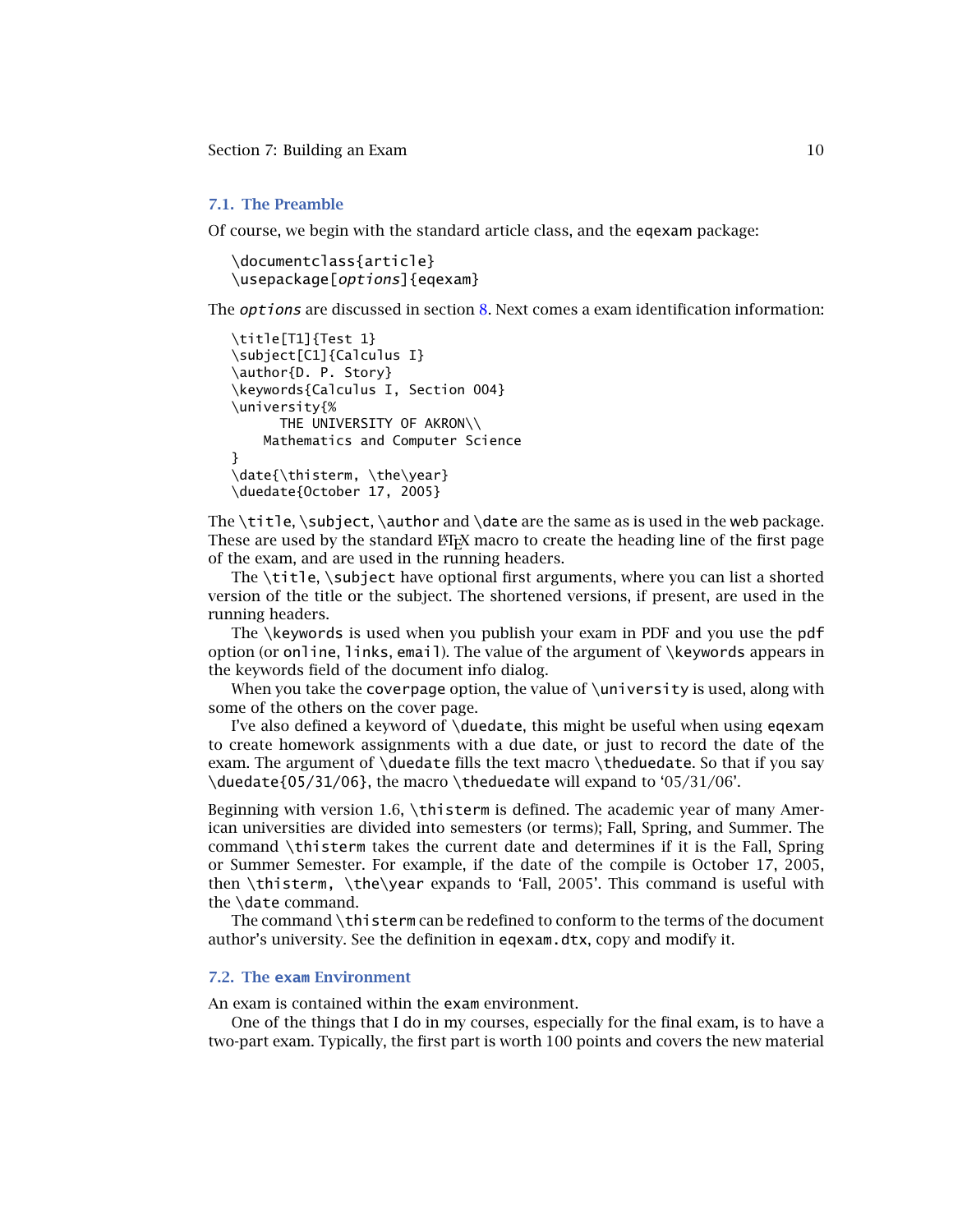### 7.1. The Preamble

Of course, we begin with the standard article class, and the `eqexam` package:

```
\documentclass{article}
\usepackage[options]{eqexam}
```

The *options* are discussed in section 8. Next comes a exam identification information:

```
\title[T1]{Test 1}
\subject[C1]{Calculus I}
\author{D. P. Story}
\keywords{Calculus I, Section 004}
\university{%
      THE UNIVERSITY OF AKRON\\
    Mathematics and Computer Science
}
\date{\thisterm, \the\year}
\duedate{October 17, 2005}
```

The `\title`, `\subject`, `\author` and `\date` are the same as is used in the `web` package. These are used by the standard LaTeX macro to create the heading line of the first page of the exam, and are used in the running headers.

The `\title`, `\subject` have optional first arguments, where you can list a shorted version of the title or the subject. The shortened versions, if present, are used in the running headers.

The `\keywords` is used when you publish your exam in PDF and you use the `pdf` option (or `online`, `links`, `email`). The value of the argument of `\keywords` appears in the keywords field of the document info dialog.

When you take the `coverpage` option, the value of `\university` is used, along with some of the others on the cover page.

I've also defined a keyword of `\duedate`, this might be useful when using `eqexam` to create homework assignments with a due date, or just to record the date of the exam. The argument of `\duedate` fills the text macro `\theduedate`. So that if you say `\duedate{05/31/06}`, the macro `\theduedate` will expand to '05/31/06'.

Beginning with version 1.6, `\thisterm` is defined. The academic year of many American universities are divided into semesters (or terms); Fall, Spring, and Summer. The command `\thisterm` takes the current date and determines if it is the Fall, Spring or Summer Semester. For example, if the date of the compile is October 17, 2005, then `\thisterm, \the\year` expands to 'Fall, 2005'. This command is useful with the `\date` command.

The command `\thisterm` can be redefined to conform to the terms of the document author's university. See the definition in `eqexam.dtx`, copy and modify it.

### 7.2. The `exam` Environment

An exam is contained within the `exam` environment.

One of the things that I do in my courses, especially for the final exam, is to have a two-part exam. Typically, the first part is worth 100 points and covers the new material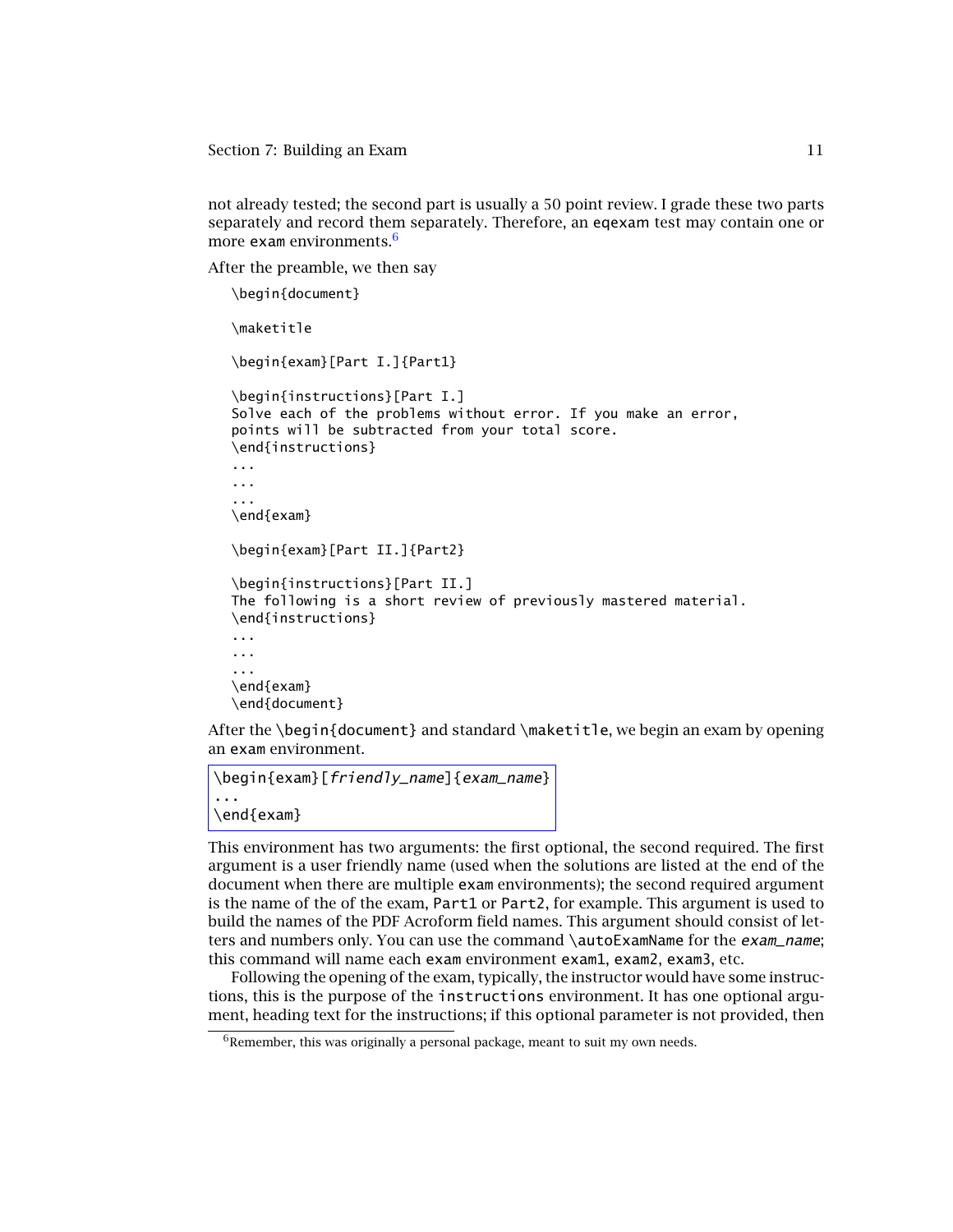not already tested; the second part is usually a 50 point review. I grade these two parts separately and record them separately. Therefore, an eqexam test may contain one or more exam environments.[6]

After the preamble, we then say

```
\begin{document}

\maketitle

\begin{exam}[Part I.]{Part1}

\begin{instructions}[Part I.]
Solve each of the problems without error. If you make an error,
points will be subtracted from your total score.
\end{instructions}
...
...
...
\end{exam}

\begin{exam}[Part II.]{Part2}

\begin{instructions}[Part II.]
The following is a short review of previously mastered material.
\end{instructions}
...
...
...
\end{exam}
\end{document}
```

After the \begin{document} and standard \maketitle, we begin an exam by opening an exam environment.

```
\begin{exam}[friendly_name]{exam_name}
...
\end{exam}
```

This environment has two arguments: the first optional, the second required. The first argument is a user friendly name (used when the solutions are listed at the end of the document when there are multiple exam environments); the second required argument is the name of the of the exam, Part1 or Part2, for example. This argument is used to build the names of the PDF Acroform field names. This argument should consist of letters and numbers only. You can use the command \autoExamName for the *exam_name*; this command will name each exam environment exam1, exam2, exam3, etc.

Following the opening of the exam, typically, the instructor would have some instructions, this is the purpose of the instructions environment. It has one optional argument, heading text for the instructions; if this optional parameter is not provided, then

[6] Remember, this was originally a personal package, meant to suit my own needs.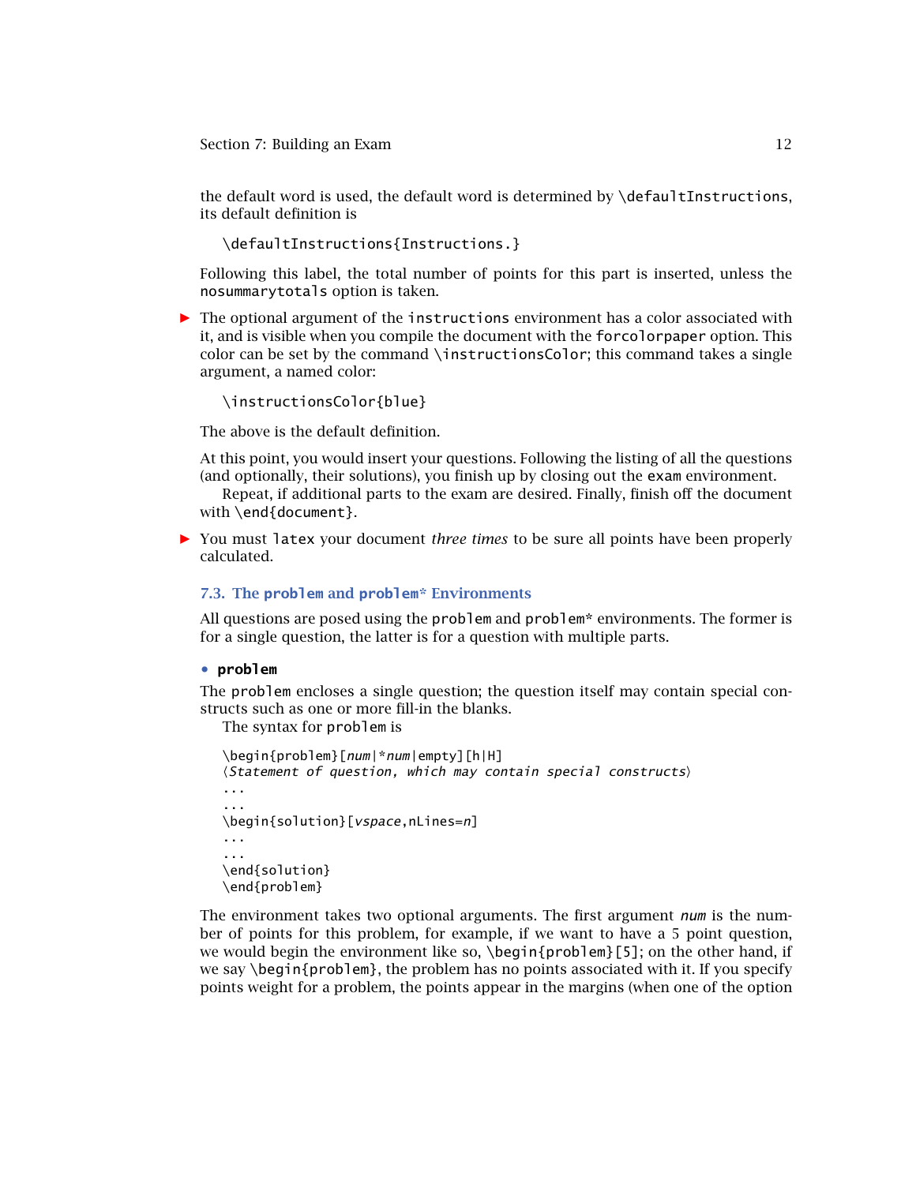the default word is used, the default word is determined by `\defaultInstructions`, its default definition is

```
\defaultInstructions{Instructions.}
```

Following this label, the total number of points for this part is inserted, unless the `nosummarytotals` option is taken.

- The optional argument of the `instructions` environment has a color associated with it, and is visible when you compile the document with the `forcolorpaper` option. This color can be set by the command `\instructionsColor`; this command takes a single argument, a named color:

  ```
  \instructionsColor{blue}
  ```

  The above is the default definition.

  At this point, you would insert your questions. Following the listing of all the questions (and optionally, their solutions), you finish up by closing out the `exam` environment.

  Repeat, if additional parts to the exam are desired. Finally, finish off the document with `\end{document}`.

- You must `latex` your document *three times* to be sure all points have been properly calculated.

### 7.3. The `problem` and `problem*` Environments

All questions are posed using the `problem` and `problem*` environments. The former is for a single question, the latter is for a question with multiple parts.

- **`problem`**

The `problem` encloses a single question; the question itself may contain special constructs such as one or more fill-in the blanks.

The syntax for `problem` is

```
\begin{problem}[num|*num|empty][h|H]
⟨Statement of question, which may contain special constructs⟩
...
...
\begin{solution}[vspace,nLines=n]
...
...
\end{solution}
\end{problem}
```

The environment takes two optional arguments. The first argument *num* is the number of points for this problem, for example, if we want to have a 5 point question, we would begin the environment like so, `\begin{problem}[5]`; on the other hand, if we say `\begin{problem}`, the problem has no points associated with it. If you specify points weight for a problem, the points appear in the margins (when one of the option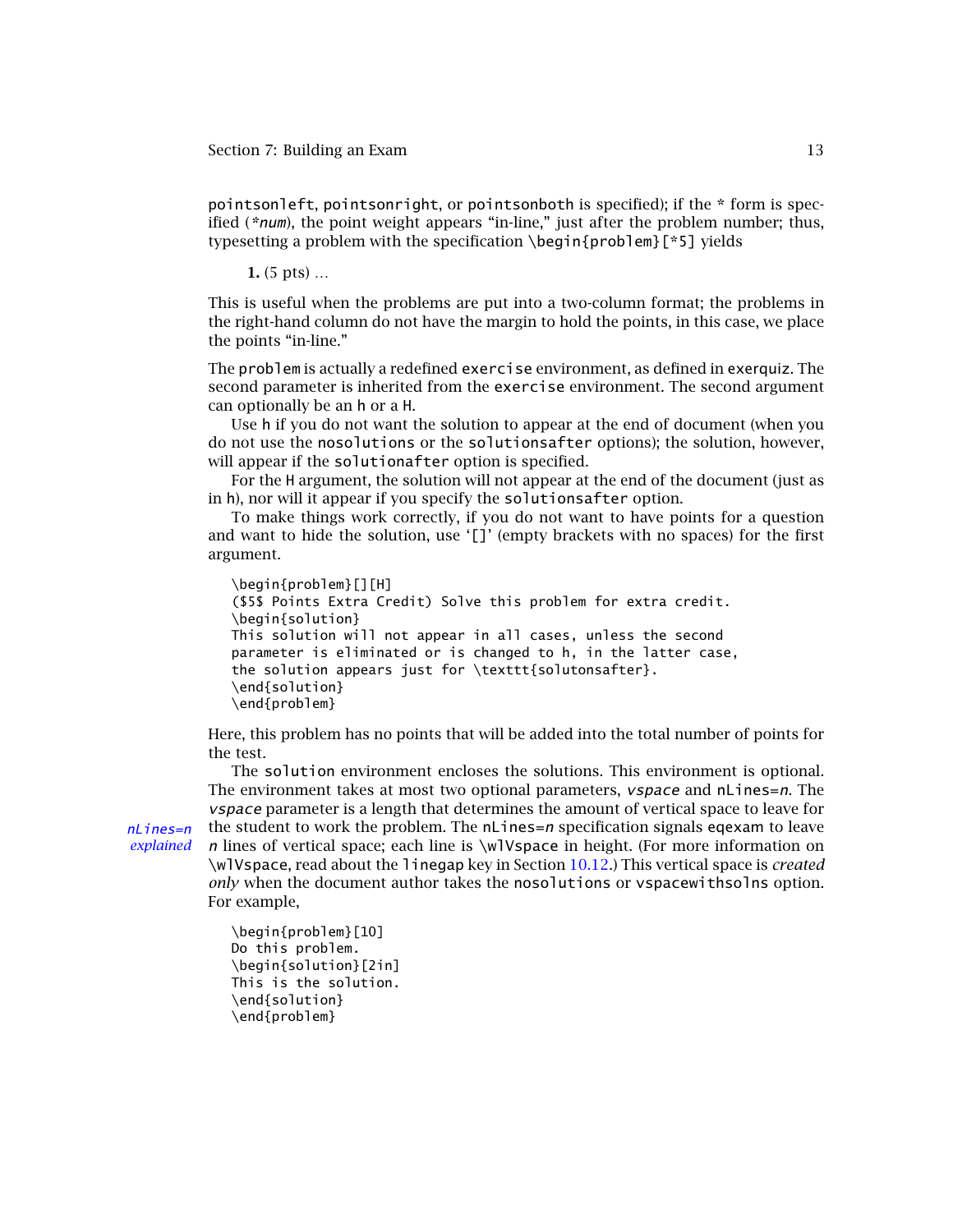pointsonleft, pointsonright, or pointsonboth is specified); if the * form is specified (*num), the point weight appears “in-line,” just after the problem number; thus, typesetting a problem with the specification \begin{problem}[*5] yields

**1.** (5 pts) ...

This is useful when the problems are put into a two-column format; the problems in the right-hand column do not have the margin to hold the points, in this case, we place the points “in-line.”

The problem is actually a redefined exercise environment, as defined in exerquiz. The second parameter is inherited from the exercise environment. The second argument can optionally be an h or a H.

Use h if you do not want the solution to appear at the end of document (when you do not use the nosolutions or the solutionsafter options); the solution, however, will appear if the solutionafter option is specified.

For the H argument, the solution will not appear at the end of the document (just as in h), nor will it appear if you specify the solutionsafter option.

To make things work correctly, if you do not want to have points for a question and want to hide the solution, use ‘[]’ (empty brackets with no spaces) for the first argument.

```
\begin{problem}[][H]
($5$ Points Extra Credit) Solve this problem for extra credit.
\begin{solution}
This solution will not appear in all cases, unless the second
parameter is eliminated or is changed to h, in the latter case,
the solution appears just for \texttt{solutonsafter}.
\end{solution}
\end{problem}
```

Here, this problem has no points that will be added into the total number of points for the test.

The solution environment encloses the solutions. This environment is optional. The environment takes at most two optional parameters, *vspace* and nLines=*n*. The *vspace* parameter is a length that determines the amount of vertical space to leave for the student to work the problem. The nLines=*n* specification signals eqexam to leave *n* lines of vertical space; each line is \wlVspace in height. (For more information on \wlVspace, read about the linegap key in Section 10.12.) This vertical space is *created only* when the document author takes the nosolutions or vspacewithsolns option. For example,

*nLines=n explained*

```
\begin{problem}[10]
Do this problem.
\begin{solution}[2in]
This is the solution.
\end{solution}
\end{problem}
```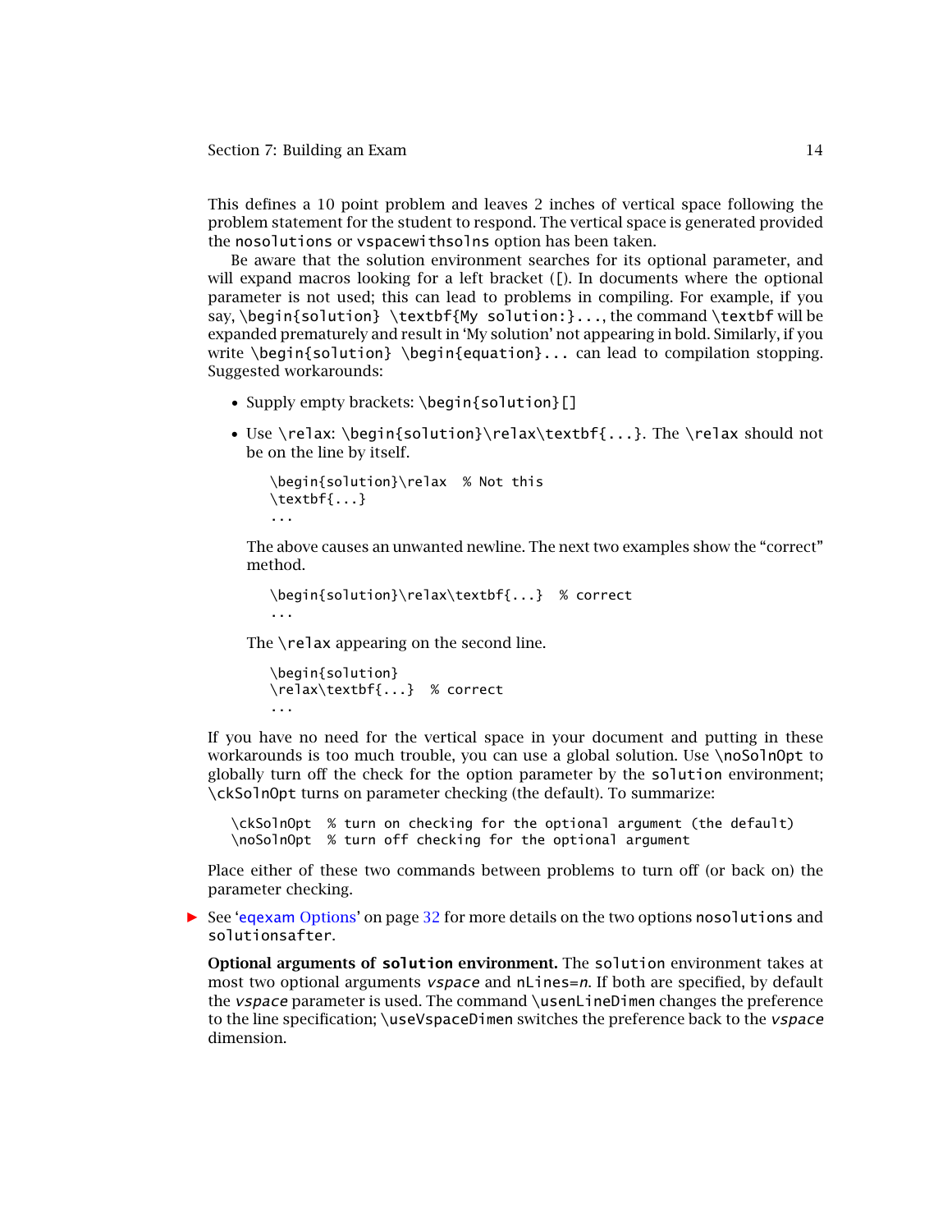This defines a 10 point problem and leaves 2 inches of vertical space following the problem statement for the student to respond. The vertical space is generated provided the `nosolutions` or `vspacewithsolns` option has been taken.

Be aware that the solution environment searches for its optional parameter, and will expand macros looking for a left bracket (`[`). In documents where the optional parameter is not used; this can lead to problems in compiling. For example, if you say, `\begin{solution} \textbf{My solution:}...`, the command `\textbf` will be expanded prematurely and result in 'My solution' not appearing in bold. Similarly, if you write `\begin{solution} \begin{equation}...` can lead to compilation stopping. Suggested workarounds:

- Supply empty brackets: `\begin{solution}[]`
- Use `\relax`: `\begin{solution}\relax\textbf{...}`. The `\relax` should not be on the line by itself.

  ```
  \begin{solution}\relax  % Not this
  \textbf{...}
  ...
  ```

  The above causes an unwanted newline. The next two examples show the "correct" method.

  ```
  \begin{solution}\relax\textbf{...}  % correct
  ...
  ```

  The `\relax` appearing on the second line.

  ```
  \begin{solution}
  \relax\textbf{...}  % correct
  ...
  ```

If you have no need for the vertical space in your document and putting in these workarounds is too much trouble, you can use a global solution. Use `\noSolnOpt` to globally turn off the check for the option parameter by the `solution` environment; `\ckSolnOpt` turns on parameter checking (the default). To summarize:

```
\ckSolnOpt  % turn on checking for the optional argument (the default)
\noSolnOpt  % turn off checking for the optional argument
```

Place either of these two commands between problems to turn off (or back on) the parameter checking.

► See 'eqexam Options' on page 32 for more details on the two options `nosolutions` and `solutionsafter`.

**Optional arguments of `solution` environment.** The `solution` environment takes at most two optional arguments *vspace* and `nLines=`*n*. If both are specified, by default the *vspace* parameter is used. The command `\usenLineDimen` changes the preference to the line specification; `\useVspaceDimen` switches the preference back to the *vspace* dimension.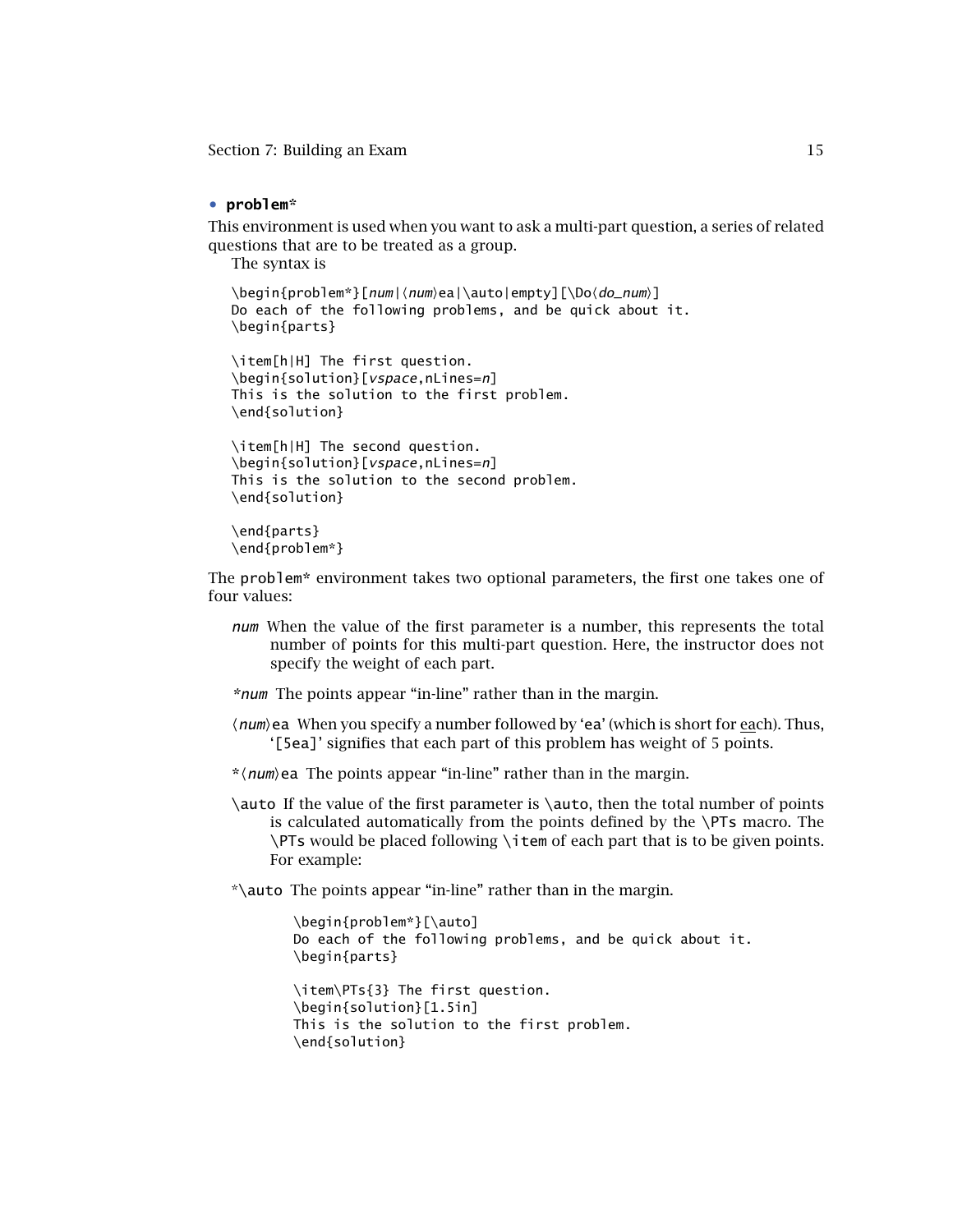• **problem***

This environment is used when you want to ask a multi-part question, a series of related questions that are to be treated as a group.

The syntax is

```
\begin{problem*}[num|⟨num⟩ea|\auto|empty][\Do⟨do_num⟩]
Do each of the following problems, and be quick about it.
\begin{parts}

\item[h|H] The first question.
\begin{solution}[vspace,nLines=n]
This is the solution to the first problem.
\end{solution}

\item[h|H] The second question.
\begin{solution}[vspace,nLines=n]
This is the solution to the second problem.
\end{solution}

\end{parts}
\end{problem*}
```

The `problem*` environment takes two optional parameters, the first one takes one of four values:

*num* When the value of the first parameter is a number, this represents the total number of points for this multi-part question. Here, the instructor does not specify the weight of each part.

**num* The points appear "in-line" rather than in the margin.

⟨*num*⟩`ea` When you specify a number followed by '`ea`' (which is short for each). Thus, '`[5ea]`' signifies that each part of this problem has weight of 5 points.

`*`⟨*num*⟩`ea` The points appear "in-line" rather than in the margin.

`\auto` If the value of the first parameter is `\auto`, then the total number of points is calculated automatically from the points defined by the `\PTs` macro. The `\PTs` would be placed following `\item` of each part that is to be given points. For example:

*`\auto` The points appear "in-line" rather than in the margin.

```
\begin{problem*}[\auto]
Do each of the following problems, and be quick about it.
\begin{parts}

\item\PTs{3} The first question.
\begin{solution}[1.5in]
This is the solution to the first problem.
\end{solution}
```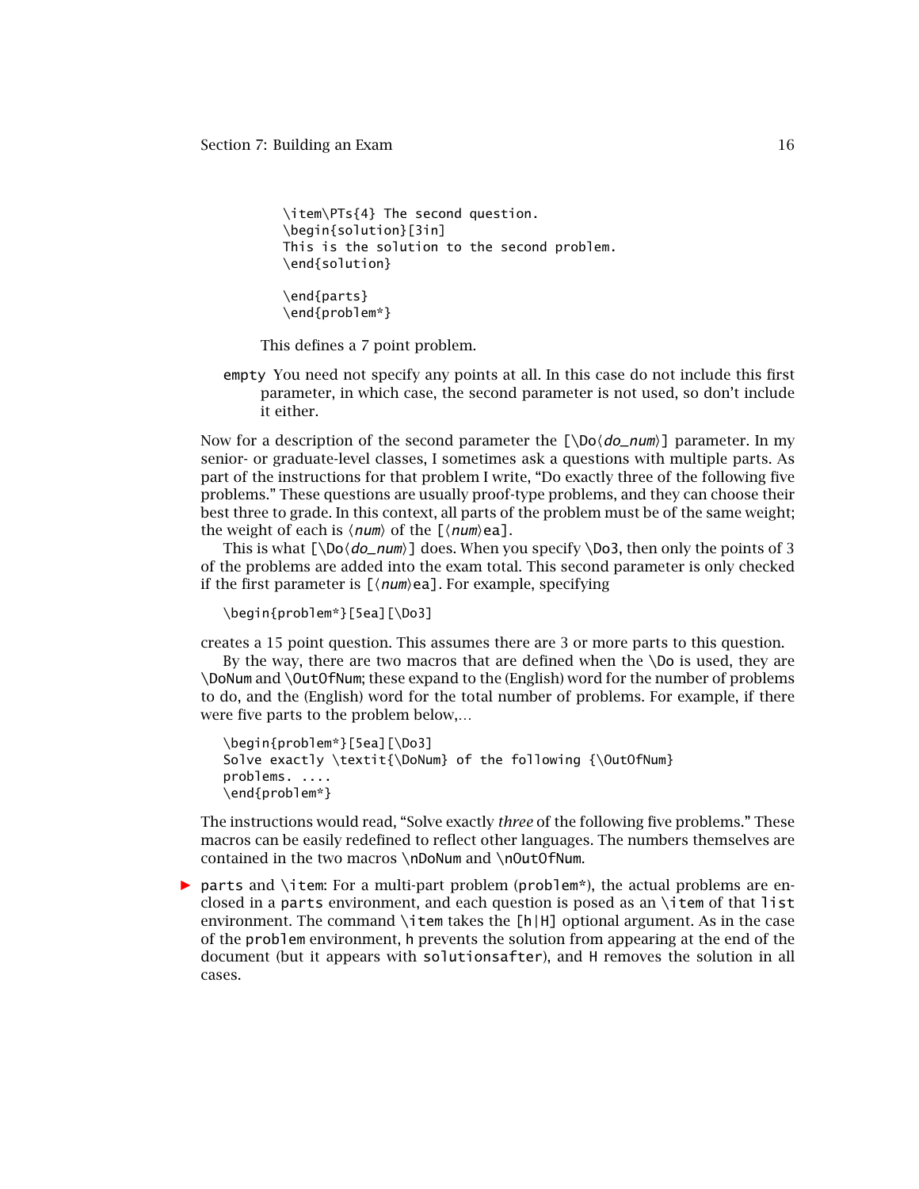```
\item\PTs{4} The second question.
\begin{solution}[3in]
This is the solution to the second problem.
\end{solution}

\end{parts}
\end{problem*}
```

This defines a 7 point problem.

`empty` You need not specify any points at all. In this case do not include this first parameter, in which case, the second parameter is not used, so don't include it either.

Now for a description of the second parameter the `[\Do`⟨*do_num*⟩`]` parameter. In my senior- or graduate-level classes, I sometimes ask a questions with multiple parts. As part of the instructions for that problem I write, "Do exactly three of the following five problems." These questions are usually proof-type problems, and they can choose their best three to grade. In this context, all parts of the problem must be of the same weight; the weight of each is ⟨*num*⟩ of the `[`⟨*num*⟩`ea]`.

This is what `[\Do`⟨*do_num*⟩`]` does. When you specify `\Do3`, then only the points of 3 of the problems are added into the exam total. This second parameter is only checked if the first parameter is `[`⟨*num*⟩`ea]`. For example, specifying

```
\begin{problem*}[5ea][\Do3]
```

creates a 15 point question. This assumes there are 3 or more parts to this question.

By the way, there are two macros that are defined when the `\Do` is used, they are `\DoNum` and `\OutOfNum`; these expand to the (English) word for the number of problems to do, and the (English) word for the total number of problems. For example, if there were five parts to the problem below,...

```
\begin{problem*}[5ea][\Do3]
Solve exactly \textit{\DoNum} of the following {\OutOfNum}
problems. ....
\end{problem*}
```

The instructions would read, "Solve exactly *three* of the following five problems." These macros can be easily redefined to reflect other languages. The numbers themselves are contained in the two macros `\nDoNum` and `\nOutOfNum`.

- `parts` and `\item`: For a multi-part problem (`problem*`), the actual problems are enclosed in a `parts` environment, and each question is posed as an `\item` of that `list` environment. The command `\item` takes the `[h|H]` optional argument. As in the case of the `problem` environment, `h` prevents the solution from appearing at the end of the document (but it appears with `solutionsafter`), and `H` removes the solution in all cases.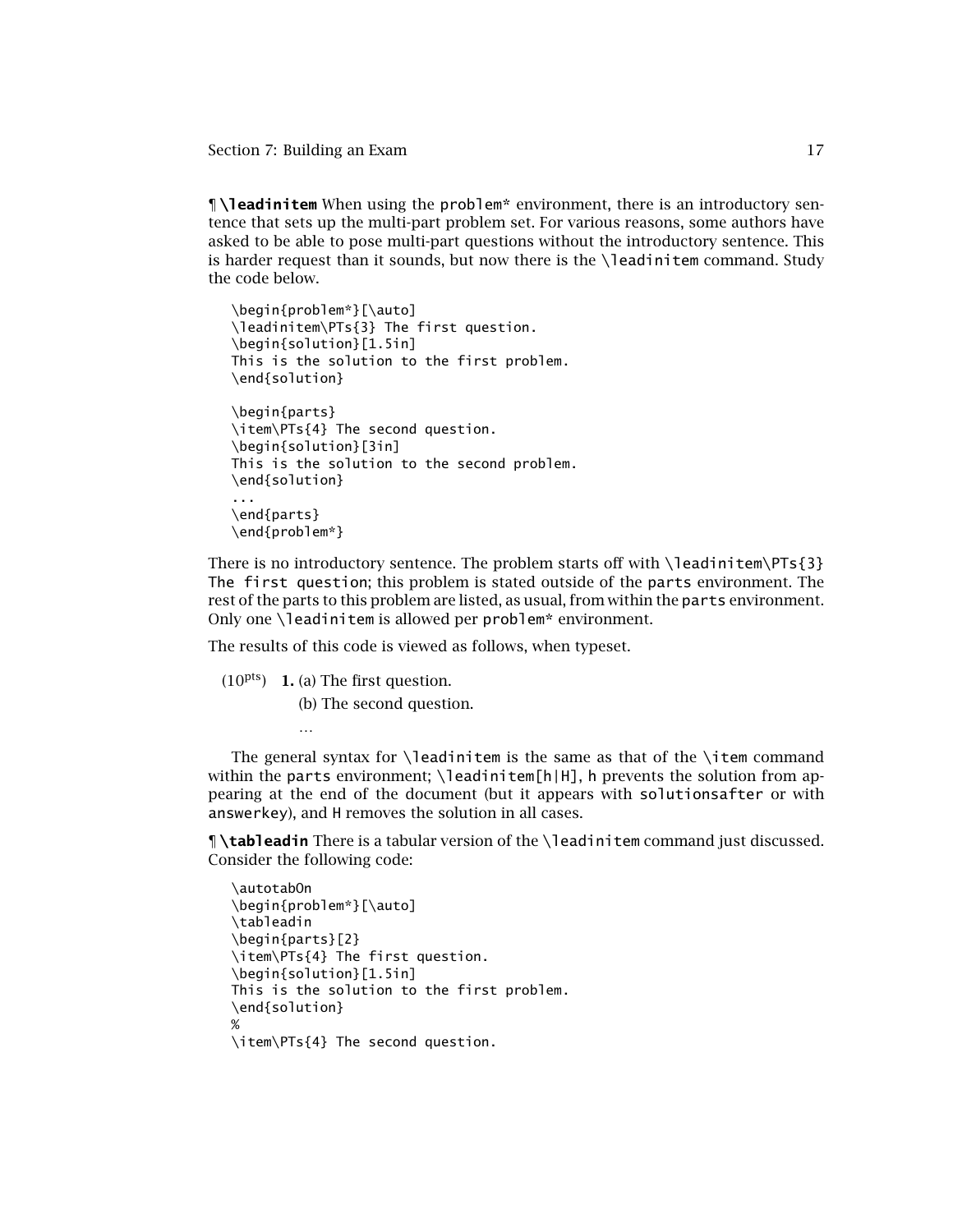¶ **\leadinitem** When using the `problem*` environment, there is an introductory sentence that sets up the multi-part problem set. For various reasons, some authors have asked to be able to pose multi-part questions without the introductory sentence. This is harder request than it sounds, but now there is the `\leadinitem` command. Study the code below.

```
\begin{problem*}[\auto]
\leadinitem\PTs{3} The first question.
\begin{solution}[1.5in]
This is the solution to the first problem.
\end{solution}

\begin{parts}
\item\PTs{4} The second question.
\begin{solution}[3in]
This is the solution to the second problem.
\end{solution}
...
\end{parts}
\end{problem*}
```

There is no introductory sentence. The problem starts off with `\leadinitem\PTs{3} The first question`; this problem is stated outside of the `parts` environment. The rest of the parts to this problem are listed, as usual, from within the `parts` environment. Only one `\leadinitem` is allowed per `problem*` environment.

The results of this code is viewed as follows, when typeset.

($10^{\text{pts}}$) **1.** (a) The first question.

(b) The second question.

…

The general syntax for `\leadinitem` is the same as that of the `\item` command within the `parts` environment; `\leadinitem[h|H]`, `h` prevents the solution from appearing at the end of the document (but it appears with `solutionsafter` or with `answerkey`), and `H` removes the solution in all cases.

¶ **\tableadin** There is a tabular version of the `\leadinitem` command just discussed. Consider the following code:

```
\autotabOn
\begin{problem*}[\auto]
\tableadin
\begin{parts}[2]
\item\PTs{4} The first question.
\begin{solution}[1.5in]
This is the solution to the first problem.
\end{solution}
%
\item\PTs{4} The second question.
```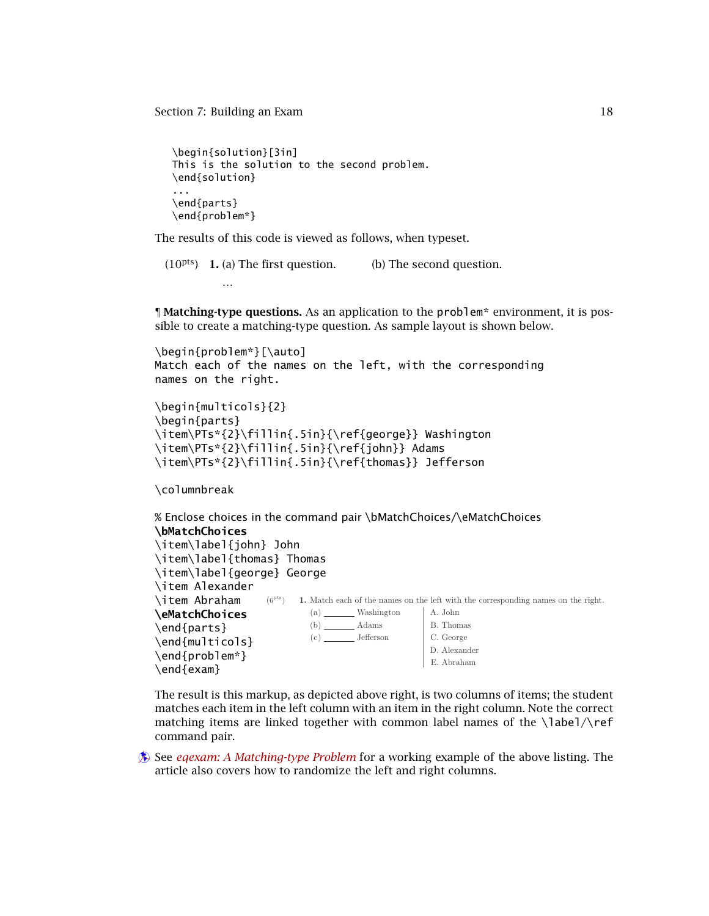```
\begin{solution}[3in]
This is the solution to the second problem.
\end{solution}
...
\end{parts}
\end{problem*}
```

The results of this code is viewed as follows, when typeset.

(10$^{\text{pts}}$) **1.** (a) The first question. (b) The second question.

...

¶ **Matching-type questions.** As an application to the problem* environment, it is possible to create a matching-type question. As sample layout is shown below.

```
\begin{problem*}[\auto]
Match each of the names on the left, with the corresponding
names on the right.

\begin{multicols}{2}
\begin{parts}
\item\PTs*{2}\fillin{.5in}{\ref{george}} Washington
\item\PTs*{2}\fillin{.5in}{\ref{john}} Adams
\item\PTs*{2}\fillin{.5in}{\ref{thomas}} Jefferson

\columnbreak

% Enclose choices in the command pair \bMatchChoices/\eMatchChoices
\bMatchChoices
\item\label{john} John
\item\label{thomas} Thomas
\item\label{george} George
\item Alexander
\item Abraham
\eMatchChoices
\end{parts}
\end{multicols}
\end{problem*}
\end{exam}
```

(6$^{\text{pts}}$) **1.** Match each of the names on the left with the corresponding names on the right.

(a) ______ Washington
(b) ______ Adams
(c) ______ Jefferson

A. John
B. Thomas
C. George
D. Alexander
E. Abraham

The result is this markup, as depicted above right, is two columns of items; the student matches each item in the left column with an item in the right column. Note the correct matching items are linked together with common label names of the \label/\ref command pair.

See *eqexam: A Matching-type Problem* for a working example of the above listing. The article also covers how to randomize the left and right columns.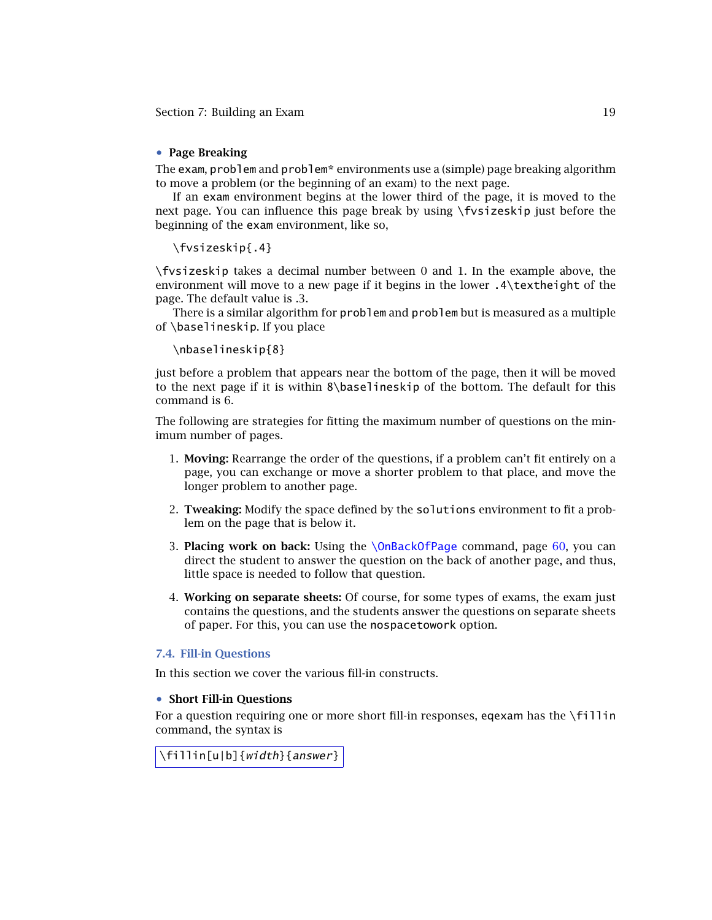- **Page Breaking**

The `exam`, `problem` and `problem*` environments use a (simple) page breaking algorithm to move a problem (or the beginning of an exam) to the next page.

If an `exam` environment begins at the lower third of the page, it is moved to the next page. You can influence this page break by using `\fvsizeskip` just before the beginning of the `exam` environment, like so,

```
\fvsizeskip{.4}
```

`\fvsizeskip` takes a decimal number between 0 and 1. In the example above, the environment will move to a new page if it begins in the lower `.4\textheight` of the page. The default value is .3.

There is a similar algorithm for `problem` and `problem` but is measured as a multiple of `\baselineskip`. If you place

```
\nbaselineskip{8}
```

just before a problem that appears near the bottom of the page, then it will be moved to the next page if it is within `8\baselineskip` of the bottom. The default for this command is 6.

The following are strategies for fitting the maximum number of questions on the minimum number of pages.

1. **Moving:** Rearrange the order of the questions, if a problem can't fit entirely on a page, you can exchange or move a shorter problem to that place, and move the longer problem to another page.
2. **Tweaking:** Modify the space defined by the `solutions` environment to fit a problem on the page that is below it.
3. **Placing work on back:** Using the `\OnBackOfPage` command, page 60, you can direct the student to answer the question on the back of another page, and thus, little space is needed to follow that question.
4. **Working on separate sheets:** Of course, for some types of exams, the exam just contains the questions, and the students answer the questions on separate sheets of paper. For this, you can use the `nospacetowork` option.

## 7.4. Fill-in Questions

In this section we cover the various fill-in constructs.

- **Short Fill-in Questions**

For a question requiring one or more short fill-in responses, `eqexam` has the `\fillin` command, the syntax is

```
\fillin[u|b]{width}{answer}
```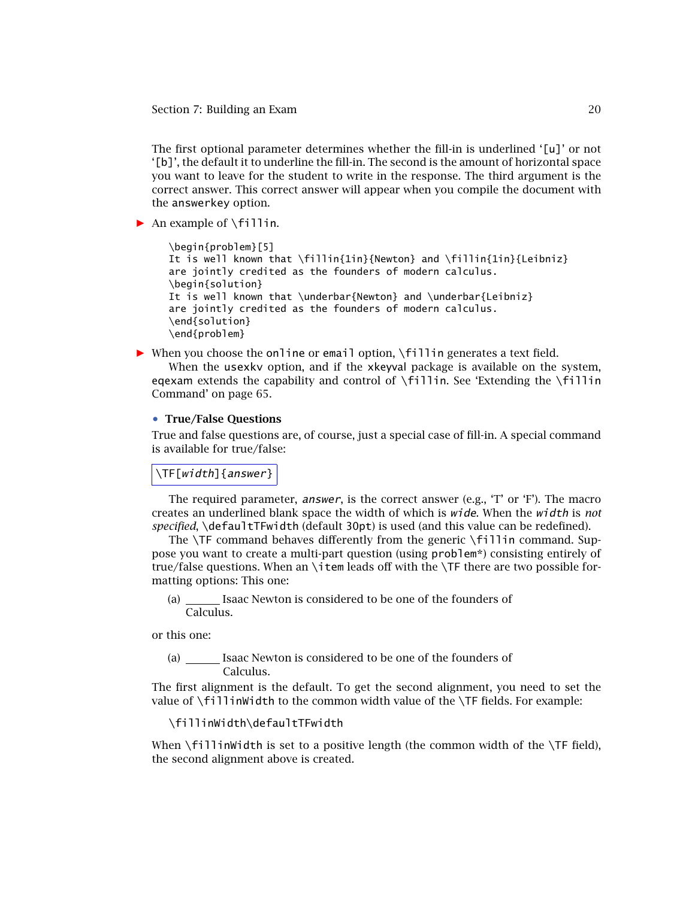The first optional parameter determines whether the fill-in is underlined '[u]' or not '[b]', the default it to underline the fill-in. The second is the amount of horizontal space you want to leave for the student to write in the response. The third argument is the correct answer. This correct answer will appear when you compile the document with the `answerkey` option.

▶ An example of `\fillin`.

```
\begin{problem}[5]
It is well known that \fillin{1in}{Newton} and \fillin{1in}{Leibniz}
are jointly credited as the founders of modern calculus.
\begin{solution}
It is well known that \underbar{Newton} and \underbar{Leibniz}
are jointly credited as the founders of modern calculus.
\end{solution}
\end{problem}
```

▶ When you choose the `online` or `email` option, `\fillin` generates a text field.

When the `usexkv` option, and if the `xkeyval` package is available on the system, `eqexam` extends the capability and control of `\fillin`. See 'Extending the `\fillin` Command' on page 65.

- **True/False Questions**

True and false questions are, of course, just a special case of fill-in. A special command is available for true/false:

```
\TF[width]{answer}
```

The required parameter, *answer*, is the correct answer (e.g., 'T' or 'F'). The macro creates an underlined blank space the width of which is *wide*. When the *width* is *not specified*, `\defaultTFwidth` (default `30pt`) is used (and this value can be redefined).

The `\TF` command behaves differently from the generic `\fillin` command. Suppose you want to create a multi-part question (using `problem*`) consisting entirely of true/false questions. When an `\item` leads off with the `\TF` there are two possible formatting options: This one:

(a) ______ Isaac Newton is considered to be one of the founders of
Calculus.

or this one:

(a) ______ Isaac Newton is considered to be one of the founders of
          Calculus.

The first alignment is the default. To get the second alignment, you need to set the value of `\fillinWidth` to the common width value of the `\TF` fields. For example:

```
\fillinWidth\defaultTFwidth
```

When `\fillinWidth` is set to a positive length (the common width of the `\TF` field), the second alignment above is created.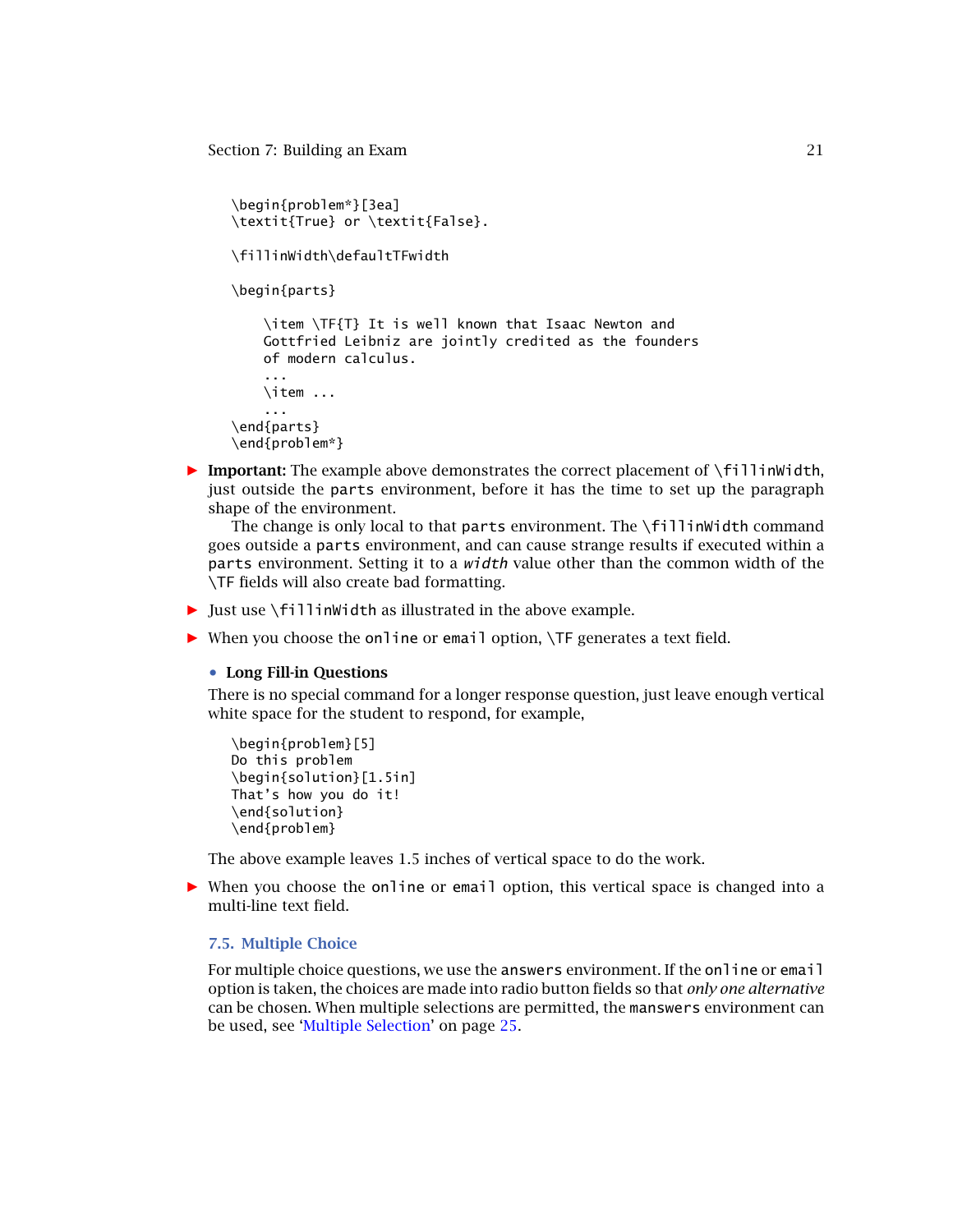```
\begin{problem*}[3ea]
\textit{True} or \textit{False}.

\fillinWidth\defaultTFwidth

\begin{parts}

    \item \TF{T} It is well known that Isaac Newton and
    Gottfried Leibniz are jointly credited as the founders
    of modern calculus.
    ...
    \item ...
    ...
\end{parts}
\end{problem*}
```

- **Important:** The example above demonstrates the correct placement of `\fillinWidth`, just outside the `parts` environment, before it has the time to set up the paragraph shape of the environment.

  The change is only local to that `parts` environment. The `\fillinWidth` command goes outside a `parts` environment, and can cause strange results if executed within a `parts` environment. Setting it to a *`width`* value other than the common width of the `\TF` fields will also create bad formatting.

- Just use `\fillinWidth` as illustrated in the above example.

- When you choose the `online` or `email` option, `\TF` generates a text field.

• **Long Fill-in Questions**

There is no special command for a longer response question, just leave enough vertical white space for the student to respond, for example,

```
\begin{problem}[5]
Do this problem
\begin{solution}[1.5in]
That's how you do it!
\end{solution}
\end{problem}
```

The above example leaves 1.5 inches of vertical space to do the work.

- When you choose the `online` or `email` option, this vertical space is changed into a multi-line text field.

### 7.5. Multiple Choice

For multiple choice questions, we use the `answers` environment. If the `online` or `email` option is taken, the choices are made into radio button fields so that *only one alternative* can be chosen. When multiple selections are permitted, the `manswers` environment can be used, see 'Multiple Selection' on page 25.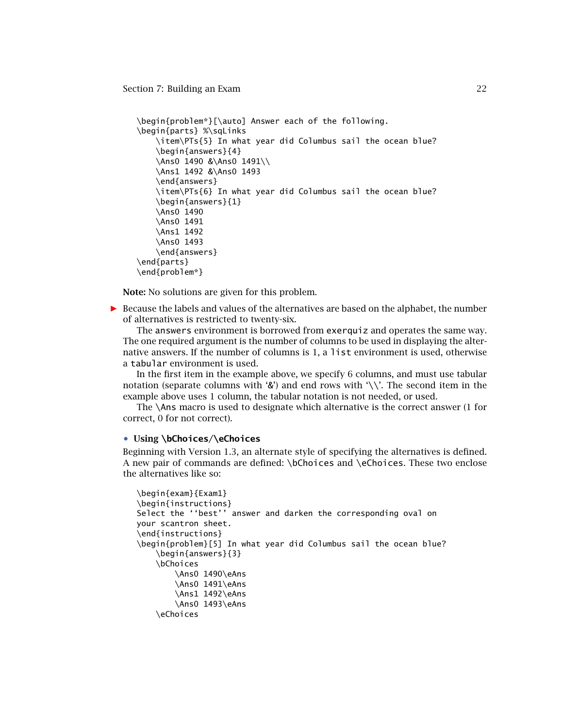```
\begin{problem*}[\auto] Answer each of the following.
\begin{parts} %\sqLinks
    \item\PTs{5} In what year did Columbus sail the ocean blue?
    \begin{answers}{4}
    \Ans0 1490 &\Ans0 1491\\
    \Ans1 1492 &\Ans0 1493
    \end{answers}
    \item\PTs{6} In what year did Columbus sail the ocean blue?
    \begin{answers}{1}
    \Ans0 1490
    \Ans0 1491
    \Ans1 1492
    \Ans0 1493
    \end{answers}
\end{parts}
\end{problem*}
```

**Note:** No solutions are given for this problem.

► Because the labels and values of the alternatives are based on the alphabet, the number of alternatives is restricted to twenty-six.

The `answers` environment is borrowed from `exerquiz` and operates the same way. The one required argument is the number of columns to be used in displaying the alternative answers. If the number of columns is 1, a `list` environment is used, otherwise a `tabular` environment is used.

In the first item in the example above, we specify 6 columns, and must use tabular notation (separate columns with '&') and end rows with '\\'. The second item in the example above uses 1 column, the tabular notation is not needed, or used.

The `\Ans` macro is used to designate which alternative is the correct answer (1 for correct, 0 for not correct).

• **Using `\bChoices`/`\eChoices`**

Beginning with Version 1.3, an alternate style of specifying the alternatives is defined. A new pair of commands are defined: `\bChoices` and `\eChoices`. These two enclose the alternatives like so:

```
\begin{exam}{Exam1}
\begin{instructions}
Select the ``best'' answer and darken the corresponding oval on
your scantron sheet.
\end{instructions}
\begin{problem}[5] In what year did Columbus sail the ocean blue?
    \begin{answers}{3}
    \bChoices
        \Ans0 1490\eAns
        \Ans0 1491\eAns
        \Ans1 1492\eAns
        \Ans0 1493\eAns
    \eChoices
```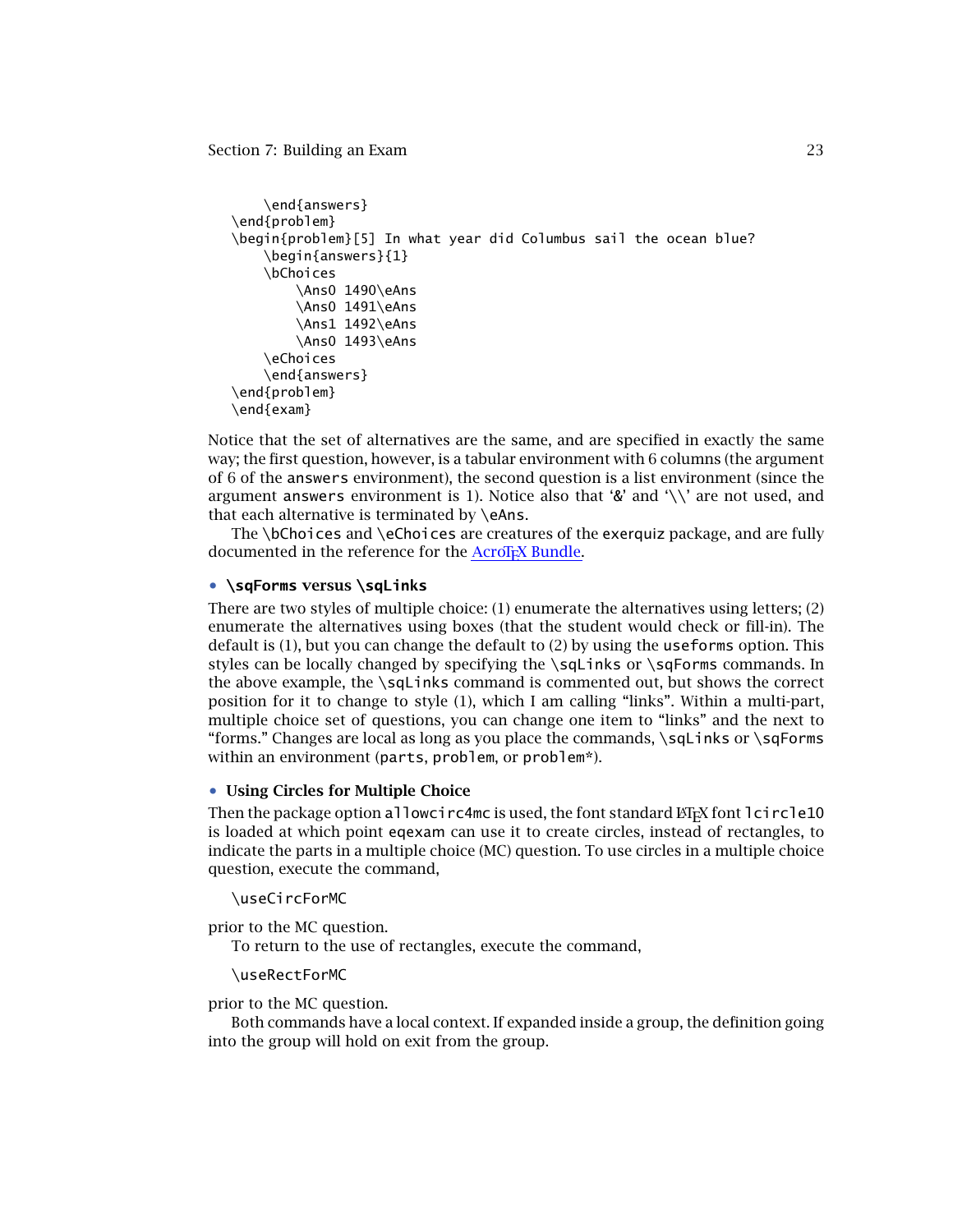```
    \end{answers}
\end{problem}
\begin{problem}[5] In what year did Columbus sail the ocean blue?
    \begin{answers}{1}
    \bChoices
        \Ans0 1490\eAns
        \Ans0 1491\eAns
        \Ans1 1492\eAns
        \Ans0 1493\eAns
    \eChoices
    \end{answers}
\end{problem}
\end{exam}
```

Notice that the set of alternatives are the same, and are specified in exactly the same way; the first question, however, is a tabular environment with 6 columns (the argument of 6 of the `answers` environment), the second question is a list environment (since the argument `answers` environment is 1). Notice also that '&' and '\\' are not used, and that each alternative is terminated by `\eAns`.

The `\bChoices` and `\eChoices` are creatures of the `exerquiz` package, and are fully documented in the reference for the AcroTEX Bundle.

**• `\sqForms` versus `\sqLinks`**

There are two styles of multiple choice: (1) enumerate the alternatives using letters; (2) enumerate the alternatives using boxes (that the student would check or fill-in). The default is (1), but you can change the default to (2) by using the `useforms` option. This styles can be locally changed by specifying the `\sqLinks` or `\sqForms` commands. In the above example, the `\sqLinks` command is commented out, but shows the correct position for it to change to style (1), which I am calling "links". Within a multi-part, multiple choice set of questions, you can change one item to "links" and the next to "forms." Changes are local as long as you place the commands, `\sqLinks` or `\sqForms` within an environment (`parts`, `problem`, or `problem*`).

**• Using Circles for Multiple Choice**

Then the package option `allowcirc4mc` is used, the font standard LATEX font `lcircle10` is loaded at which point `eqexam` can use it to create circles, instead of rectangles, to indicate the parts in a multiple choice (MC) question. To use circles in a multiple choice question, execute the command,

```
\useCircForMC
```

prior to the MC question.

To return to the use of rectangles, execute the command,

```
\useRectForMC
```

prior to the MC question.

Both commands have a local context. If expanded inside a group, the definition going into the group will hold on exit from the group.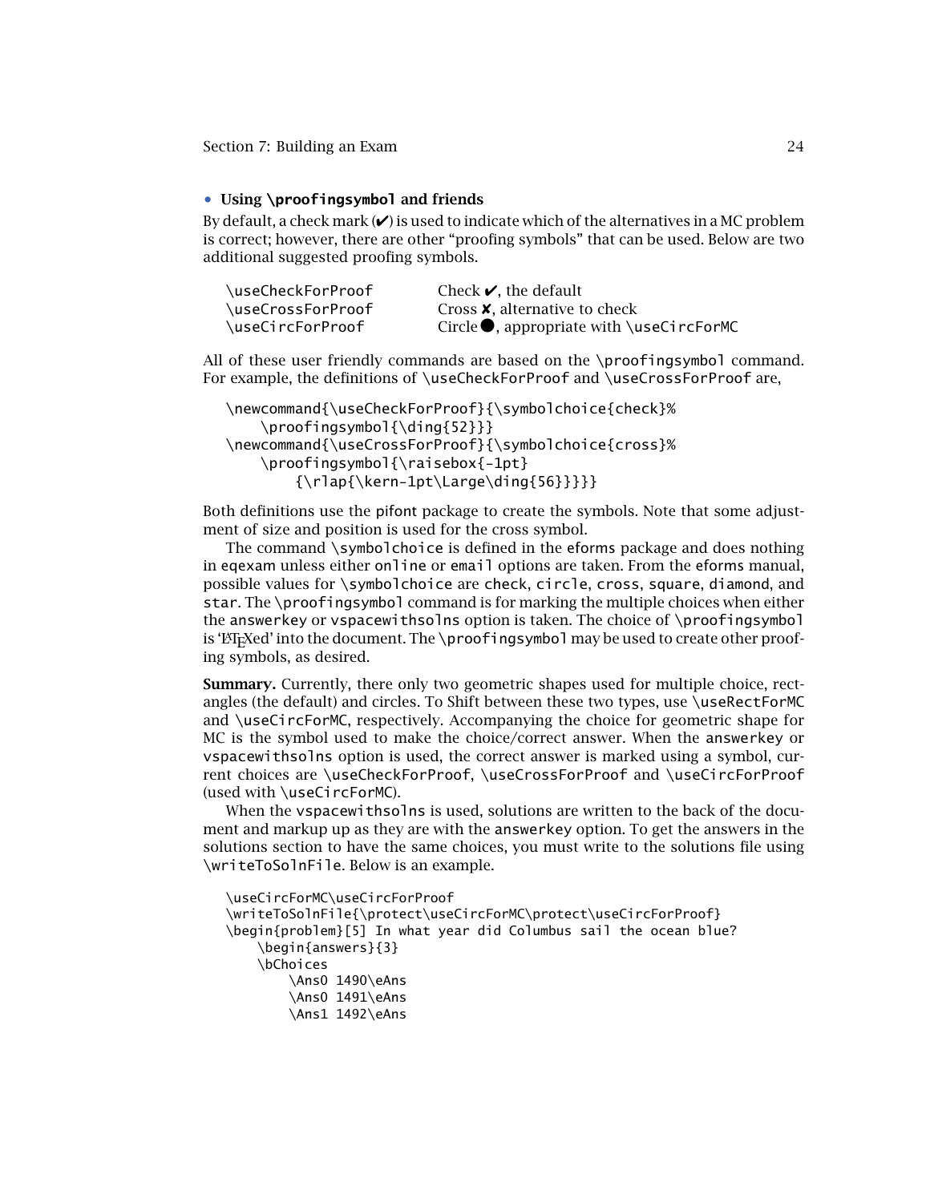- **Using `\proofingsymbol` and friends**

By default, a check mark (✔) is used to indicate which of the alternatives in a MC problem is correct; however, there are other “proofing symbols” that can be used. Below are two additional suggested proofing symbols.

| | |
|---|---|
| `\useCheckForProof` | Check ✔, the default |
| `\useCrossForProof` | Cross ✘, alternative to check |
| `\useCircForProof` | Circle ●, appropriate with `\useCircForMC` |

All of these user friendly commands are based on the `\proofingsymbol` command. For example, the definitions of `\useCheckForProof` and `\useCrossForProof` are,

```
\newcommand{\useCheckForProof}{\symbolchoice{check}%
    \proofingsymbol{\ding{52}}}
\newcommand{\useCrossForProof}{\symbolchoice{cross}%
    \proofingsymbol{\raisebox{-1pt}
        {\rlap{\kern-1pt\Large\ding{56}}}}}
```

Both definitions use the pifont package to create the symbols. Note that some adjustment of size and position is used for the cross symbol.

The command `\symbolchoice` is defined in the eforms package and does nothing in eqexam unless either `online` or `email` options are taken. From the eforms manual, possible values for `\symbolchoice` are `check`, `circle`, `cross`, `square`, `diamond`, and `star`. The `\proofingsymbol` command is for marking the multiple choices when either the `answerkey` or `vspacewithsolns` option is taken. The choice of `\proofingsymbol` is ‘LaTeXed’ into the document. The `\proofingsymbol` may be used to create other proofing symbols, as desired.

**Summary.** Currently, there only two geometric shapes used for multiple choice, rectangles (the default) and circles. To Shift between these two types, use `\useRectForMC` and `\useCircForMC`, respectively. Accompanying the choice for geometric shape for MC is the symbol used to make the choice/correct answer. When the `answerkey` or `vspacewithsolns` option is used, the correct answer is marked using a symbol, current choices are `\useCheckForProof`, `\useCrossForProof` and `\useCircForProof` (used with `\useCircForMC`).

When the `vspacewithsolns` is used, solutions are written to the back of the document and markup up as they are with the `answerkey` option. To get the answers in the solutions section to have the same choices, you must write to the solutions file using `\writeToSolnFile`. Below is an example.

```
\useCircForMC\useCircForProof
\writeToSolnFile{\protect\useCircForMC\protect\useCircForProof}
\begin{problem}[5] In what year did Columbus sail the ocean blue?
    \begin{answers}{3}
    \bChoices
        \Ans0 1490\eAns
        \Ans0 1491\eAns
        \Ans1 1492\eAns
```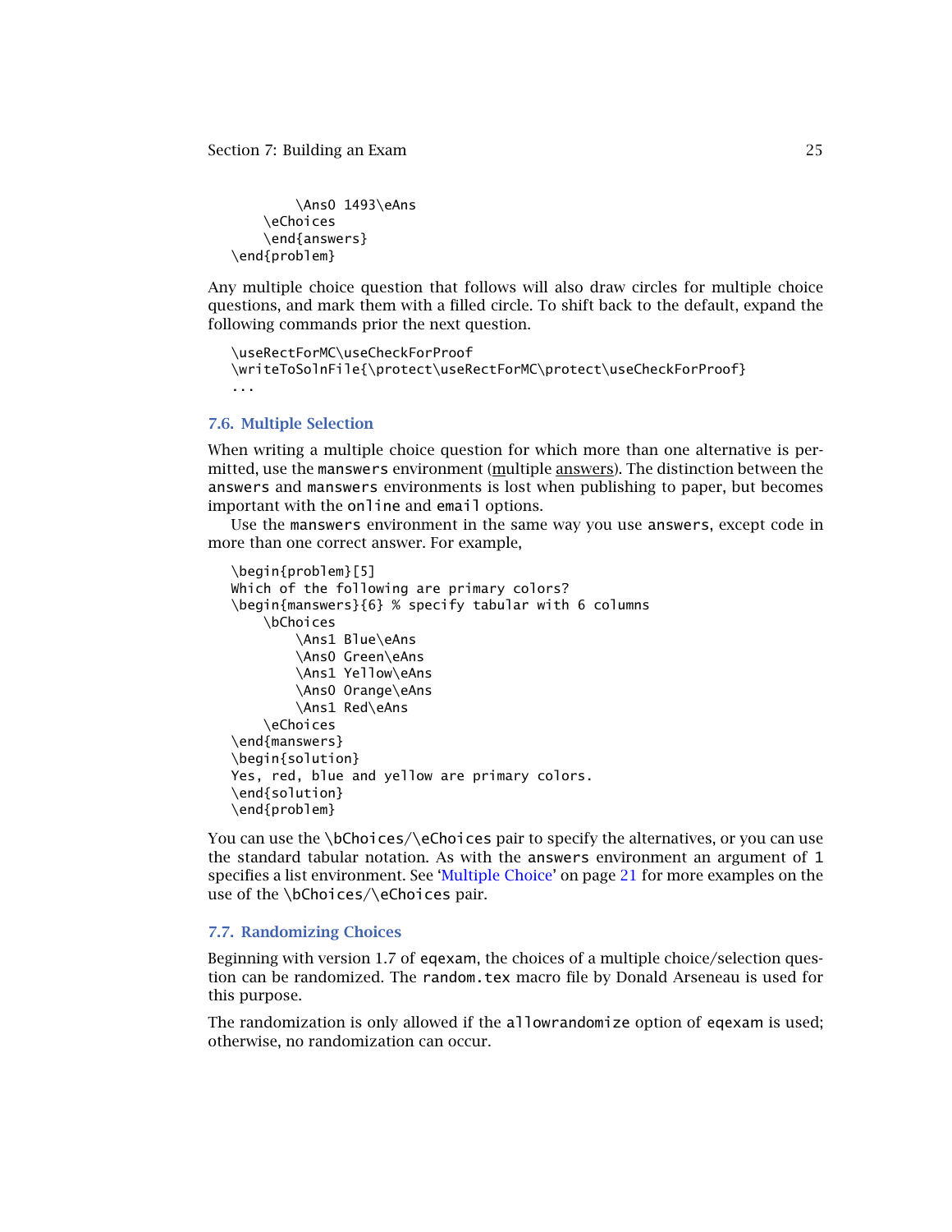```
        \Ans0 1493\eAns
    \eChoices
    \end{answers}
\end{problem}
```

Any multiple choice question that follows will also draw circles for multiple choice questions, and mark them with a filled circle. To shift back to the default, expand the following commands prior the next question.

```
\useRectForMC\useCheckForProof
\writeToSolnFile{\protect\useRectForMC\protect\useCheckForProof}
...
```

## 7.6. Multiple Selection

When writing a multiple choice question for which more than one alternative is permitted, use the `manswers` environment (multiple answers). The distinction between the `answers` and `manswers` environments is lost when publishing to paper, but becomes important with the `online` and `email` options.

Use the `manswers` environment in the same way you use `answers`, except code in more than one correct answer. For example,

```
\begin{problem}[5]
Which of the following are primary colors?
\begin{manswers}{6} % specify tabular with 6 columns
    \bChoices
        \Ans1 Blue\eAns
        \Ans0 Green\eAns
        \Ans1 Yellow\eAns
        \Ans0 Orange\eAns
        \Ans1 Red\eAns
    \eChoices
\end{manswers}
\begin{solution}
Yes, red, blue and yellow are primary colors.
\end{solution}
\end{problem}
```

You can use the `\bChoices`/`\eChoices` pair to specify the alternatives, or you can use the standard tabular notation. As with the `answers` environment an argument of `1` specifies a list environment. See 'Multiple Choice' on page 21 for more examples on the use of the `\bChoices`/`\eChoices` pair.

## 7.7. Randomizing Choices

Beginning with version 1.7 of `eqexam`, the choices of a multiple choice/selection question can be randomized. The `random.tex` macro file by Donald Arseneau is used for this purpose.

The randomization is only allowed if the `allowrandomize` option of `eqexam` is used; otherwise, no randomization can occur.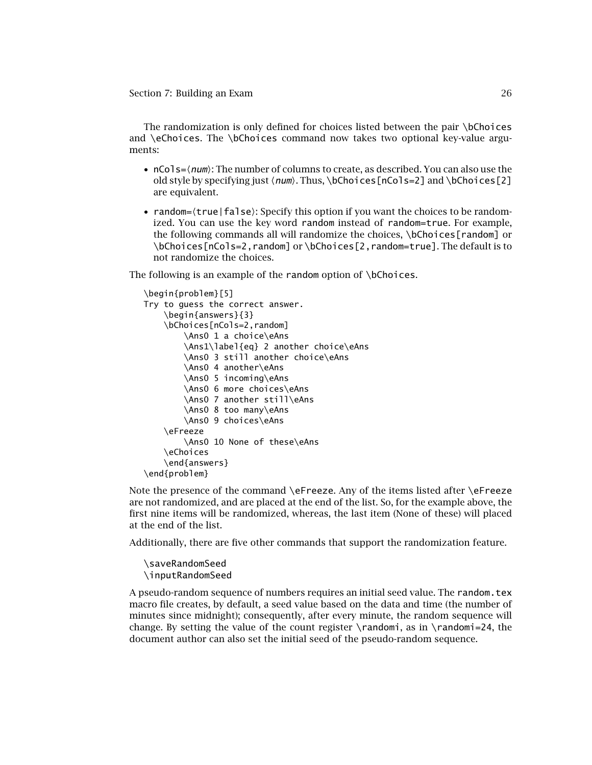The randomization is only defined for choices listed between the pair `\bChoices` and `\eChoices`. The `\bChoices` command now takes two optional key-value arguments:

- `nCols=`⟨*num*⟩: The number of columns to create, as described. You can also use the old style by specifying just ⟨*num*⟩. Thus, `\bChoices[nCols=2]` and `\bChoices[2]` are equivalent.
- `random=`⟨`true|false`⟩: Specify this option if you want the choices to be randomized. You can use the key word `random` instead of `random=true`. For example, the following commands all will randomize the choices, `\bChoices[random]` or `\bChoices[nCols=2,random]` or `\bChoices[2,random=true]`. The default is to not randomize the choices.

The following is an example of the `random` option of `\bChoices`.

```
\begin{problem}[5]
Try to guess the correct answer.
    \begin{answers}{3}
    \bChoices[nCols=2,random]
        \Ans0 1 a choice\eAns
        \Ans1\label{eq} 2 another choice\eAns
        \Ans0 3 still another choice\eAns
        \Ans0 4 another\eAns
        \Ans0 5 incoming\eAns
        \Ans0 6 more choices\eAns
        \Ans0 7 another still\eAns
        \Ans0 8 too many\eAns
        \Ans0 9 choices\eAns
    \eFreeze
        \Ans0 10 None of these\eAns
    \eChoices
    \end{answers}
\end{problem}
```

Note the presence of the command `\eFreeze`. Any of the items listed after `\eFreeze` are not randomized, and are placed at the end of the list. So, for the example above, the first nine items will be randomized, whereas, the last item (None of these) will placed at the end of the list.

Additionally, there are five other commands that support the randomization feature.

```
\saveRandomSeed
\inputRandomSeed
```

A pseudo-random sequence of numbers requires an initial seed value. The `random.tex` macro file creates, by default, a seed value based on the data and time (the number of minutes since midnight); consequently, after every minute, the random sequence will change. By setting the value of the count register `\randomi`, as in `\randomi=24`, the document author can also set the initial seed of the pseudo-random sequence.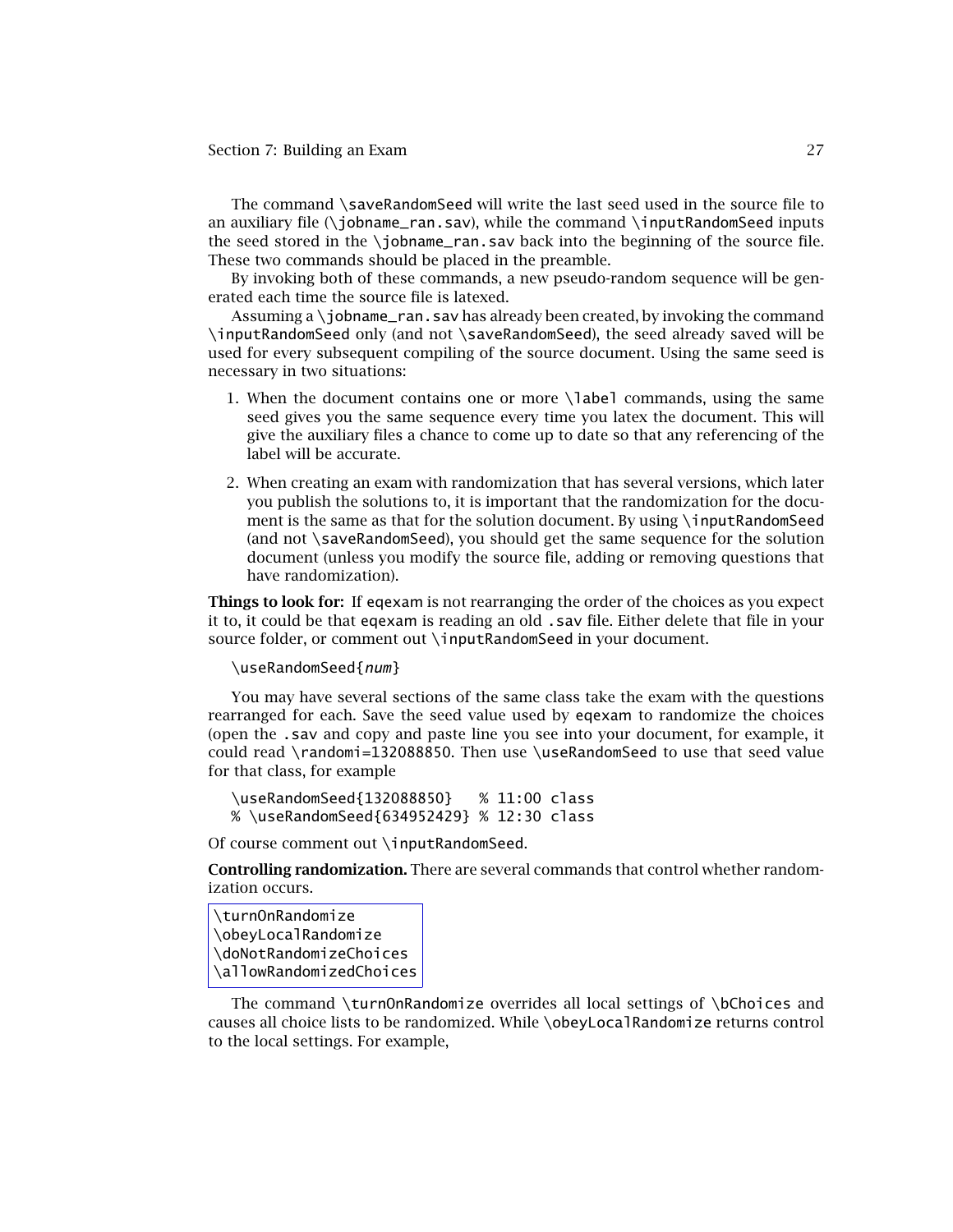The command `\saveRandomSeed` will write the last seed used in the source file to an auxiliary file (`\jobname_ran.sav`), while the command `\inputRandomSeed` inputs the seed stored in the `\jobname_ran.sav` back into the beginning of the source file. These two commands should be placed in the preamble.

By invoking both of these commands, a new pseudo-random sequence will be generated each time the source file is latexed.

Assuming a `\jobname_ran.sav` has already been created, by invoking the command `\inputRandomSeed` only (and not `\saveRandomSeed`), the seed already saved will be used for every subsequent compiling of the source document. Using the same seed is necessary in two situations:

1. When the document contains one or more `\label` commands, using the same seed gives you the same sequence every time you latex the document. This will give the auxiliary files a chance to come up to date so that any referencing of the label will be accurate.
2. When creating an exam with randomization that has several versions, which later you publish the solutions to, it is important that the randomization for the document is the same as that for the solution document. By using `\inputRandomSeed` (and not `\saveRandomSeed`), you should get the same sequence for the solution document (unless you modify the source file, adding or removing questions that have randomization).

**Things to look for:** If eqexam is not rearranging the order of the choices as you expect it to, it could be that eqexam is reading an old `.sav` file. Either delete that file in your source folder, or comment out `\inputRandomSeed` in your document.

`\useRandomSeed{`*num*`}`

You may have several sections of the same class take the exam with the questions rearranged for each. Save the seed value used by eqexam to randomize the choices (open the `.sav` and copy and paste line you see into your document, for example, it could read `\randomi=132088850`. Then use `\useRandomSeed` to use that seed value for that class, for example

```
\useRandomSeed{132088850}   % 11:00 class
% \useRandomSeed{634952429} % 12:30 class
```

Of course comment out `\inputRandomSeed`.

**Controlling randomization.** There are several commands that control whether randomization occurs.

```
\turnOnRandomize
\obeyLocalRandomize
\doNotRandomizeChoices
\allowRandomizedChoices
```

The command `\turnOnRandomize` overrides all local settings of `\bChoices` and causes all choice lists to be randomized. While `\obeyLocalRandomize` returns control to the local settings. For example,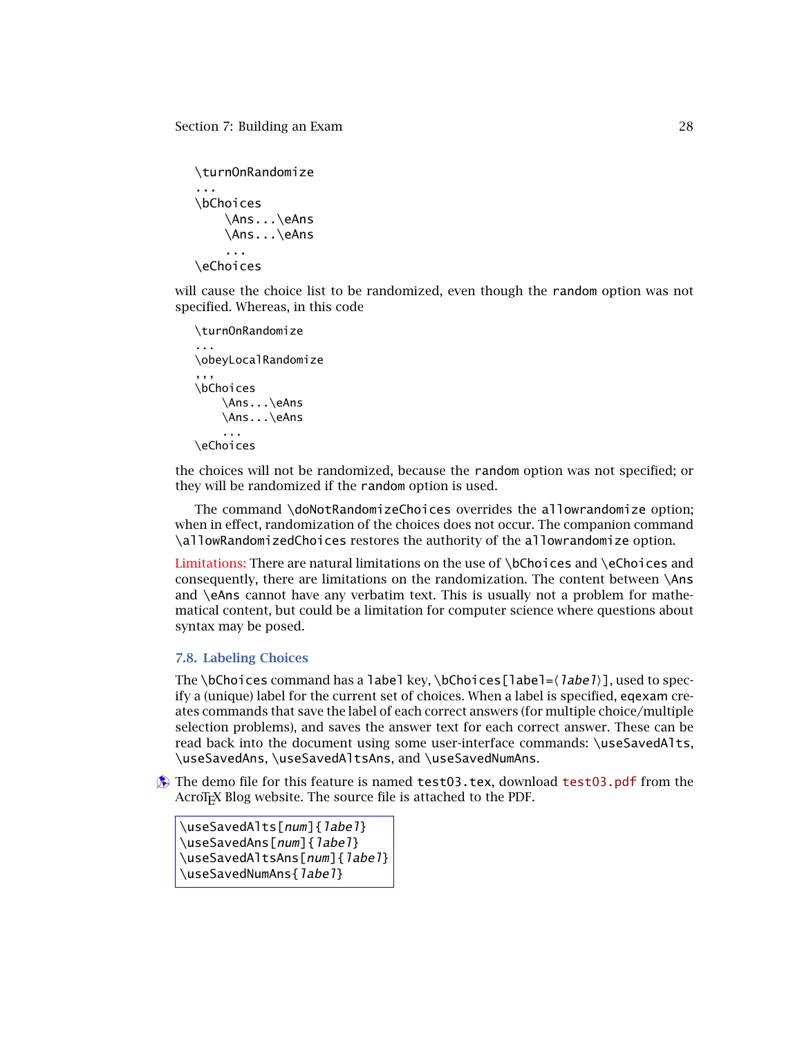```
\turnOnRandomize
...
\bChoices
    \Ans...\eAns
    \Ans...\eAns
    ...
\eChoices
```

will cause the choice list to be randomized, even though the random option was not specified. Whereas, in this code

```
\turnOnRandomize
...
\obeyLocalRandomize
,,,
\bChoices
    \Ans...\eAns
    \Ans...\eAns
    ...
\eChoices
```

the choices will not be randomized, because the random option was not specified; or they will be randomized if the random option is used.

The command \doNotRandomizeChoices overrides the allowrandomize option; when in effect, randomization of the choices does not occur. The companion command \allowRandomizedChoices restores the authority of the allowrandomize option.

Limitations: There are natural limitations on the use of \bChoices and \eChoices and consequently, there are limitations on the randomization. The content between \Ans and \eAns cannot have any verbatim text. This is usually not a problem for mathematical content, but could be a limitation for computer science where questions about syntax may be posed.

### 7.8. Labeling Choices

The \bChoices command has a label key, \bChoices[label=⟨*label*⟩], used to specify a (unique) label for the current set of choices. When a label is specified, eqexam creates commands that save the label of each correct answers (for multiple choice/multiple selection problems), and saves the answer text for each correct answer. These can be read back into the document using some user-interface commands: \useSavedAlts, \useSavedAns, \useSavedAltsAns, and \useSavedNumAns.

The demo file for this feature is named test03.tex, download test03.pdf from the AcroTEX Blog website. The source file is attached to the PDF.

```
\useSavedAlts[num]{label}
\useSavedAns[num]{label}
\useSavedAltsAns[num]{label}
\useSavedNumAns{label}
```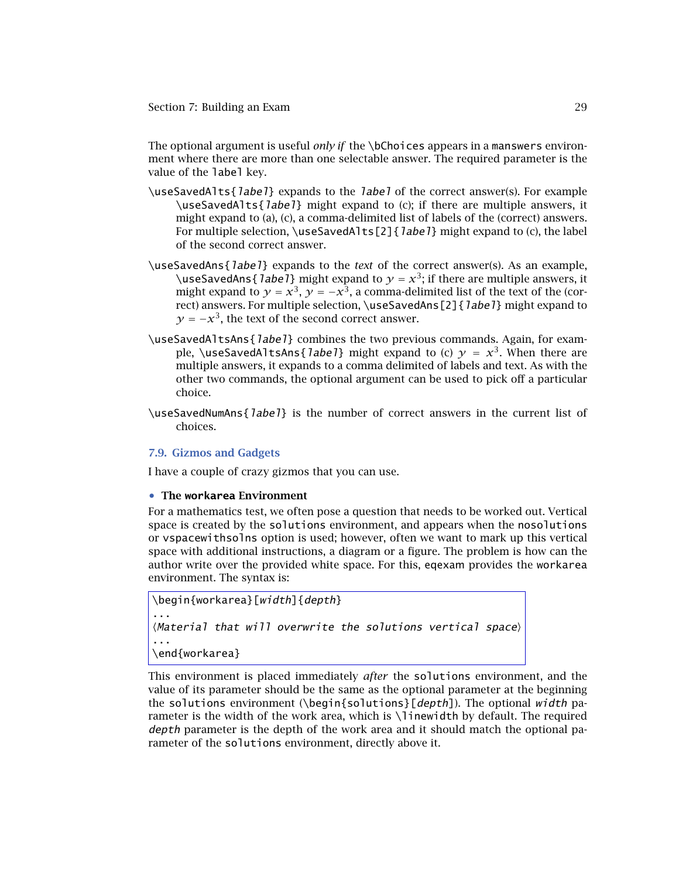The optional argument is useful *only if* the `\bChoices` appears in a `manswers` environment where there are more than one selectable answer. The required parameter is the value of the `label` key.

`\useSavedAlts{label}` expands to the *label* of the correct answer(s). For example `\useSavedAlts{label}` might expand to (c); if there are multiple answers, it might expand to (a), (c), a comma-delimited list of labels of the (correct) answers. For multiple selection, `\useSavedAlts[2]{label}` might expand to (c), the label of the second correct answer.

`\useSavedAns{label}` expands to the *text* of the correct answer(s). As an example, `\useSavedAns{label}` might expand to $y = x^3$; if there are multiple answers, it might expand to $y = x^3$, $y = -x^3$, a comma-delimited list of the text of the (correct) answers. For multiple selection, `\useSavedAns[2]{label}` might expand to $y = -x^3$, the text of the second correct answer.

`\useSavedAltsAns{label}` combines the two previous commands. Again, for example, `\useSavedAltsAns{label}` might expand to (c) $y = x^3$. When there are multiple answers, it expands to a comma delimited of labels and text. As with the other two commands, the optional argument can be used to pick off a particular choice.

`\useSavedNumAns{label}` is the number of correct answers in the current list of choices.

## 7.9. Gizmos and Gadgets

I have a couple of crazy gizmos that you can use.

- **The `workarea` Environment**

For a mathematics test, we often pose a question that needs to be worked out. Vertical space is created by the `solutions` environment, and appears when the `nosolutions` or `vspacewithsolns` option is used; however, often we want to mark up this vertical space with additional instructions, a diagram or a figure. The problem is how can the author write over the provided white space. For this, `eqexam` provides the `workarea` environment. The syntax is:

```
\begin{workarea}[width]{depth}
...
⟨Material that will overwrite the solutions vertical space⟩
...
\end{workarea}
```

This environment is placed immediately *after* the `solutions` environment, and the value of its parameter should be the same as the optional parameter at the beginning the `solutions` environment (`\begin{solutions}[depth]`). The optional *width* parameter is the width of the work area, which is `\linewidth` by default. The required *depth* parameter is the depth of the work area and it should match the optional parameter of the `solutions` environment, directly above it.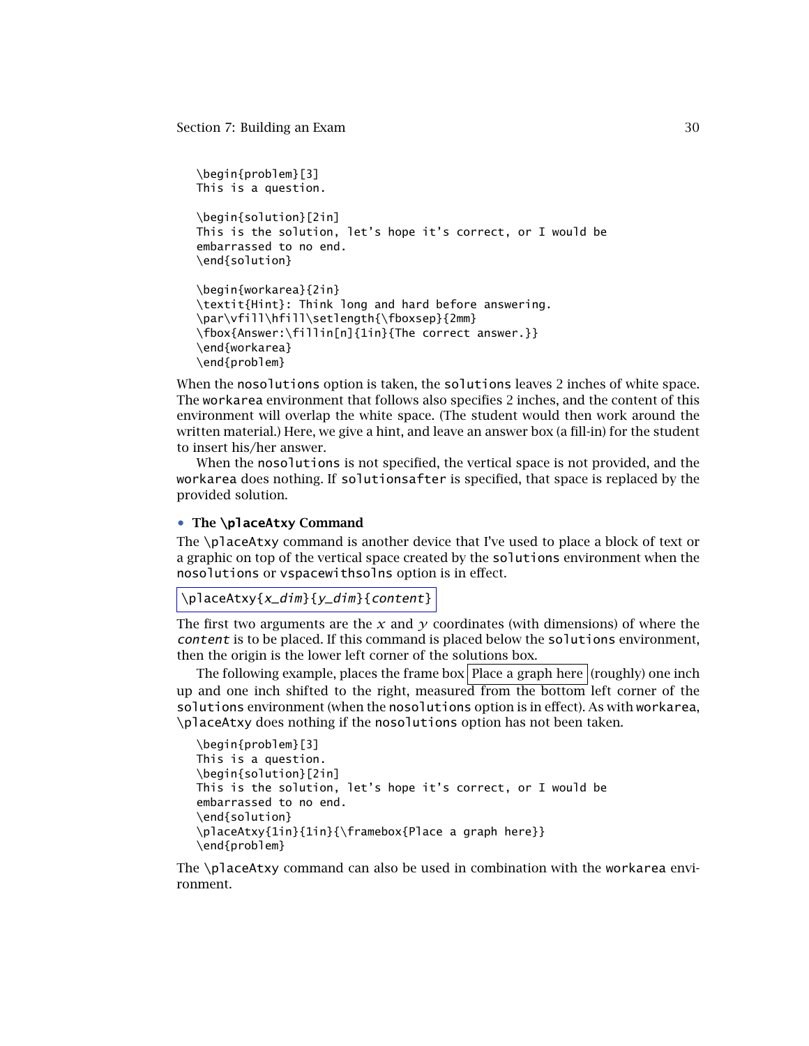```
\begin{problem}[3]
This is a question.

\begin{solution}[2in]
This is the solution, let's hope it's correct, or I would be
embarrassed to no end.
\end{solution}

\begin{workarea}{2in}
\textit{Hint}: Think long and hard before answering.
\par\vfill\hfill\setlength{\fboxsep}{2mm}
\fbox{Answer:\fillin[n]{1in}{The correct answer.}}
\end{workarea}
\end{problem}
```

When the `nosolutions` option is taken, the `solutions` leaves 2 inches of white space. The `workarea` environment that follows also specifies 2 inches, and the content of this environment will overlap the white space. (The student would then work around the written material.) Here, we give a hint, and leave an answer box (a fill-in) for the student to insert his/her answer.

When the `nosolutions` is not specified, the vertical space is not provided, and the `workarea` does nothing. If `solutionsafter` is specified, that space is replaced by the provided solution.

- **The `\placeAtxy` Command**

The `\placeAtxy` command is another device that I've used to place a block of text or a graphic on top of the vertical space created by the `solutions` environment when the `nosolutions` or `vspacewithsolns` option is in effect.

`\placeAtxy{x_dim}{y_dim}{content}`

The first two arguments are the $x$ and $y$ coordinates (with dimensions) of where the *content* is to be placed. If this command is placed below the `solutions` environment, then the origin is the lower left corner of the solutions box.

The following example, places the frame box [Place a graph here] (roughly) one inch up and one inch shifted to the right, measured from the bottom left corner of the `solutions` environment (when the `nosolutions` option is in effect). As with `workarea`, `\placeAtxy` does nothing if the `nosolutions` option has not been taken.

```
\begin{problem}[3]
This is a question.
\begin{solution}[2in]
This is the solution, let's hope it's correct, or I would be
embarrassed to no end.
\end{solution}
\placeAtxy{1in}{1in}{\framebox{Place a graph here}}
\end{problem}
```

The `\placeAtxy` command can also be used in combination with the `workarea` environment.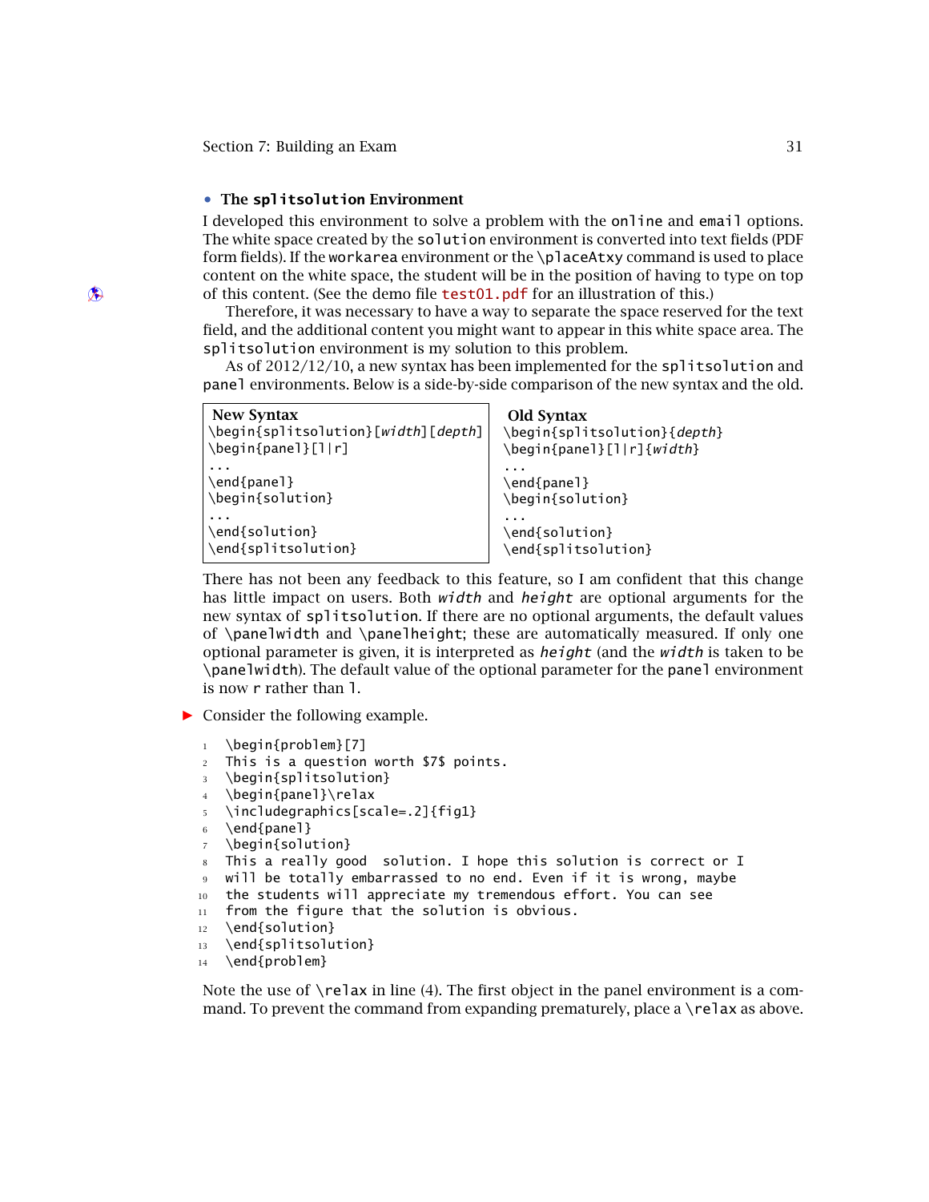- **The `splitsolution` Environment**

I developed this environment to solve a problem with the `online` and `email` options. The white space created by the `solution` environment is converted into text fields (PDF form fields). If the `workarea` environment or the `\placeAtxy` command is used to place content on the white space, the student will be in the position of having to type on top of this content. (See the demo file test01.pdf for an illustration of this.)

Therefore, it was necessary to have a way to separate the space reserved for the text field, and the additional content you might want to appear in this white space area. The `splitsolution` environment is my solution to this problem.

As of 2012/12/10, a new syntax has been implemented for the `splitsolution` and `panel` environments. Below is a side-by-side comparison of the new syntax and the old.

| New Syntax | Old Syntax |
|---|---|
| `\begin{splitsolution}[width][depth]` | `\begin{splitsolution}{depth}` |
| `\begin{panel}[l\|r]` | `\begin{panel}[l\|r]{width}` |
| `...` | `...` |
| `\end{panel}` | `\end{panel}` |
| `\begin{solution}` | `\begin{solution}` |
| `...` | `...` |
| `\end{solution}` | `\end{solution}` |
| `\end{splitsolution}` | `\end{splitsolution}` |

There has not been any feedback to this feature, so I am confident that this change has little impact on users. Both *width* and *height* are optional arguments for the new syntax of `splitsolution`. If there are no optional arguments, the default values of `\panelwidth` and `\panelheight`; these are automatically measured. If only one optional parameter is given, it is interpreted as *height* (and the *width* is taken to be `\panelwidth`). The default value of the optional parameter for the `panel` environment is now `r` rather than `l`.

► Consider the following example.

```
1  \begin{problem}[7]
2  This is a question worth $7$ points.
3  \begin{splitsolution}
4  \begin{panel}\relax
5  \includegraphics[scale=.2]{fig1}
6  \end{panel}
7  \begin{solution}
8  This a really good  solution. I hope this solution is correct or I
9  will be totally embarrassed to no end. Even if it is wrong, maybe
10 the students will appreciate my tremendous effort. You can see
11 from the figure that the solution is obvious.
12 \end{solution}
13 \end{splitsolution}
14 \end{problem}
```

Note the use of `\relax` in line (4). The first object in the panel environment is a command. To prevent the command from expanding prematurely, place a `\relax` as above.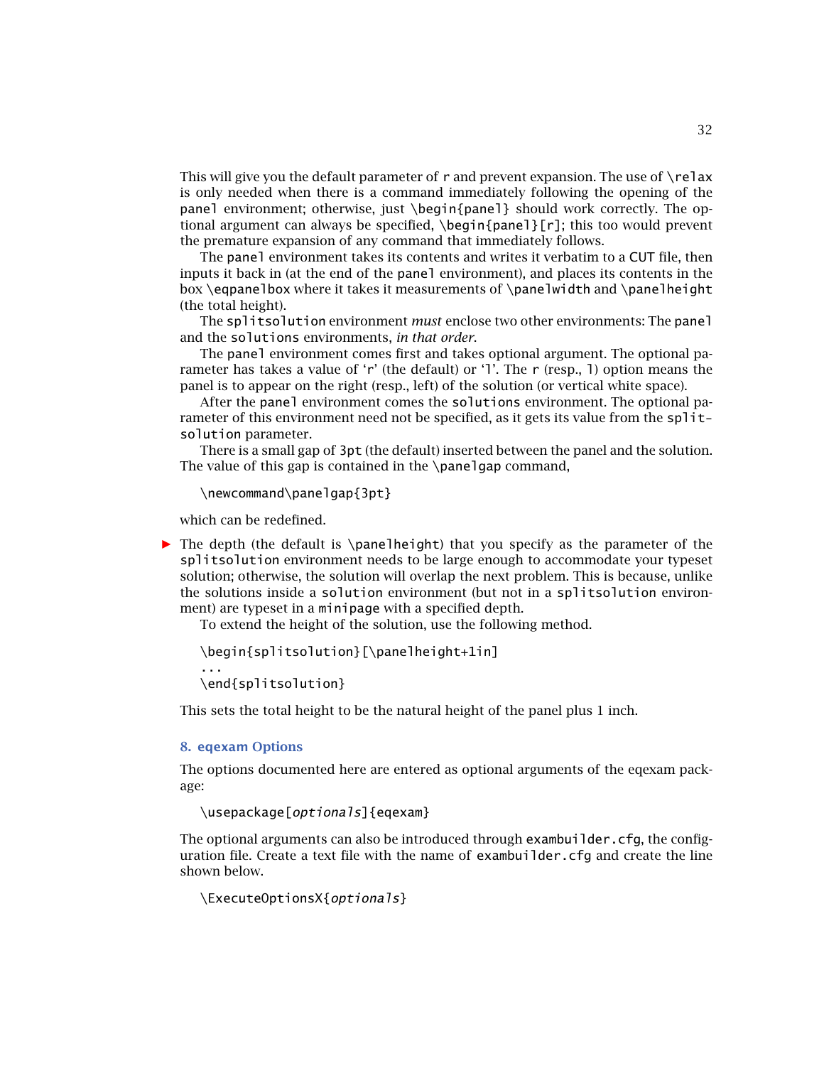This will give you the default parameter of `r` and prevent expansion. The use of `\relax` is only needed when there is a command immediately following the opening of the `panel` environment; otherwise, just `\begin{panel}` should work correctly. The optional argument can always be specified, `\begin{panel}[r]`; this too would prevent the premature expansion of any command that immediately follows.

The `panel` environment takes its contents and writes it verbatim to a `CUT` file, then inputs it back in (at the end of the `panel` environment), and places its contents in the box `\eqpanelbox` where it takes it measurements of `\panelwidth` and `\panelheight` (the total height).

The `splitsolution` environment *must* enclose two other environments: The `panel` and the `solutions` environments, *in that order*.

The `panel` environment comes first and takes optional argument. The optional parameter has takes a value of '`r`' (the default) or '`l`'. The `r` (resp., `l`) option means the panel is to appear on the right (resp., left) of the solution (or vertical white space).

After the `panel` environment comes the `solutions` environment. The optional parameter of this environment need not be specified, as it gets its value from the `splitsolution` parameter.

There is a small gap of `3pt` (the default) inserted between the panel and the solution. The value of this gap is contained in the `\panelgap` command,

```
\newcommand\panelgap{3pt}
```

which can be redefined.

▶ The depth (the default is `\panelheight`) that you specify as the parameter of the `splitsolution` environment needs to be large enough to accommodate your typeset solution; otherwise, the solution will overlap the next problem. This is because, unlike the solutions inside a `solution` environment (but not in a `splitsolution` environment) are typeset in a `minipage` with a specified depth.

To extend the height of the solution, use the following method.

```
\begin{splitsolution}[\panelheight+1in]
...
\end{splitsolution}
```

This sets the total height to be the natural height of the panel plus 1 inch.

## 8. eqexam Options

The options documented here are entered as optional arguments of the eqexam package:

```
\usepackage[optionals]{eqexam}
```

The optional arguments can also be introduced through `exambuilder.cfg`, the configuration file. Create a text file with the name of `exambuilder.cfg` and create the line shown below.

```
\ExecuteOptionsX{optionals}
```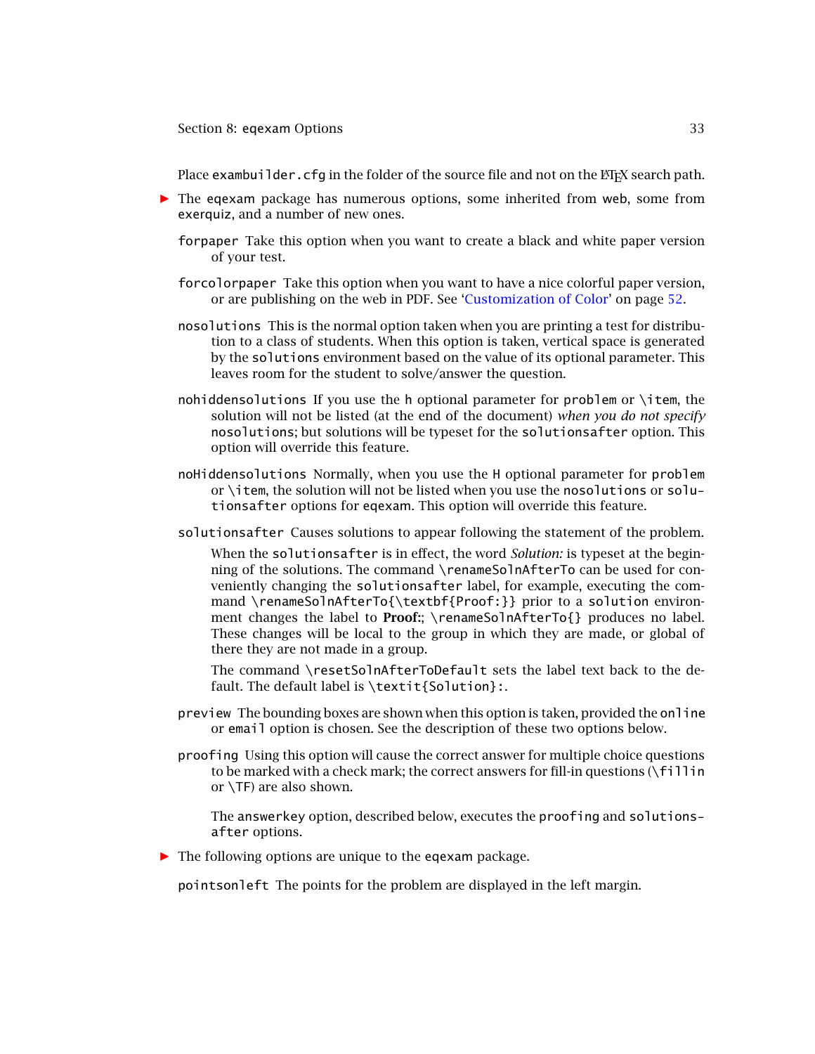Place `exambuilder.cfg` in the folder of the source file and not on the LaTeX search path.

▶ The `eqexam` package has numerous options, some inherited from `web`, some from `exerquiz`, and a number of new ones.

`forpaper` Take this option when you want to create a black and white paper version of your test.

`forcolorpaper` Take this option when you want to have a nice colorful paper version, or are publishing on the web in PDF. See 'Customization of Color' on page 52.

`nosolutions` This is the normal option taken when you are printing a test for distribution to a class of students. When this option is taken, vertical space is generated by the `solutions` environment based on the value of its optional parameter. This leaves room for the student to solve/answer the question.

`nohiddensolutions` If you use the `h` optional parameter for `problem` or `\item`, the solution will not be listed (at the end of the document) *when you do not specify* `nosolutions`; but solutions will be typeset for the `solutionsafter` option. This option will override this feature.

`noHiddensolutions` Normally, when you use the `H` optional parameter for `problem` or `\item`, the solution will not be listed when you use the `nosolutions` or `solutionsafter` options for `eqexam`. This option will override this feature.

`solutionsafter` Causes solutions to appear following the statement of the problem.

When the `solutionsafter` is in effect, the word *Solution:* is typeset at the beginning of the solutions. The command `\renameSolnAfterTo` can be used for conveniently changing the `solutionsafter` label, for example, executing the command `\renameSolnAfterTo{\textbf{Proof:}}` prior to a `solution` environment changes the label to **Proof:**; `\renameSolnAfterTo{}` produces no label. These changes will be local to the group in which they are made, or global of there they are not made in a group.

The command `\resetSolnAfterToDefault` sets the label text back to the default. The default label is `\textit{Solution}:`.

`preview` The bounding boxes are shown when this option is taken, provided the `online` or `email` option is chosen. See the description of these two options below.

`proofing` Using this option will cause the correct answer for multiple choice questions to be marked with a check mark; the correct answers for fill-in questions (`\fillin` or `\TF`) are also shown.

The `answerkey` option, described below, executes the `proofing` and `solutionsafter` options.

▶ The following options are unique to the `eqexam` package.

`pointsonleft` The points for the problem are displayed in the left margin.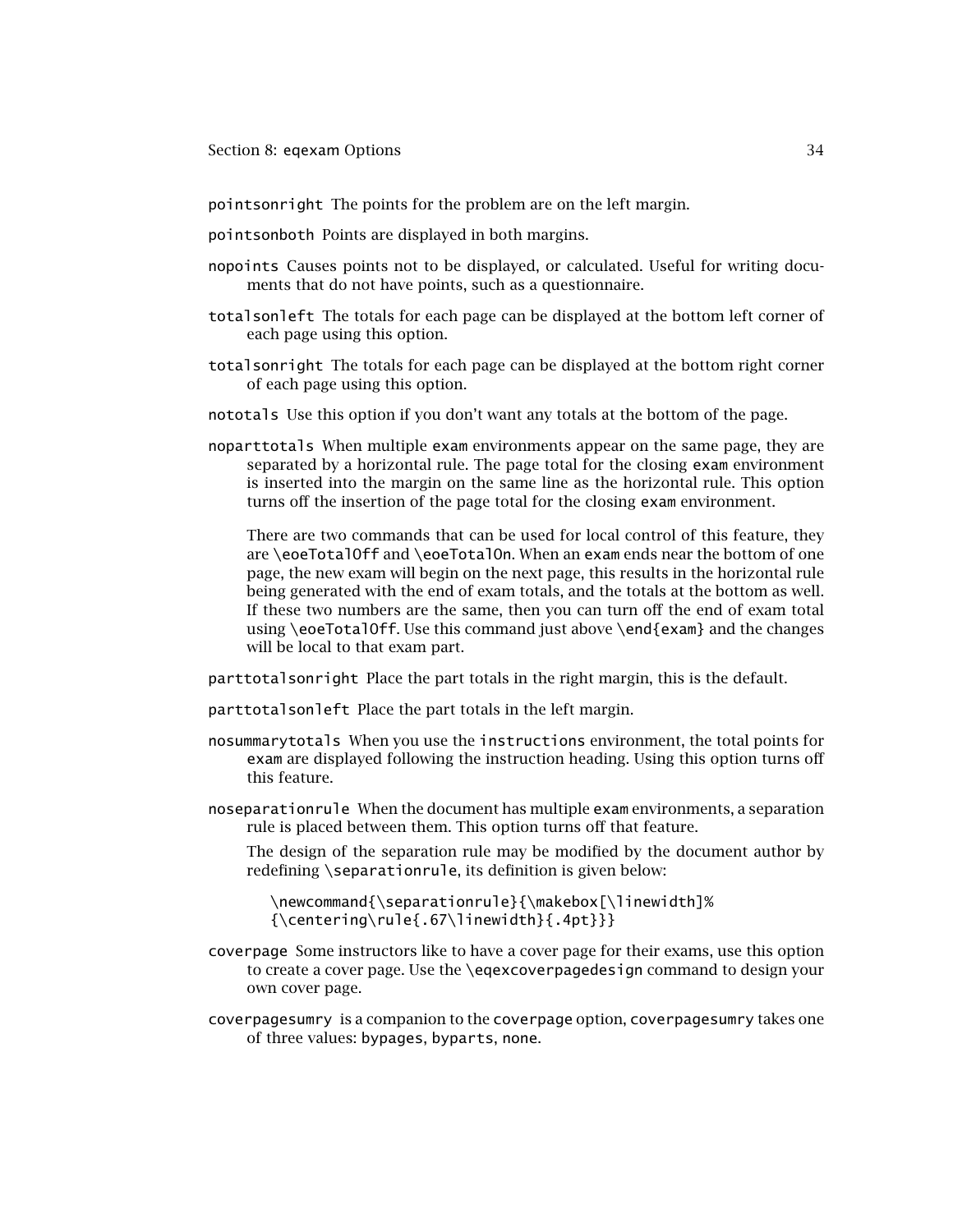`pointsonright` The points for the problem are on the left margin.

`pointsonboth` Points are displayed in both margins.

`nopoints` Causes points not to be displayed, or calculated. Useful for writing documents that do not have points, such as a questionnaire.

`totalsonleft` The totals for each page can be displayed at the bottom left corner of each page using this option.

`totalsonright` The totals for each page can be displayed at the bottom right corner of each page using this option.

`nototals` Use this option if you don't want any totals at the bottom of the page.

`noparttotals` When multiple `exam` environments appear on the same page, they are separated by a horizontal rule. The page total for the closing `exam` environment is inserted into the margin on the same line as the horizontal rule. This option turns off the insertion of the page total for the closing `exam` environment.

There are two commands that can be used for local control of this feature, they are `\eoeTotalOff` and `\eoeTotalOn`. When an `exam` ends near the bottom of one page, the new exam will begin on the next page, this results in the horizontal rule being generated with the end of exam totals, and the totals at the bottom as well. If these two numbers are the same, then you can turn off the end of exam total using `\eoeTotalOff`. Use this command just above `\end{exam}` and the changes will be local to that exam part.

`parttotalsonright` Place the part totals in the right margin, this is the default.

`parttotalsonleft` Place the part totals in the left margin.

`nosummarytotals` When you use the `instructions` environment, the total points for `exam` are displayed following the instruction heading. Using this option turns off this feature.

`noseparationrule` When the document has multiple `exam` environments, a separation rule is placed between them. This option turns off that feature.

The design of the separation rule may be modified by the document author by redefining `\separationrule`, its definition is given below:

```
\newcommand{\separationrule}{\makebox[\linewidth]%
{\centering\rule{.67\linewidth}{.4pt}}}
```

`coverpage` Some instructors like to have a cover page for their exams, use this option to create a cover page. Use the `\eqexcoverpagedesign` command to design your own cover page.

`coverpagesumry` is a companion to the `coverpage` option, `coverpagesumry` takes one of three values: `bypages`, `byparts`, `none`.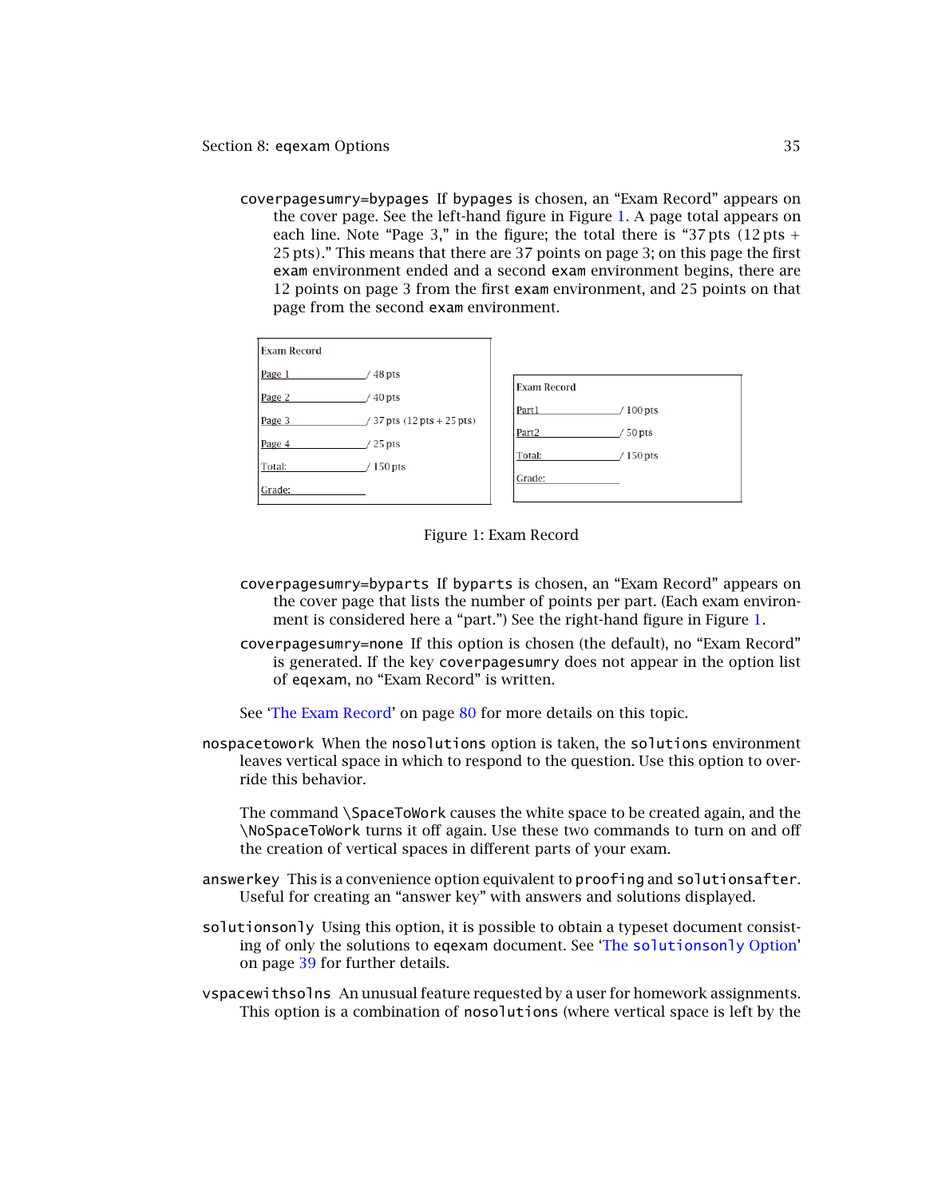coverpagesumry=bypages If bypages is chosen, an "Exam Record" appears on the cover page. See the left-hand figure in Figure 1. A page total appears on each line. Note "Page 3," in the figure; the total there is "37 pts (12 pts + 25 pts)." This means that there are 37 points on page 3; on this page the first exam environment ended and a second exam environment begins, there are 12 points on page 3 from the first exam environment, and 25 points on that page from the second exam environment.

| Exam Record | |
|---|---|
| Page 1 | / 48 pts |
| Page 2 | / 40 pts |
| Page 3 | / 37 pts (12 pts + 25 pts) |
| Page 4 | / 25 pts |
| Total: | / 150 pts |
| Grade: | |

| Exam Record | |
|---|---|
| Part1 | / 100 pts |
| Part2 | / 50 pts |
| Total: | / 150 pts |
| Grade: | |

Figure 1: Exam Record

coverpagesumry=byparts If byparts is chosen, an "Exam Record" appears on the cover page that lists the number of points per part. (Each exam environment is considered here a "part.") See the right-hand figure in Figure 1.

coverpagesumry=none If this option is chosen (the default), no "Exam Record" is generated. If the key coverpagesumry does not appear in the option list of eqexam, no "Exam Record" is written.

See 'The Exam Record' on page 80 for more details on this topic.

nospacetowork When the nosolutions option is taken, the solutions environment leaves vertical space in which to respond to the question. Use this option to override this behavior.

The command \SpaceToWork causes the white space to be created again, and the \NoSpaceToWork turns it off again. Use these two commands to turn on and off the creation of vertical spaces in different parts of your exam.

answerkey This is a convenience option equivalent to proofing and solutionsafter. Useful for creating an "answer key" with answers and solutions displayed.

solutionsonly Using this option, it is possible to obtain a typeset document consisting of only the solutions to eqexam document. See 'The solutionsonly Option' on page 39 for further details.

vspacewithsolns An unusual feature requested by a user for homework assignments. This option is a combination of nosolutions (where vertical space is left by the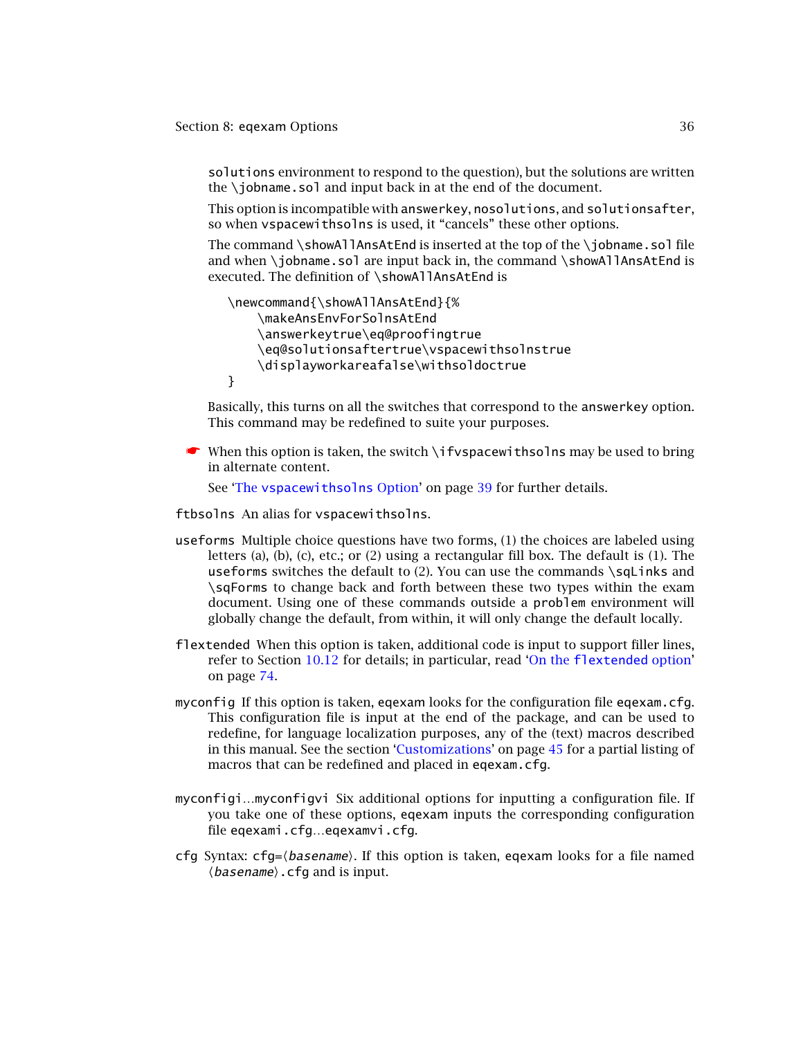solutions environment to respond to the question), but the solutions are written the \jobname.sol and input back in at the end of the document.

This option is incompatible with answerkey, nosolutions, and solutionsafter, so when vspacewithsolns is used, it "cancels" these other options.

The command \showAllAnsAtEnd is inserted at the top of the \jobname.sol file and when \jobname.sol are input back in, the command \showAllAnsAtEnd is executed. The definition of \showAllAnsAtEnd is

```
\newcommand{\showAllAnsAtEnd}{%
    \makeAnsEnvForSolnsAtEnd
    \answerkeytrue\eq@proofingtrue
    \eq@solutionsaftertrue\vspacewithsolnstrue
    \displayworkareafalse\withsoldoctrue
}
```

Basically, this turns on all the switches that correspond to the answerkey option. This command may be redefined to suite your purposes.

☛ When this option is taken, the switch \ifvspacewithsolns may be used to bring in alternate content.

See 'The vspacewithsolns Option' on page 39 for further details.

**ftbsolns** An alias for vspacewithsolns.

**useforms** Multiple choice questions have two forms, (1) the choices are labeled using letters (a), (b), (c), etc.; or (2) using a rectangular fill box. The default is (1). The useforms switches the default to (2). You can use the commands \sqLinks and \sqForms to change back and forth between these two types within the exam document. Using one of these commands outside a problem environment will globally change the default, from within, it will only change the default locally.

**flextended** When this option is taken, additional code is input to support filler lines, refer to Section 10.12 for details; in particular, read 'On the flextended option' on page 74.

**myconfig** If this option is taken, eqexam looks for the configuration file eqexam.cfg. This configuration file is input at the end of the package, and can be used to redefine, for language localization purposes, any of the (text) macros described in this manual. See the section 'Customizations' on page 45 for a partial listing of macros that can be redefined and placed in eqexam.cfg.

**myconfigi**...**myconfigvi** Six additional options for inputting a configuration file. If you take one of these options, eqexam inputs the corresponding configuration file eqexami.cfg...eqexamvi.cfg.

**cfg** Syntax: cfg=⟨*basename*⟩. If this option is taken, eqexam looks for a file named ⟨*basename*⟩.cfg and is input.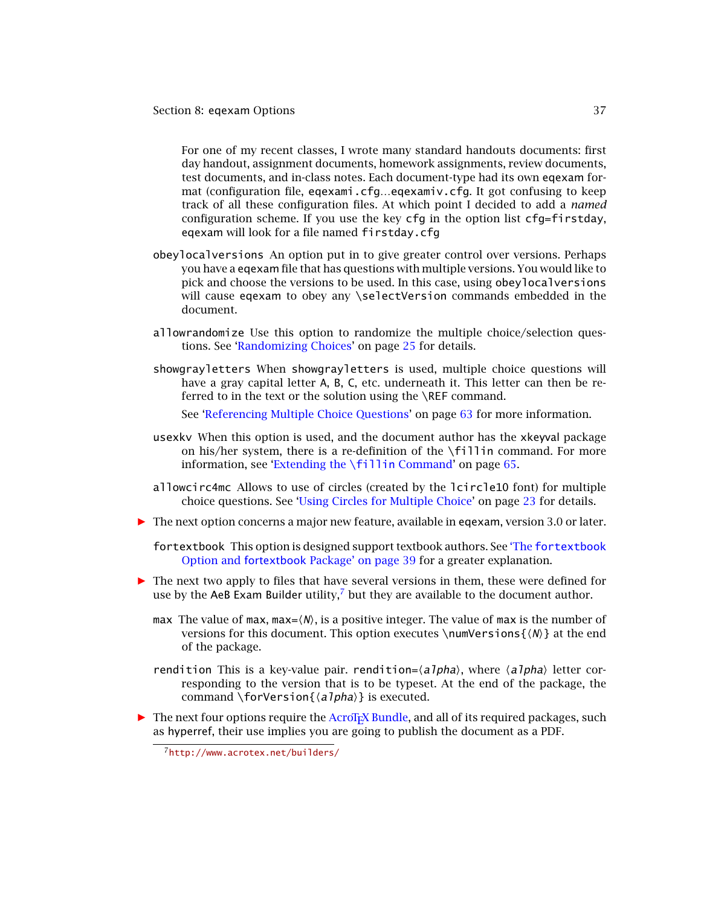For one of my recent classes, I wrote many standard handouts documents: first day handout, assignment documents, homework assignments, review documents, test documents, and in-class notes. Each document-type had its own `eqexam` format (configuration file, `eqexami.cfg`...`eqexamiv.cfg`. It got confusing to keep track of all these configuration files. At which point I decided to add a *named* configuration scheme. If you use the key `cfg` in the option list `cfg=firstday`, `eqexam` will look for a file named `firstday.cfg`

`obeylocalversions` An option put in to give greater control over versions. Perhaps you have a `eqexam` file that has questions with multiple versions. You would like to pick and choose the versions to be used. In this case, using `obeylocalversions` will cause `eqexam` to obey any `\selectVersion` commands embedded in the document.

`allowrandomize` Use this option to randomize the multiple choice/selection questions. See 'Randomizing Choices' on page 25 for details.

`showgrayletters` When `showgrayletters` is used, multiple choice questions will have a gray capital letter A, B, C, etc. underneath it. This letter can then be referred to in the text or the solution using the `\REF` command.

See 'Referencing Multiple Choice Questions' on page 63 for more information.

`usexkv` When this option is used, and the document author has the `xkeyval` package on his/her system, there is a re-definition of the `\fillin` command. For more information, see 'Extending the `\fillin` Command' on page 65.

`allowcirc4mc` Allows to use of circles (created by the `lcircle10` font) for multiple choice questions. See 'Using Circles for Multiple Choice' on page 23 for details.

- ▶ The next option concerns a major new feature, available in `eqexam`, version 3.0 or later.

`fortextbook` This option is designed support textbook authors. See 'The `fortextbook` Option and `fortextbook` Package' on page 39 for a greater explanation.

- ▶ The next two apply to files that have several versions in them, these were defined for use by the AeB Exam Builder utility,[7] but they are available to the document author.

`max` The value of `max`, `max=`⟨*N*⟩, is a positive integer. The value of `max` is the number of versions for this document. This option executes `\numVersions{`⟨*N*⟩`}` at the end of the package.

`rendition` This is a key-value pair. `rendition=`⟨*alpha*⟩, where ⟨*alpha*⟩ letter corresponding to the version that is to be typeset. At the end of the package, the command `\forVersion{`⟨*alpha*⟩`}` is executed.

- ▶ The next four options require the AcroTeX Bundle, and all of its required packages, such as hyperref, their use implies you are going to publish the document as a PDF.

[7] http://www.acrotex.net/builders/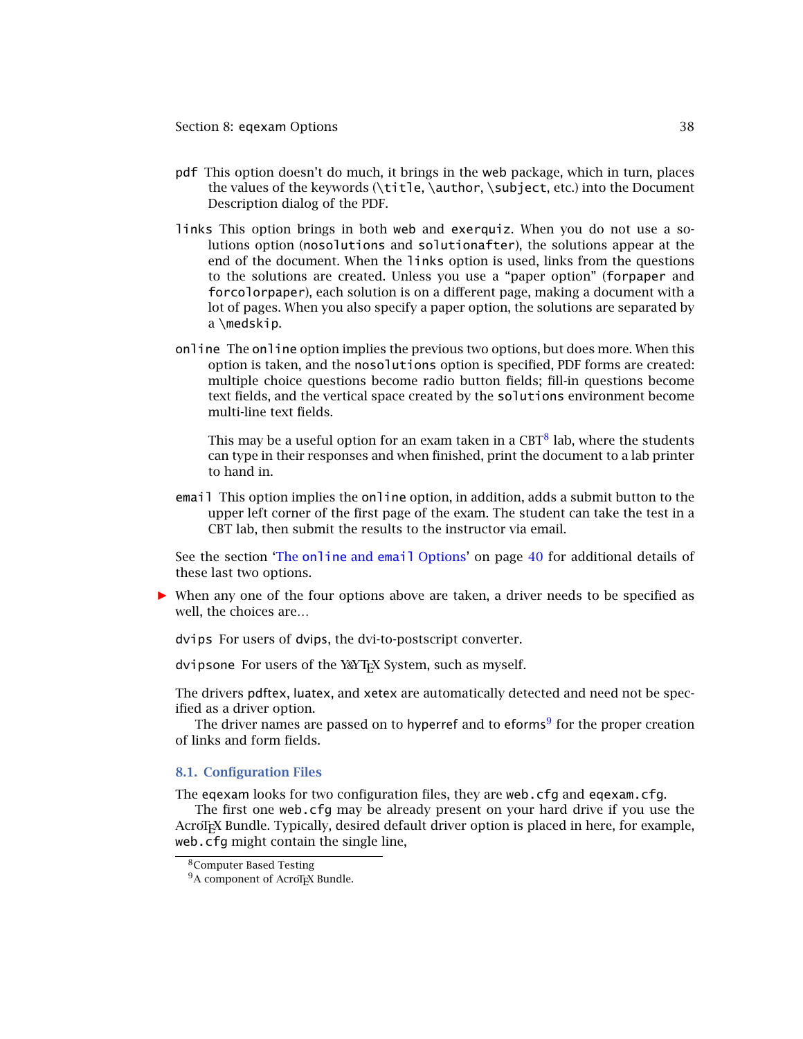`pdf` This option doesn't do much, it brings in the `web` package, which in turn, places the values of the keywords (`\title`, `\author`, `\subject`, etc.) into the Document Description dialog of the PDF.

`links` This option brings in both `web` and `exerquiz`. When you do not use a solutions option (`nosolutions` and `solutionafter`), the solutions appear at the end of the document. When the `links` option is used, links from the questions to the solutions are created. Unless you use a "paper option" (`forpaper` and `forcolorpaper`), each solution is on a different page, making a document with a lot of pages. When you also specify a paper option, the solutions are separated by a `\medskip`.

`online` The `online` option implies the previous two options, but does more. When this option is taken, and the `nosolutions` option is specified, PDF forms are created: multiple choice questions become radio button fields; fill-in questions become text fields, and the vertical space created by the `solutions` environment become multi-line text fields.

This may be a useful option for an exam taken in a CBT[8] lab, where the students can type in their responses and when finished, print the document to a lab printer to hand in.

`email` This option implies the `online` option, in addition, adds a submit button to the upper left corner of the first page of the exam. The student can take the test in a CBT lab, then submit the results to the instructor via email.

See the section 'The `online` and `email` Options' on page 40 for additional details of these last two options.

► When any one of the four options above are taken, a driver needs to be specified as well, the choices are…

`dvips` For users of `dvips`, the dvi-to-postscript converter.

`dvipsone` For users of the Y&Y TeX System, such as myself.

The drivers `pdftex`, `luatex`, and `xetex` are automatically detected and need not be specified as a driver option.

The driver names are passed on to `hyperref` and to `eforms`[9] for the proper creation of links and form fields.

## 8.1. Configuration Files

The `eqexam` looks for two configuration files, they are `web.cfg` and `eqexam.cfg`.

The first one `web.cfg` may be already present on your hard drive if you use the AcroTeX Bundle. Typically, desired default driver option is placed in here, for example, `web.cfg` might contain the single line,

---

[8] Computer Based Testing

[9] A component of AcroTeX Bundle.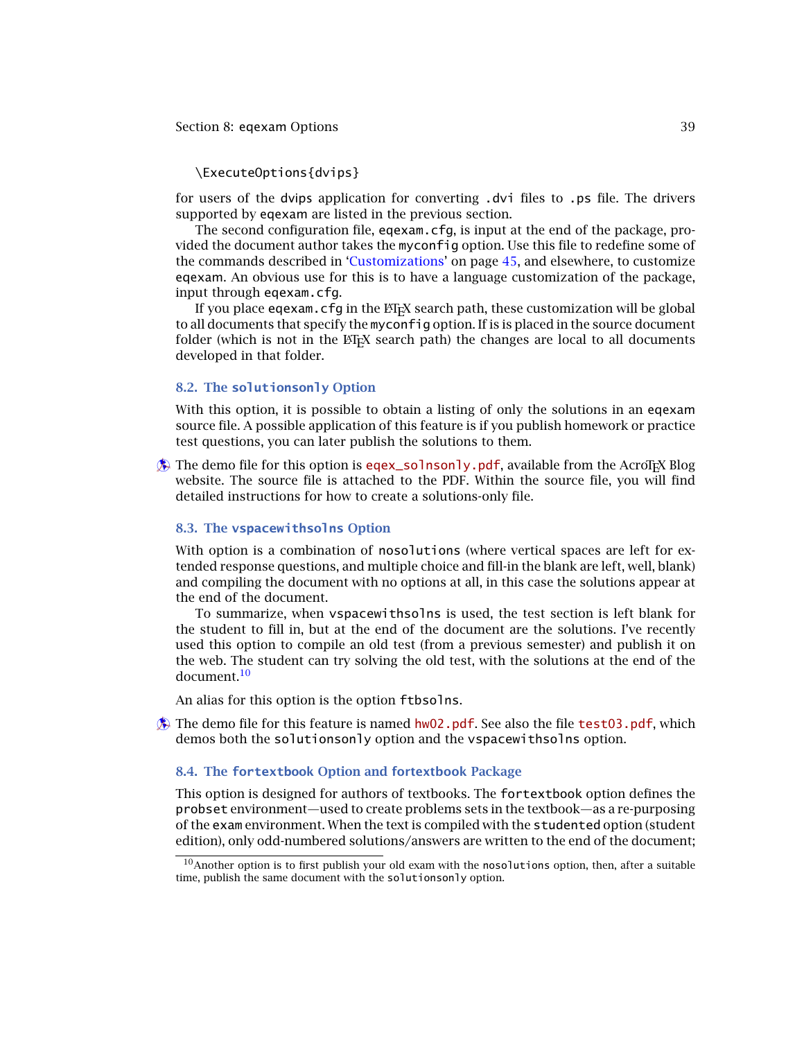```
\ExecuteOptions{dvips}
```

for users of the dvips application for converting .dvi files to .ps file. The drivers supported by eqexam are listed in the previous section.

The second configuration file, eqexam.cfg, is input at the end of the package, provided the document author takes the myconfig option. Use this file to redefine some of the commands described in 'Customizations' on page 45, and elsewhere, to customize eqexam. An obvious use for this is to have a language customization of the package, input through eqexam.cfg.

If you place eqexam.cfg in the LaTeX search path, these customization will be global to all documents that specify the myconfig option. If is is placed in the source document folder (which is not in the LaTeX search path) the changes are local to all documents developed in that folder.

## 8.2. The solutionsonly Option

With this option, it is possible to obtain a listing of only the solutions in an eqexam source file. A possible application of this feature is if you publish homework or practice test questions, you can later publish the solutions to them.

The demo file for this option is eqex_solnsonly.pdf, available from the AcroTeX Blog website. The source file is attached to the PDF. Within the source file, you will find detailed instructions for how to create a solutions-only file.

## 8.3. The vspacewithsolns Option

With option is a combination of nosolutions (where vertical spaces are left for extended response questions, and multiple choice and fill-in the blank are left, well, blank) and compiling the document with no options at all, in this case the solutions appear at the end of the document.

To summarize, when vspacewithsolns is used, the test section is left blank for the student to fill in, but at the end of the document are the solutions. I've recently used this option to compile an old test (from a previous semester) and publish it on the web. The student can try solving the old test, with the solutions at the end of the document.[10]

An alias for this option is the option ftbsolns.

The demo file for this feature is named hw02.pdf. See also the file test03.pdf, which demos both the solutionsonly option and the vspacewithsolns option.

## 8.4. The fortextbook Option and fortextbook Package

This option is designed for authors of textbooks. The fortextbook option defines the probset environment—used to create problems sets in the textbook—as a re-purposing of the exam environment. When the text is compiled with the studented option (student edition), only odd-numbered solutions/answers are written to the end of the document;

---

[10] Another option is to first publish your old exam with the nosolutions option, then, after a suitable time, publish the same document with the solutionsonly option.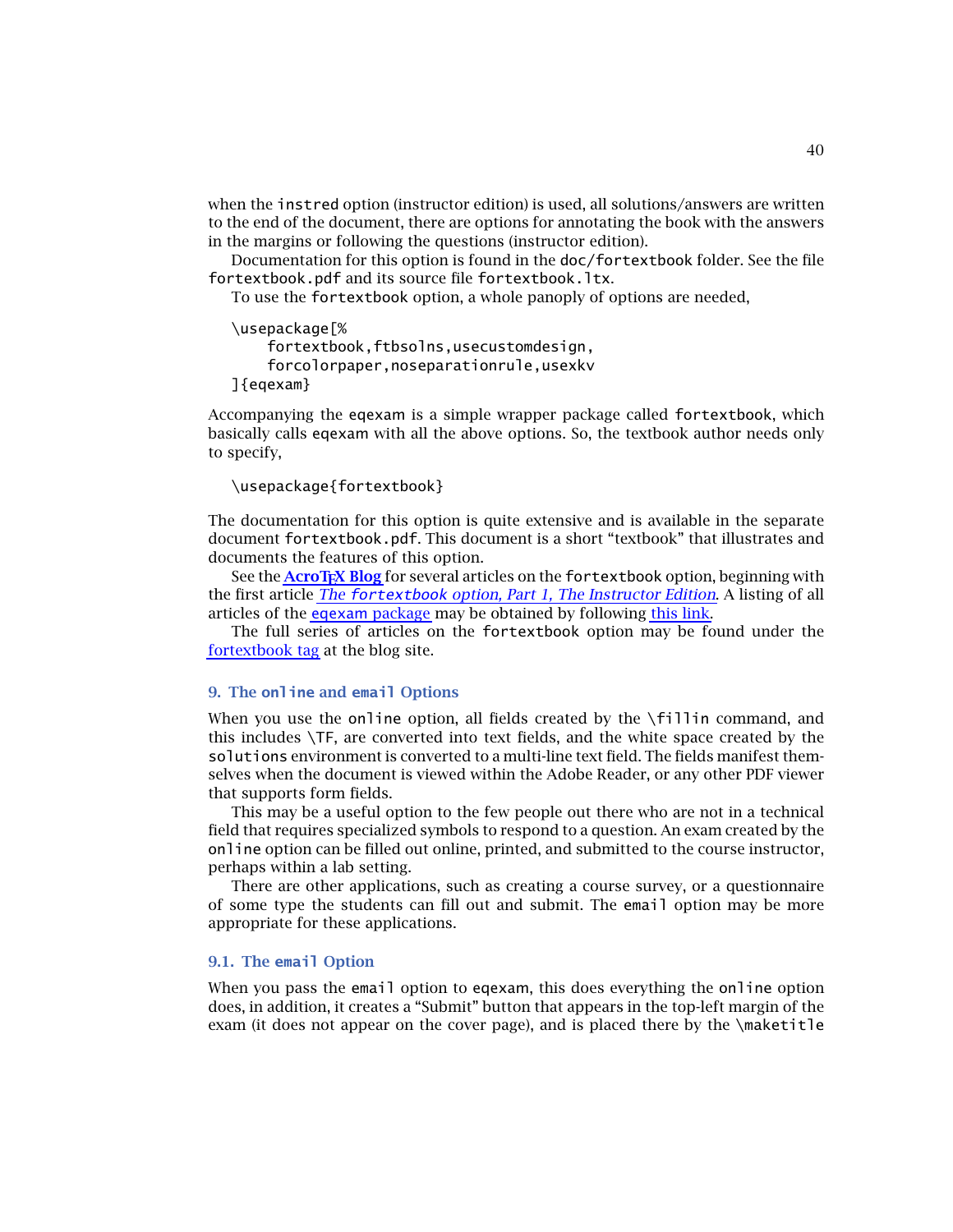when the `instred` option (instructor edition) is used, all solutions/answers are written to the end of the document, there are options for annotating the book with the answers in the margins or following the questions (instructor edition).

Documentation for this option is found in the `doc/fortextbook` folder. See the file `fortextbook.pdf` and its source file `fortextbook.ltx`.

To use the `fortextbook` option, a whole panoply of options are needed,

```
\usepackage[%
    fortextbook,ftbsolns,usecustomdesign,
    forcolorpaper,noseparationrule,usexkv
]{eqexam}
```

Accompanying the `eqexam` is a simple wrapper package called `fortextbook`, which basically calls `eqexam` with all the above options. So, the textbook author needs only to specify,

```
\usepackage{fortextbook}
```

The documentation for this option is quite extensive and is available in the separate document `fortextbook.pdf`. This document is a short "textbook" that illustrates and documents the features of this option.

See the **AcroTEX Blog** for several articles on the `fortextbook` option, beginning with the first article *The `fortextbook` option, Part 1, The Instructor Edition*. A listing of all articles of the eqexam package may be obtained by following this link.

The full series of articles on the `fortextbook` option may be found under the fortextbook tag at the blog site.

## 9. The `online` and `email` Options

When you use the `online` option, all fields created by the `\fillin` command, and this includes `\TF`, are converted into text fields, and the white space created by the `solutions` environment is converted to a multi-line text field. The fields manifest themselves when the document is viewed within the Adobe Reader, or any other PDF viewer that supports form fields.

This may be a useful option to the few people out there who are not in a technical field that requires specialized symbols to respond to a question. An exam created by the `online` option can be filled out online, printed, and submitted to the course instructor, perhaps within a lab setting.

There are other applications, such as creating a course survey, or a questionnaire of some type the students can fill out and submit. The `email` option may be more appropriate for these applications.

### 9.1. The `email` Option

When you pass the `email` option to `eqexam`, this does everything the `online` option does, in addition, it creates a "Submit" button that appears in the top-left margin of the exam (it does not appear on the cover page), and is placed there by the `\maketitle`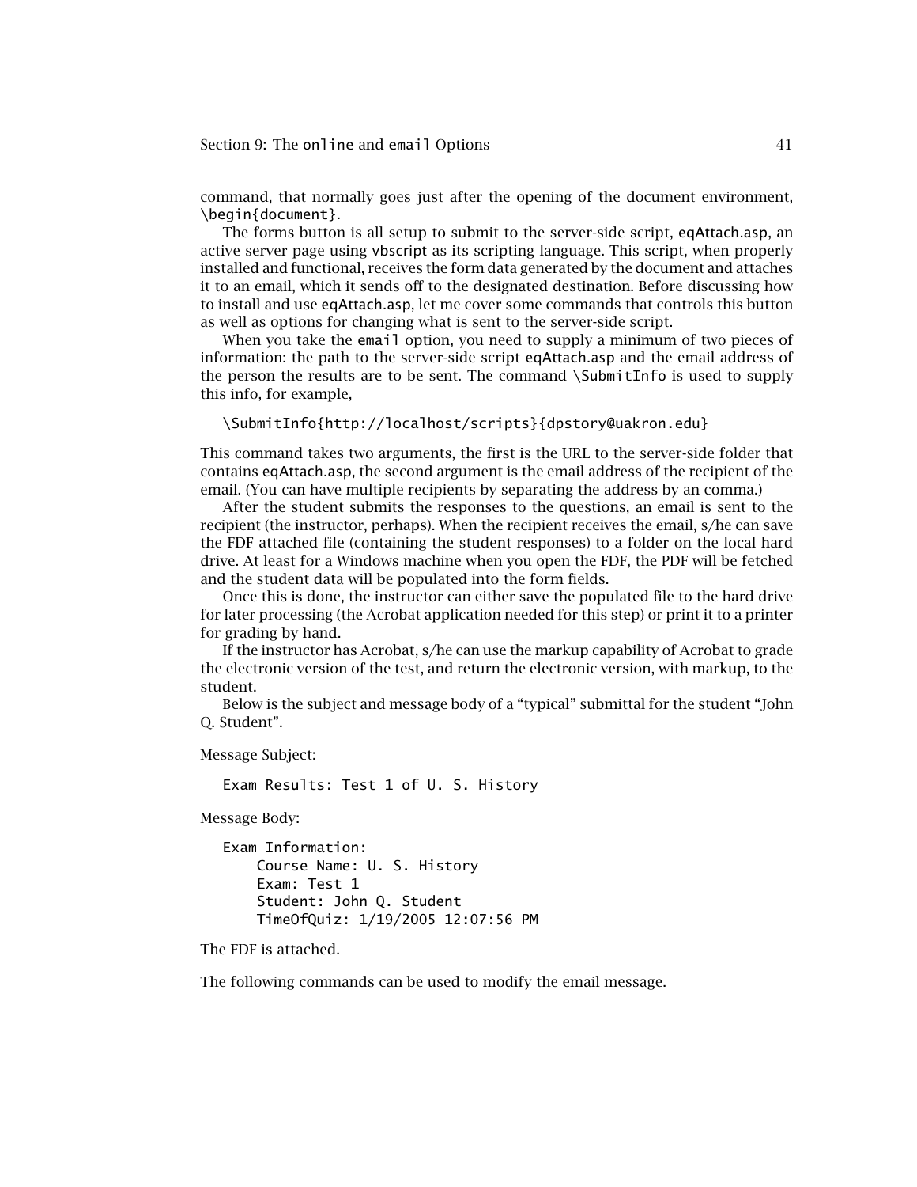command, that normally goes just after the opening of the document environment, `\begin{document}`.

The forms button is all setup to submit to the server-side script, eqAttach.asp, an active server page using vbscript as its scripting language. This script, when properly installed and functional, receives the form data generated by the document and attaches it to an email, which it sends off to the designated destination. Before discussing how to install and use eqAttach.asp, let me cover some commands that controls this button as well as options for changing what is sent to the server-side script.

When you take the `email` option, you need to supply a minimum of two pieces of information: the path to the server-side script eqAttach.asp and the email address of the person the results are to be sent. The command `\SubmitInfo` is used to supply this info, for example,

```
\SubmitInfo{http://localhost/scripts}{dpstory@uakron.edu}
```

This command takes two arguments, the first is the URL to the server-side folder that contains eqAttach.asp, the second argument is the email address of the recipient of the email. (You can have multiple recipients by separating the address by an comma.)

After the student submits the responses to the questions, an email is sent to the recipient (the instructor, perhaps). When the recipient receives the email, s/he can save the FDF attached file (containing the student responses) to a folder on the local hard drive. At least for a Windows machine when you open the FDF, the PDF will be fetched and the student data will be populated into the form fields.

Once this is done, the instructor can either save the populated file to the hard drive for later processing (the Acrobat application needed for this step) or print it to a printer for grading by hand.

If the instructor has Acrobat, s/he can use the markup capability of Acrobat to grade the electronic version of the test, and return the electronic version, with markup, to the student.

Below is the subject and message body of a "typical" submittal for the student "John Q. Student".

Message Subject:

```
Exam Results: Test 1 of U. S. History
```

Message Body:

```
Exam Information:
    Course Name: U. S. History
    Exam: Test 1
    Student: John Q. Student
    TimeOfQuiz: 1/19/2005 12:07:56 PM
```

The FDF is attached.

The following commands can be used to modify the email message.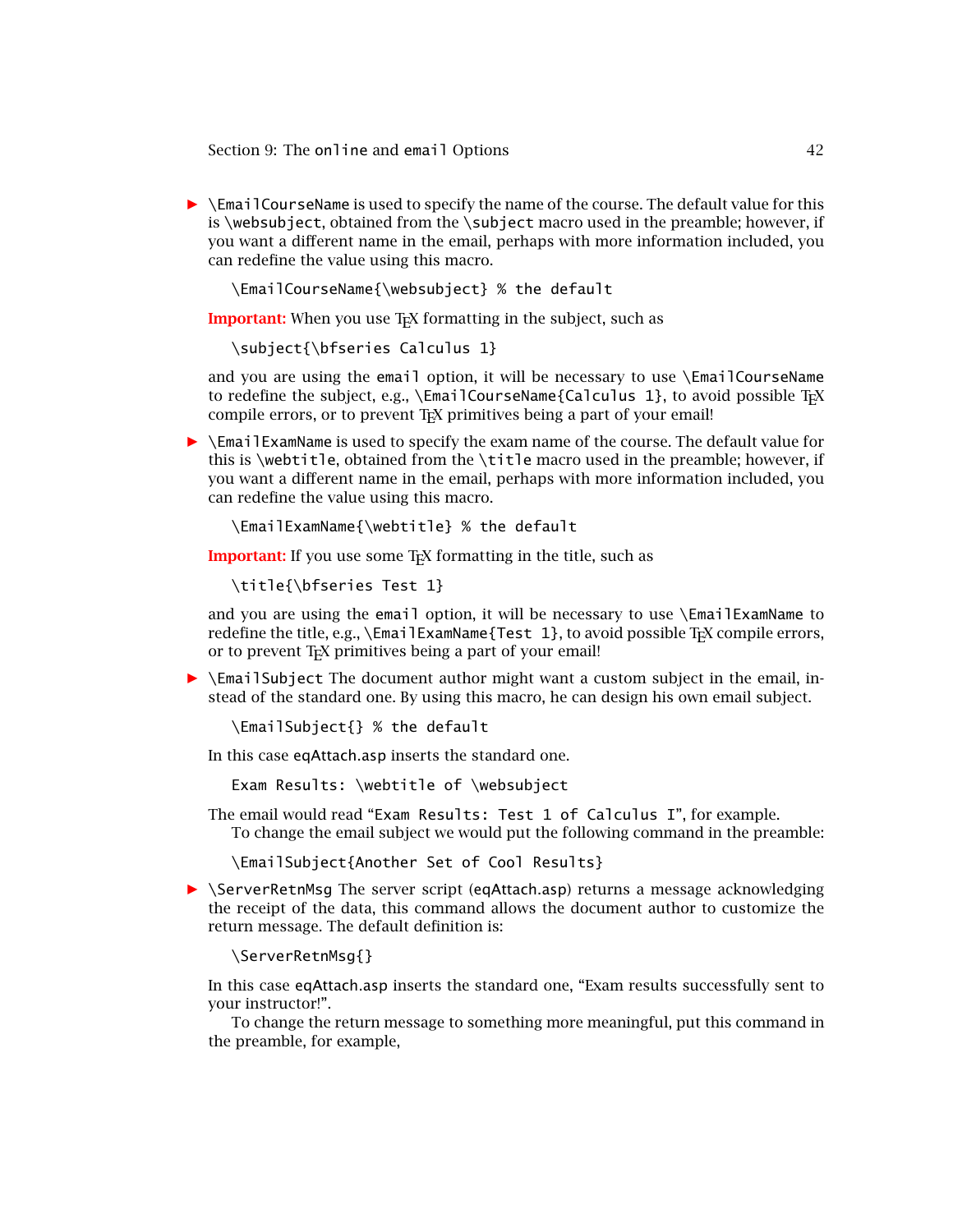- `\EmailCourseName` is used to specify the name of the course. The default value for this is `\websubject`, obtained from the `\subject` macro used in the preamble; however, if you want a different name in the email, perhaps with more information included, you can redefine the value using this macro.

  ```
  \EmailCourseName{\websubject} % the default
  ```

  **Important:** When you use TEX formatting in the subject, such as

  ```
  \subject{\bfseries Calculus 1}
  ```

  and you are using the `email` option, it will be necessary to use `\EmailCourseName` to redefine the subject, e.g., `\EmailCourseName{Calculus 1}`, to avoid possible TEX compile errors, or to prevent TEX primitives being a part of your email!

- `\EmailExamName` is used to specify the exam name of the course. The default value for this is `\webtitle`, obtained from the `\title` macro used in the preamble; however, if you want a different name in the email, perhaps with more information included, you can redefine the value using this macro.

  ```
  \EmailExamName{\webtitle} % the default
  ```

  **Important:** If you use some TEX formatting in the title, such as

  ```
  \title{\bfseries Test 1}
  ```

  and you are using the `email` option, it will be necessary to use `\EmailExamName` to redefine the title, e.g., `\EmailExamName{Test 1}`, to avoid possible TEX compile errors, or to prevent TEX primitives being a part of your email!

- `\EmailSubject` The document author might want a custom subject in the email, instead of the standard one. By using this macro, he can design his own email subject.

  ```
  \EmailSubject{} % the default
  ```

  In this case `eqAttach.asp` inserts the standard one.

  ```
  Exam Results: \webtitle of \websubject
  ```

  The email would read "`Exam Results: Test 1 of Calculus I`", for example.

  To change the email subject we would put the following command in the preamble:

  ```
  \EmailSubject{Another Set of Cool Results}
  ```

- `\ServerRetnMsg` The server script (`eqAttach.asp`) returns a message acknowledging the receipt of the data, this command allows the document author to customize the return message. The default definition is:

  ```
  \ServerRetnMsg{}
  ```

  In this case `eqAttach.asp` inserts the standard one, "Exam results successfully sent to your instructor!".

  To change the return message to something more meaningful, put this command in the preamble, for example,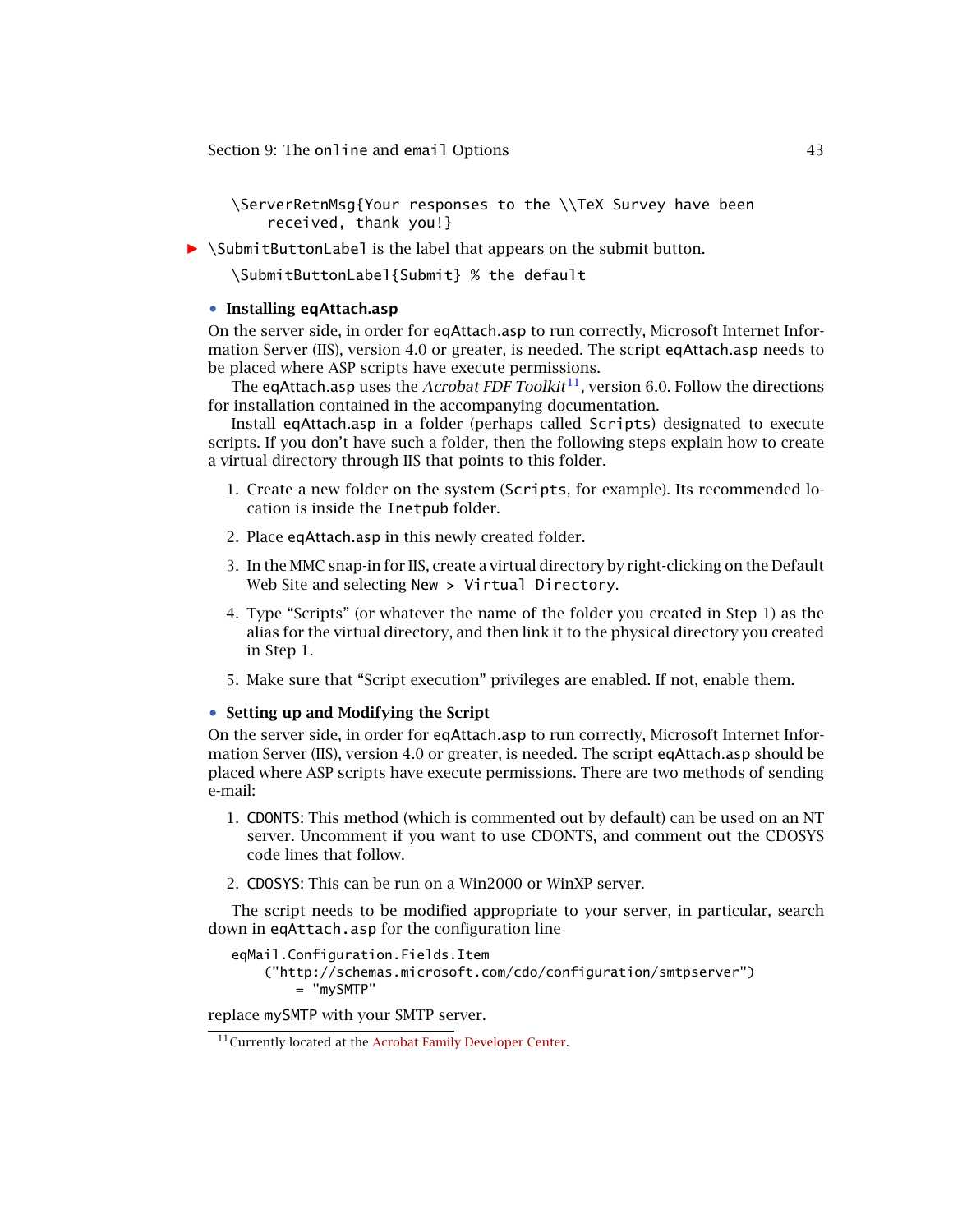```
\ServerRetnMsg{Your responses to the \\TeX Survey have been
    received, thank you!}
```

▶ `\SubmitButtonLabel` is the label that appears on the submit button.

```
\SubmitButtonLabel{Submit} % the default
```

- **Installing eqAttach.asp**

On the server side, in order for `eqAttach.asp` to run correctly, Microsoft Internet Information Server (IIS), version 4.0 or greater, is needed. The script `eqAttach.asp` needs to be placed where ASP scripts have execute permissions.

The `eqAttach.asp` uses the *Acrobat FDF Toolkit*[11], version 6.0. Follow the directions for installation contained in the accompanying documentation.

Install `eqAttach.asp` in a folder (perhaps called `Scripts`) designated to execute scripts. If you don't have such a folder, then the following steps explain how to create a virtual directory through IIS that points to this folder.

1. Create a new folder on the system (`Scripts`, for example). Its recommended location is inside the `Inetpub` folder.
2. Place `eqAttach.asp` in this newly created folder.
3. In the MMC snap-in for IIS, create a virtual directory by right-clicking on the Default Web Site and selecting `New > Virtual Directory`.
4. Type "Scripts" (or whatever the name of the folder you created in Step 1) as the alias for the virtual directory, and then link it to the physical directory you created in Step 1.
5. Make sure that "Script execution" privileges are enabled. If not, enable them.

- **Setting up and Modifying the Script**

On the server side, in order for `eqAttach.asp` to run correctly, Microsoft Internet Information Server (IIS), version 4.0 or greater, is needed. The script `eqAttach.asp` should be placed where ASP scripts have execute permissions. There are two methods of sending e-mail:

1. `CDONTS`: This method (which is commented out by default) can be used on an NT server. Uncomment if you want to use CDONTS, and comment out the CDOSYS code lines that follow.
2. `CDOSYS`: This can be run on a Win2000 or WinXP server.

The script needs to be modified appropriate to your server, in particular, search down in `eqAttach.asp` for the configuration line

```
eqMail.Configuration.Fields.Item
    ("http://schemas.microsoft.com/cdo/configuration/smtpserver")
        = "mySMTP"
```

replace `mySMTP` with your SMTP server.

[11] Currently located at the Acrobat Family Developer Center.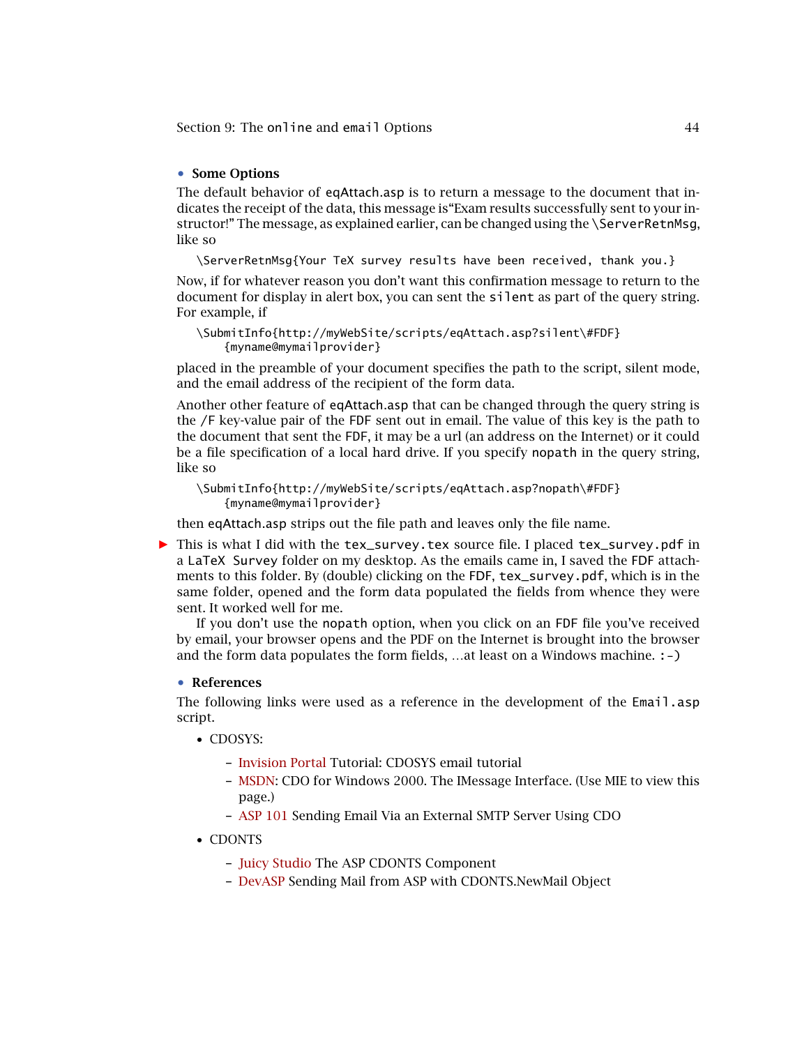- **Some Options**

The default behavior of `eqAttach.asp` is to return a message to the document that indicates the receipt of the data, this message is“Exam results successfully sent to your instructor!” The message, as explained earlier, can be changed using the `\ServerRetnMsg`, like so

```
\ServerRetnMsg{Your TeX survey results have been received, thank you.}
```

Now, if for whatever reason you don't want this confirmation message to return to the document for display in alert box, you can sent the `silent` as part of the query string. For example, if

```
\SubmitInfo{http://myWebSite/scripts/eqAttach.asp?silent\#FDF}
    {myname@mymailprovider}
```

placed in the preamble of your document specifies the path to the script, silent mode, and the email address of the recipient of the form data.

Another other feature of `eqAttach.asp` that can be changed through the query string is the `/F` key-value pair of the FDF sent out in email. The value of this key is the path to the document that sent the FDF, it may be a url (an address on the Internet) or it could be a file specification of a local hard drive. If you specify `nopath` in the query string, like so

```
\SubmitInfo{http://myWebSite/scripts/eqAttach.asp?nopath\#FDF}
    {myname@mymailprovider}
```

then `eqAttach.asp` strips out the file path and leaves only the file name.

► This is what I did with the `tex_survey.tex` source file. I placed `tex_survey.pdf` in a `LaTeX Survey` folder on my desktop. As the emails came in, I saved the FDF attachments to this folder. By (double) clicking on the FDF, `tex_survey.pdf`, which is in the same folder, opened and the form data populated the fields from whence they were sent. It worked well for me.

If you don't use the `nopath` option, when you click on an FDF file you've received by email, your browser opens and the PDF on the Internet is brought into the browser and the form data populates the form fields, …at least on a Windows machine. `:-)`

- **References**

The following links were used as a reference in the development of the `Email.asp` script.

- CDOSYS:
  - Invision Portal Tutorial: CDOSYS email tutorial
  - MSDN: CDO for Windows 2000. The IMessage Interface. (Use MIE to view this page.)
  - ASP 101 Sending Email Via an External SMTP Server Using CDO
- CDONTS
  - Juicy Studio The ASP CDONTS Component
  - DevASP Sending Mail from ASP with CDONTS.NewMail Object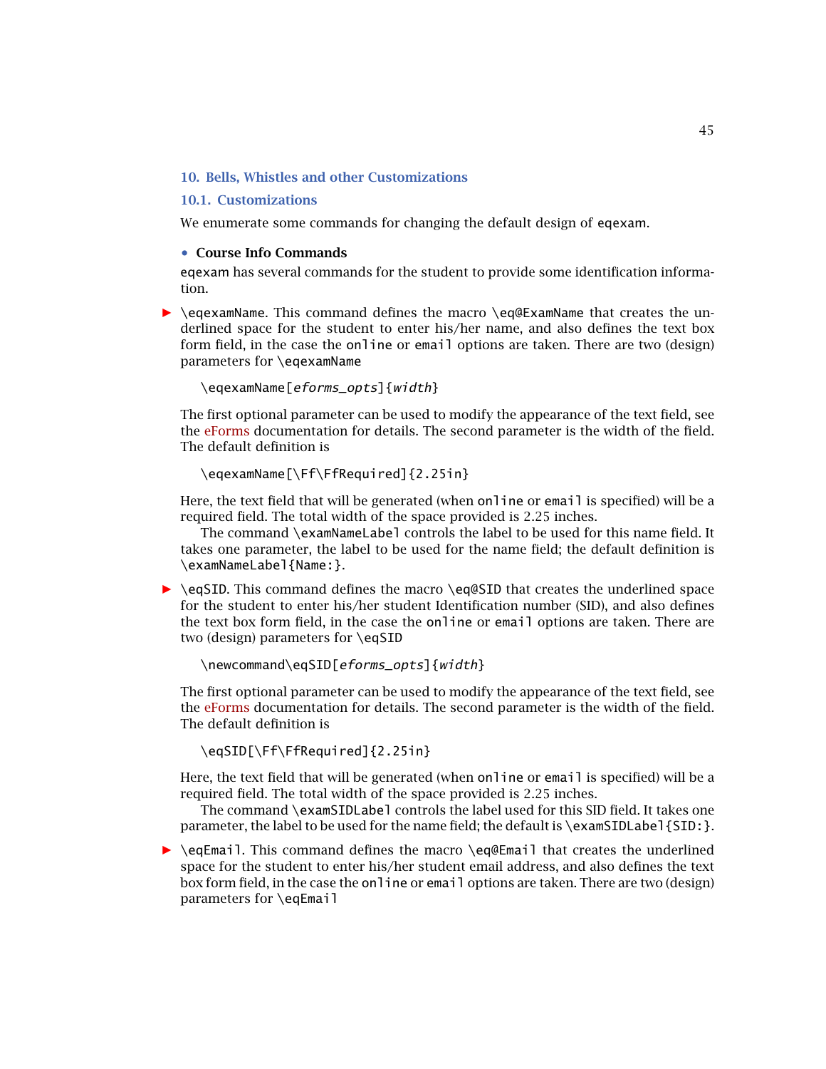## 10. Bells, Whistles and other Customizations

### 10.1. Customizations

We enumerate some commands for changing the default design of `eqexam`.

- **Course Info Commands**

`eqexam` has several commands for the student to provide some identification information.

▶ `\eqexamName`. This command defines the macro `\eq@ExamName` that creates the underlined space for the student to enter his/her name, and also defines the text box form field, in the case the `online` or `email` options are taken. There are two (design) parameters for `\eqexamName`

```
\eqexamName[eforms_opts]{width}
```

The first optional parameter can be used to modify the appearance of the text field, see the eForms documentation for details. The second parameter is the width of the field. The default definition is

```
\eqexamName[\Ff\FfRequired]{2.25in}
```

Here, the text field that will be generated (when `online` or `email` is specified) will be a required field. The total width of the space provided is 2.25 inches.

The command `\examNameLabel` controls the label to be used for this name field. It takes one parameter, the label to be used for the name field; the default definition is `\examNameLabel{Name:}`.

▶ `\eqSID`. This command defines the macro `\eq@SID` that creates the underlined space for the student to enter his/her student Identification number (SID), and also defines the text box form field, in the case the `online` or `email` options are taken. There are two (design) parameters for `\eqSID`

```
\newcommand\eqSID[eforms_opts]{width}
```

The first optional parameter can be used to modify the appearance of the text field, see the eForms documentation for details. The second parameter is the width of the field. The default definition is

```
\eqSID[\Ff\FfRequired]{2.25in}
```

Here, the text field that will be generated (when `online` or `email` is specified) will be a required field. The total width of the space provided is 2.25 inches.

The command `\examSIDLabel` controls the label used for this SID field. It takes one parameter, the label to be used for the name field; the default is `\examSIDLabel{SID:}`.

▶ `\eqEmail`. This command defines the macro `\eq@Email` that creates the underlined space for the student to enter his/her student email address, and also defines the text box form field, in the case the `online` or `email` options are taken. There are two (design) parameters for `\eqEmail`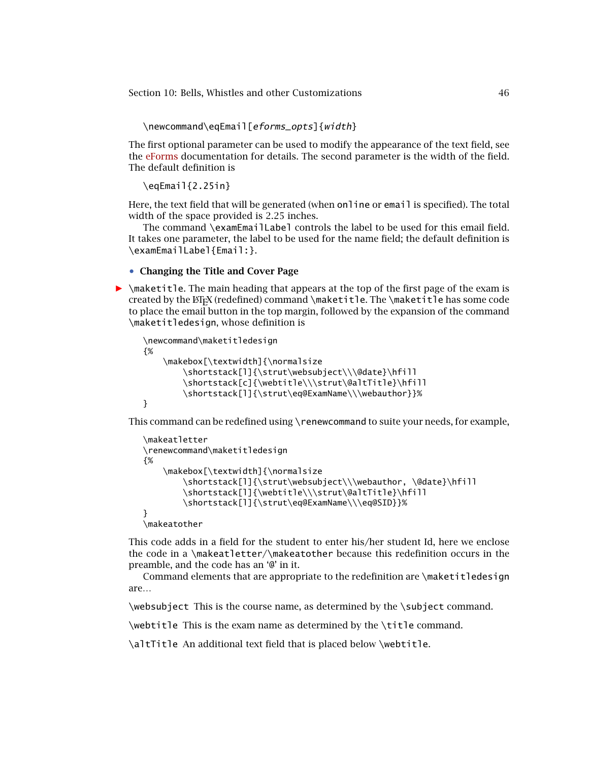```
\newcommand\eqEmail[eforms_opts]{width}
```

The first optional parameter can be used to modify the appearance of the text field, see the eForms documentation for details. The second parameter is the width of the field. The default definition is

```
\eqEmail{2.25in}
```

Here, the text field that will be generated (when `online` or `email` is specified). The total width of the space provided is 2.25 inches.

The command `\examEmailLabel` controls the label to be used for this email field. It takes one parameter, the label to be used for the name field; the default definition is `\examEmailLabel{Email:}`.

- **Changing the Title and Cover Page**

► `\maketitle`. The main heading that appears at the top of the first page of the exam is created by the LaTeX (redefined) command `\maketitle`. The `\maketitle` has some code to place the email button in the top margin, followed by the expansion of the command `\maketitledesign`, whose definition is

```
\newcommand\maketitledesign
{%
    \makebox[\textwidth]{\normalsize
        \shortstack[l]{\strut\websubject\\\@date}\hfill
        \shortstack[c]{\webtitle\\\strut\@altTitle}\hfill
        \shortstack[l]{\strut\eq@ExamName\\\webauthor}}%
}
```

This command can be redefined using `\renewcommand` to suite your needs, for example,

```
\makeatletter
\renewcommand\maketitledesign
{%
    \makebox[\textwidth]{\normalsize
        \shortstack[l]{\strut\websubject\\\webauthor, \@date}\hfill
        \shortstack[l]{\webtitle\\\strut\@altTitle}\hfill
        \shortstack[l]{\strut\eq@ExamName\\\eq@SID}}%
}
\makeatother
```

This code adds in a field for the student to enter his/her student Id, here we enclose the code in a `\makeatletter`/`\makeatother` because this redefinition occurs in the preamble, and the code has an '@' in it.

Command elements that are appropriate to the redefinition are `\maketitledesign` are...

`\websubject` This is the course name, as determined by the `\subject` command.

`\webtitle` This is the exam name as determined by the `\title` command.

`\altTitle` An additional text field that is placed below `\webtitle`.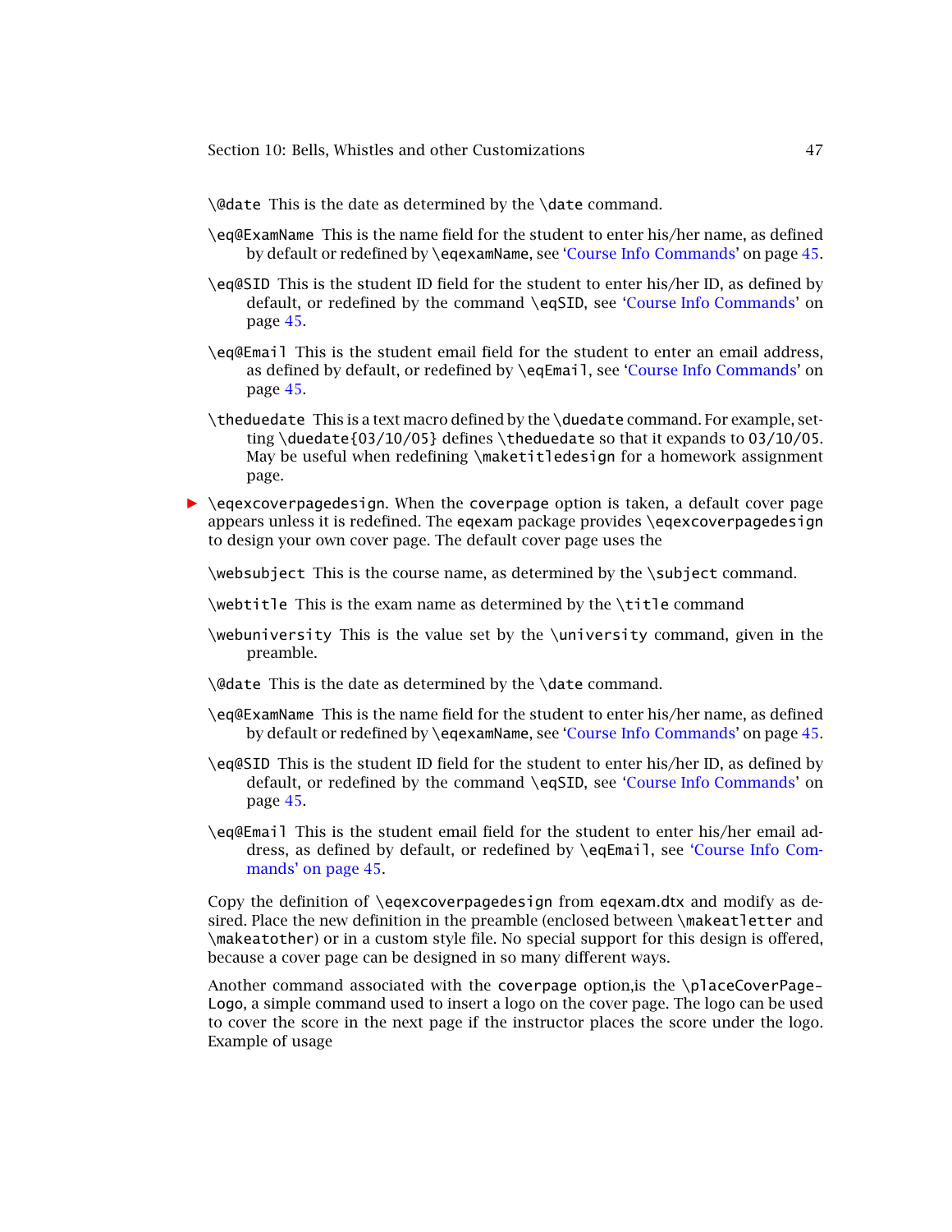`\@date` This is the date as determined by the `\date` command.

`\eq@ExamName` This is the name field for the student to enter his/her name, as defined by default or redefined by `\eqexamName`, see 'Course Info Commands' on page 45.

`\eq@SID` This is the student ID field for the student to enter his/her ID, as defined by default, or redefined by the command `\eqSID`, see 'Course Info Commands' on page 45.

`\eq@Email` This is the student email field for the student to enter an email address, as defined by default, or redefined by `\eqEmail`, see 'Course Info Commands' on page 45.

`\theduedate` This is a text macro defined by the `\duedate` command. For example, setting `\duedate{03/10/05}` defines `\theduedate` so that it expands to 03/10/05. May be useful when redefining `\maketitledesign` for a homework assignment page.

► `\eqexcoverpagedesign`. When the `coverpage` option is taken, a default cover page appears unless it is redefined. The `eqexam` package provides `\eqexcoverpagedesign` to design your own cover page. The default cover page uses the

`\websubject` This is the course name, as determined by the `\subject` command.

`\webtitle` This is the exam name as determined by the `\title` command

`\webuniversity` This is the value set by the `\university` command, given in the preamble.

`\@date` This is the date as determined by the `\date` command.

`\eq@ExamName` This is the name field for the student to enter his/her name, as defined by default or redefined by `\eqexamName`, see 'Course Info Commands' on page 45.

`\eq@SID` This is the student ID field for the student to enter his/her ID, as defined by default, or redefined by the command `\eqSID`, see 'Course Info Commands' on page 45.

`\eq@Email` This is the student email field for the student to enter his/her email address, as defined by default, or redefined by `\eqEmail`, see 'Course Info Commands' on page 45.

Copy the definition of `\eqexcoverpagedesign` from `eqexam.dtx` and modify as desired. Place the new definition in the preamble (enclosed between `\makeatletter` and `\makeatother`) or in a custom style file. No special support for this design is offered, because a cover page can be designed in so many different ways.

Another command associated with the `coverpage` option,is the `\placeCoverPageLogo`, a simple command used to insert a logo on the cover page. The logo can be used to cover the score in the next page if the instructor places the score under the logo. Example of usage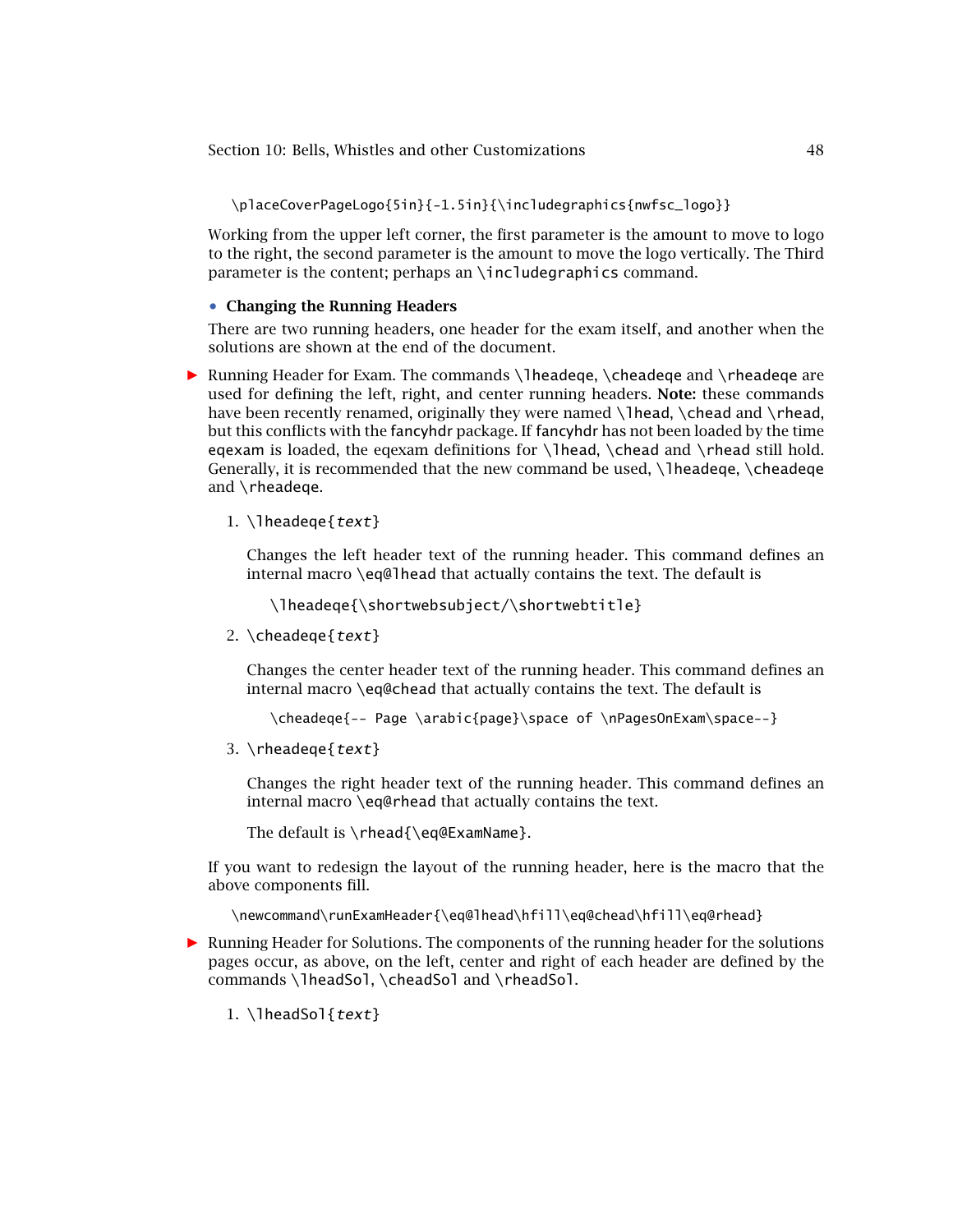```
\placeCoverPageLogo{5in}{-1.5in}{\includegraphics{nwfsc_logo}}
```

Working from the upper left corner, the first parameter is the amount to move to logo to the right, the second parameter is the amount to move the logo vertically. The Third parameter is the content; perhaps an `\includegraphics` command.

- **Changing the Running Headers**

There are two running headers, one header for the exam itself, and another when the solutions are shown at the end of the document.

► Running Header for Exam. The commands `\lheadeqe`, `\cheadeqe` and `\rheadeqe` are used for defining the left, right, and center running headers. **Note:** these commands have been recently renamed, originally they were named `\lhead`, `\chead` and `\rhead`, but this conflicts with the fancyhdr package. If fancyhdr has not been loaded by the time eqexam is loaded, the eqexam definitions for `\lhead`, `\chead` and `\rhead` still hold. Generally, it is recommended that the new command be used, `\lheadeqe`, `\cheadeqe` and `\rheadeqe`.

1. `\lheadeqe{`*text*`}`

   Changes the left header text of the running header. This command defines an internal macro `\eq@lhead` that actually contains the text. The default is

   ```
   \lheadeqe{\shortwebsubject/\shortwebtitle}
   ```

2. `\cheadeqe{`*text*`}`

   Changes the center header text of the running header. This command defines an internal macro `\eq@chead` that actually contains the text. The default is

   ```
   \cheadeqe{-- Page \arabic{page}\space of \nPagesOnExam\space--}
   ```

3. `\rheadeqe{`*text*`}`

   Changes the right header text of the running header. This command defines an internal macro `\eq@rhead` that actually contains the text.

   The default is `\rhead{\eq@ExamName}`.

If you want to redesign the layout of the running header, here is the macro that the above components fill.

```
\newcommand\runExamHeader{\eq@lhead\hfill\eq@chead\hfill\eq@rhead}
```

► Running Header for Solutions. The components of the running header for the solutions pages occur, as above, on the left, center and right of each header are defined by the commands `\lheadSol`, `\cheadSol` and `\rheadSol`.

1. `\lheadSol{`*text*`}`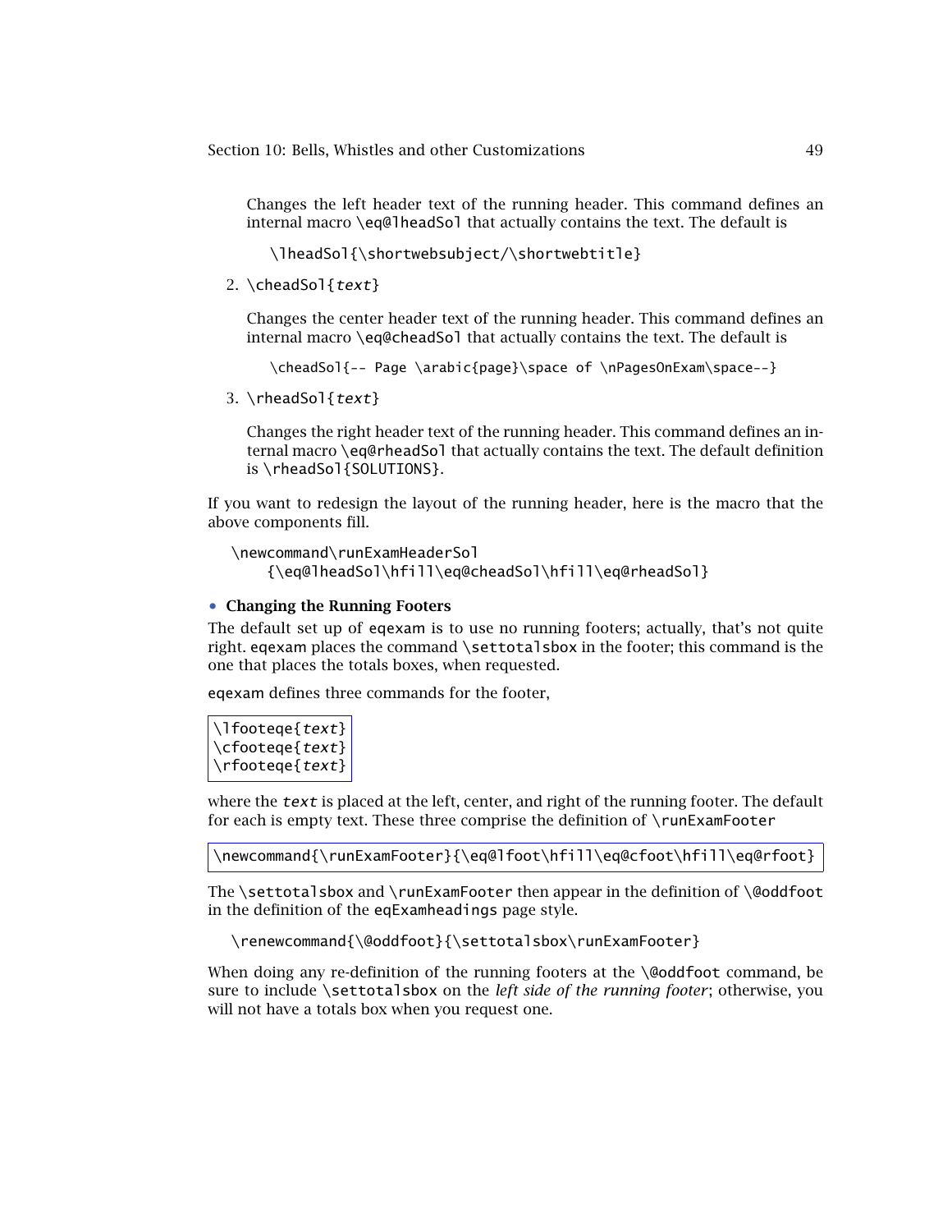Changes the left header text of the running header. This command defines an internal macro `\eq@lheadSol` that actually contains the text. The default is

```
\lheadSol{\shortwebsubject/\shortwebtitle}
```

2. `\cheadSol{`*text*`}`

   Changes the center header text of the running header. This command defines an internal macro `\eq@cheadSol` that actually contains the text. The default is

   ```
   \cheadSol{-- Page \arabic{page}\space of \nPagesOnExam\space--}
   ```

3. `\rheadSol{`*text*`}`

   Changes the right header text of the running header. This command defines an internal macro `\eq@rheadSol` that actually contains the text. The default definition is `\rheadSol{SOLUTIONS}`.

If you want to redesign the layout of the running header, here is the macro that the above components fill.

```
\newcommand\runExamHeaderSol
    {\eq@lheadSol\hfill\eq@cheadSol\hfill\eq@rheadSol}
```

- **Changing the Running Footers**

The default set up of eqexam is to use no running footers; actually, that's not quite right. eqexam places the command `\settotalsbox` in the footer; this command is the one that places the totals boxes, when requested.

eqexam defines three commands for the footer,

```
\lfooteqe{text}
\cfooteqe{text}
\rfooteqe{text}
```

where the *text* is placed at the left, center, and right of the running footer. The default for each is empty text. These three comprise the definition of `\runExamFooter`

```
\newcommand{\runExamFooter}{\eq@lfoot\hfill\eq@cfoot\hfill\eq@rfoot}
```

The `\settotalsbox` and `\runExamFooter` then appear in the definition of `\@oddfoot` in the definition of the `eqExamheadings` page style.

```
\renewcommand{\@oddfoot}{\settotalsbox\runExamFooter}
```

When doing any re-definition of the running footers at the `\@oddfoot` command, be sure to include `\settotalsbox` on the *left side of the running footer*; otherwise, you will not have a totals box when you request one.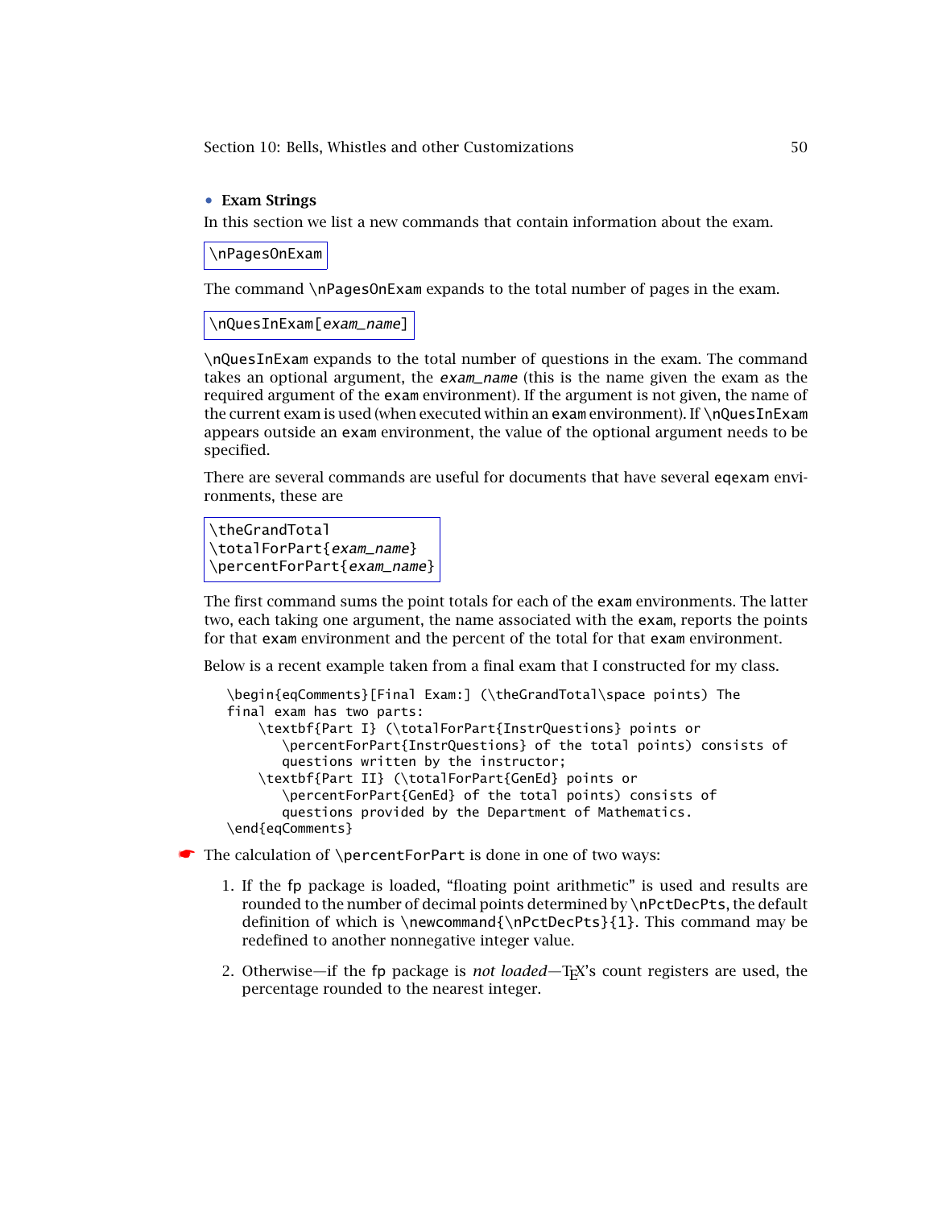- **Exam Strings**

In this section we list a new commands that contain information about the exam.

```
\nPagesOnExam
```

The command `\nPagesOnExam` expands to the total number of pages in the exam.

```
\nQuesInExam[exam_name]
```

`\nQuesInExam` expands to the total number of questions in the exam. The command takes an optional argument, the *exam_name* (this is the name given the exam as the required argument of the `exam` environment). If the argument is not given, the name of the current exam is used (when executed within an `exam` environment). If `\nQuesInExam` appears outside an `exam` environment, the value of the optional argument needs to be specified.

There are several commands are useful for documents that have several `eqexam` environments, these are

```
\theGrandTotal
\totalForPart{exam_name}
\percentForPart{exam_name}
```

The first command sums the point totals for each of the `exam` environments. The latter two, each taking one argument, the name associated with the `exam`, reports the points for that `exam` environment and the percent of the total for that `exam` environment.

Below is a recent example taken from a final exam that I constructed for my class.

```
\begin{eqComments}[Final Exam:] (\theGrandTotal\space points) The
final exam has two parts:
    \textbf{Part I} (\totalForPart{InstrQuestions} points or
       \percentForPart{InstrQuestions} of the total points) consists of
       questions written by the instructor;
    \textbf{Part II} (\totalForPart{GenEd} points or
       \percentForPart{GenEd} of the total points) consists of
       questions provided by the Department of Mathematics.
\end{eqComments}
```

☛ The calculation of `\percentForPart` is done in one of two ways:

1. If the `fp` package is loaded, “floating point arithmetic” is used and results are rounded to the number of decimal points determined by `\nPctDecPts`, the default definition of which is `\newcommand{\nPctDecPts}{1}`. This command may be redefined to another nonnegative integer value.

2. Otherwise—if the `fp` package is *not loaded*—TEX’s count registers are used, the percentage rounded to the nearest integer.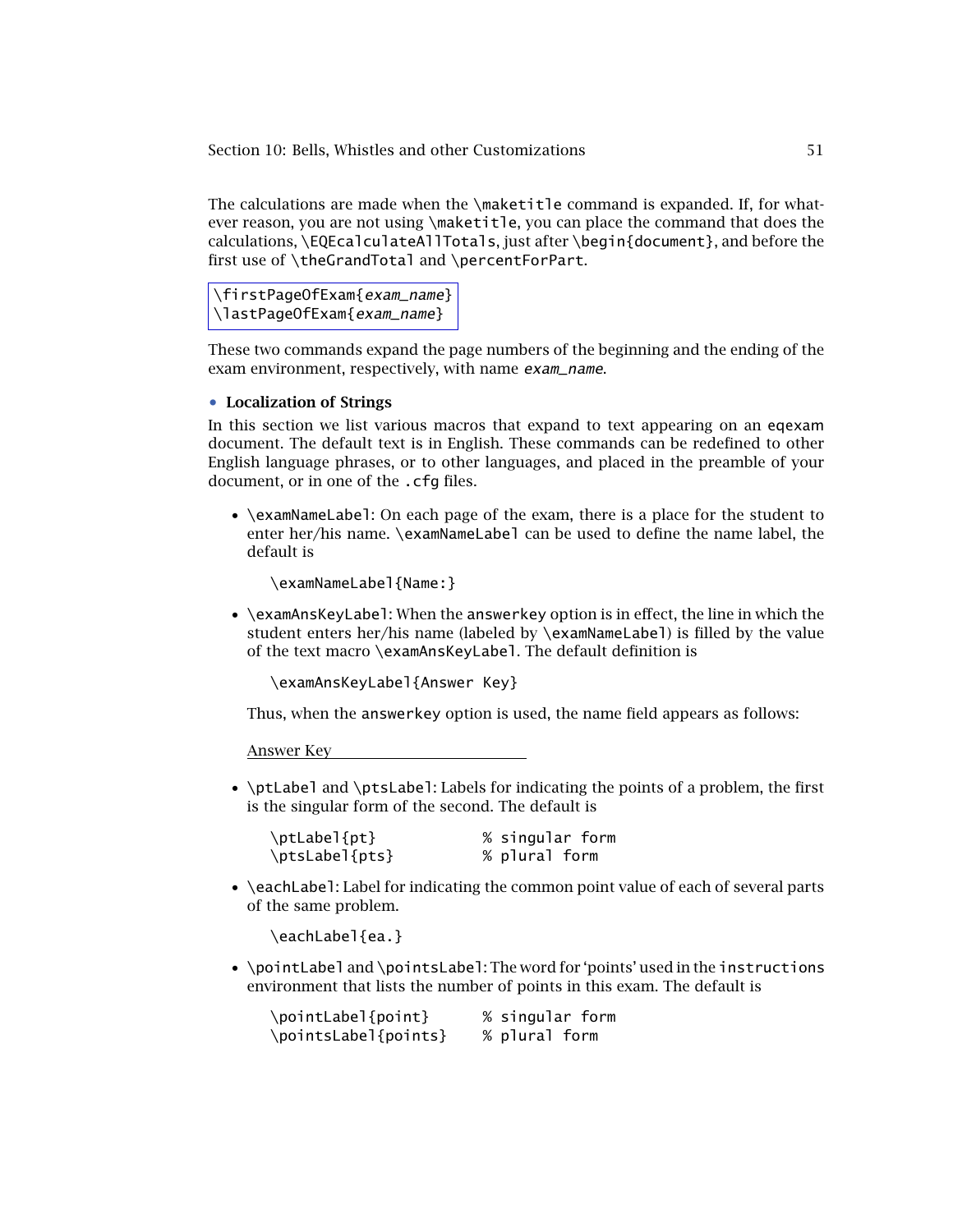The calculations are made when the `\maketitle` command is expanded. If, for whatever reason, you are not using `\maketitle`, you can place the command that does the calculations, `\EQEcalculateAllTotals`, just after `\begin{document}`, and before the first use of `\theGrandTotal` and `\percentForPart`.

```
\firstPageOfExam{exam_name}
\lastPageOfExam{exam_name}
```

These two commands expand the page numbers of the beginning and the ending of the exam environment, respectively, with name *exam_name*.

### • Localization of Strings

In this section we list various macros that expand to text appearing on an `eqexam` document. The default text is in English. These commands can be redefined to other English language phrases, or to other languages, and placed in the preamble of your document, or in one of the `.cfg` files.

- `\examNameLabel`: On each page of the exam, there is a place for the student to enter her/his name. `\examNameLabel` can be used to define the name label, the default is

  ```
  \examNameLabel{Name:}
  ```

- `\examAnsKeyLabel`: When the `answerkey` option is in effect, the line in which the student enters her/his name (labeled by `\examNameLabel`) is filled by the value of the text macro `\examAnsKeyLabel`. The default definition is

  ```
  \examAnsKeyLabel{Answer Key}
  ```

  Thus, when the `answerkey` option is used, the name field appears as follows:

  <u>Answer Key                                        </u>

- `\ptLabel` and `\ptsLabel`: Labels for indicating the points of a problem, the first is the singular form of the second. The default is

  ```
  \ptLabel{pt}          % singular form
  \ptsLabel{pts}        % plural form
  ```

- `\eachLabel`: Label for indicating the common point value of each of several parts of the same problem.

  ```
  \eachLabel{ea.}
  ```

- `\pointLabel` and `\pointsLabel`: The word for 'points' used in the `instructions` environment that lists the number of points in this exam. The default is

  ```
  \pointLabel{point}      % singular form
  \pointsLabel{points}    % plural form
  ```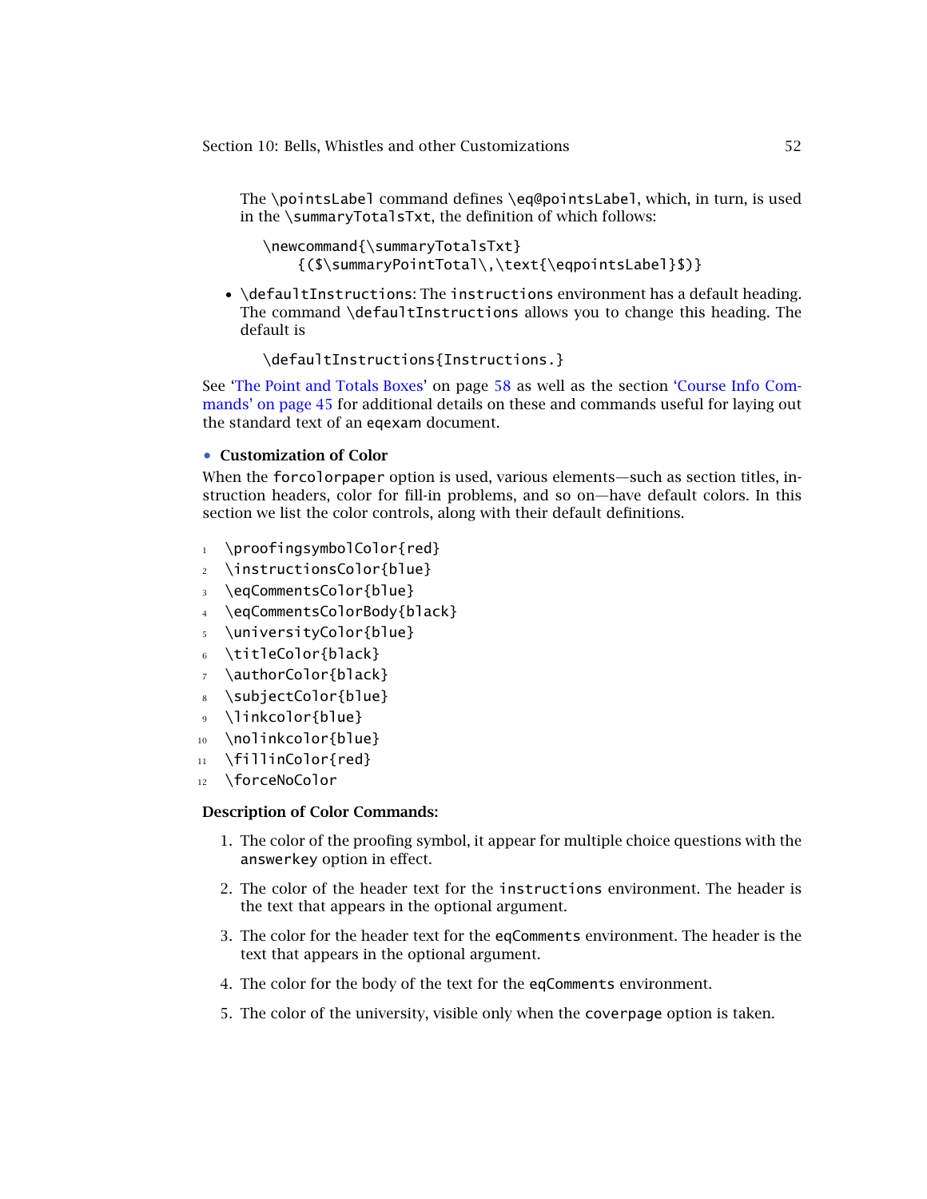The `\pointsLabel` command defines `\eq@pointsLabel`, which, in turn, is used in the `\summaryTotalsTxt`, the definition of which follows:

```
\newcommand{\summaryTotalsTxt}
    {($\summaryPointTotal\,\text{\eqpointsLabel}$)}
```

- `\defaultInstructions`: The `instructions` environment has a default heading. The command `\defaultInstructions` allows you to change this heading. The default is

```
\defaultInstructions{Instructions.}
```

See 'The Point and Totals Boxes' on page 58 as well as the section 'Course Info Commands' on page 45 for additional details on these and commands useful for laying out the standard text of an `eqexam` document.

### • Customization of Color

When the `forcolorpaper` option is used, various elements—such as section titles, instruction headers, color for fill-in problems, and so on—have default colors. In this section we list the color controls, along with their default definitions.

```
1  \proofingsymbolColor{red}
2  \instructionsColor{blue}
3  \eqCommentsColor{blue}
4  \eqCommentsColorBody{black}
5  \universityColor{blue}
6  \titleColor{black}
7  \authorColor{black}
8  \subjectColor{blue}
9  \linkcolor{blue}
10 \nolinkcolor{blue}
11 \fillinColor{red}
12 \forceNoColor
```

**Description of Color Commands:**

1. The color of the proofing symbol, it appear for multiple choice questions with the `answerkey` option in effect.
2. The color of the header text for the `instructions` environment. The header is the text that appears in the optional argument.
3. The color for the header text for the `eqComments` environment. The header is the text that appears in the optional argument.
4. The color for the body of the text for the `eqComments` environment.
5. The color of the university, visible only when the `coverpage` option is taken.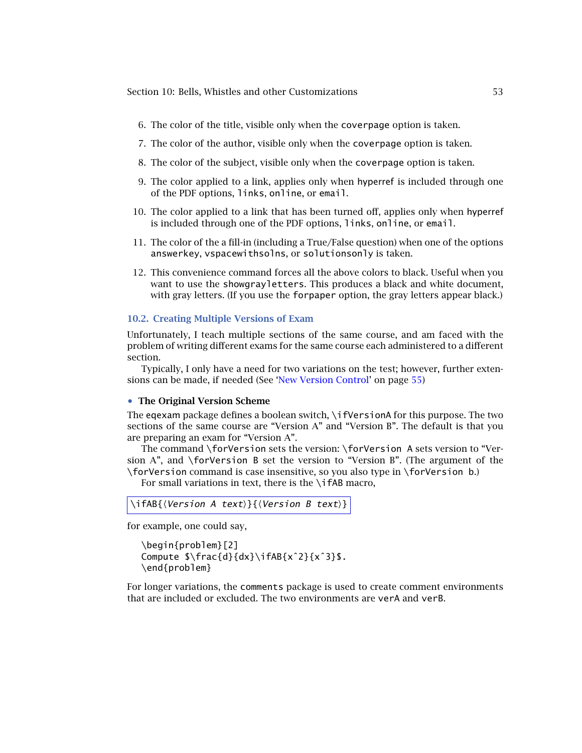6. The color of the title, visible only when the `coverpage` option is taken.

7. The color of the author, visible only when the `coverpage` option is taken.

8. The color of the subject, visible only when the `coverpage` option is taken.

9. The color applied to a link, applies only when `hyperref` is included through one of the PDF options, `links`, `online`, or `email`.

10. The color applied to a link that has been turned off, applies only when `hyperref` is included through one of the PDF options, `links`, `online`, or `email`.

11. The color of the a fill-in (including a True/False question) when one of the options `answerkey`, `vspacewithsolns`, or `solutionsonly` is taken.

12. This convenience command forces all the above colors to black. Useful when you want to use the `showgrayletters`. This produces a black and white document, with gray letters. (If you use the `forpaper` option, the gray letters appear black.)

## 10.2. Creating Multiple Versions of Exam

Unfortunately, I teach multiple sections of the same course, and am faced with the problem of writing different exams for the same course each administered to a different section.

Typically, I only have a need for two variations on the test; however, further extensions can be made, if needed (See 'New Version Control' on page 55)

- **The Original Version Scheme**

The `eqexam` package defines a boolean switch, `\ifVersionA` for this purpose. The two sections of the same course are "Version A" and "Version B". The default is that you are preparing an exam for "Version A".

The command `\forVersion` sets the version: `\forVersion A` sets version to "Version A", and `\forVersion B` set the version to "Version B". (The argument of the `\forVersion` command is case insensitive, so you also type in `\forVersion b`.)

For small variations in text, there is the `\ifAB` macro,

```
\ifAB{⟨Version A text⟩}{⟨Version B text⟩}
```

for example, one could say,

```
\begin{problem}[2]
Compute $\frac{d}{dx}\ifAB{x^2}{x^3}$.
\end{problem}
```

For longer variations, the `comments` package is used to create comment environments that are included or excluded. The two environments are `verA` and `verB`.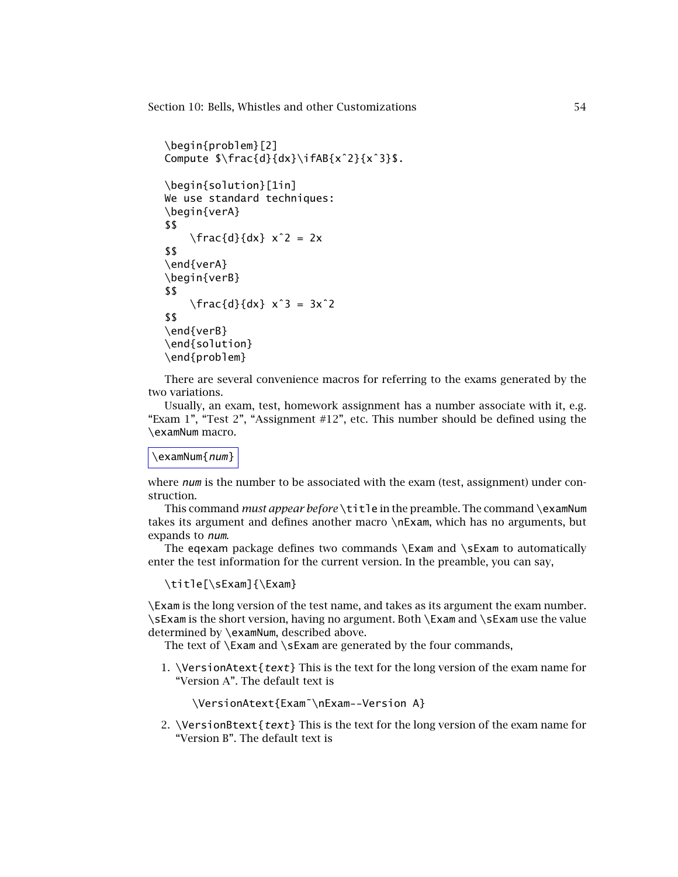```
\begin{problem}[2]
Compute $\frac{d}{dx}\ifAB{x^2}{x^3}$.

\begin{solution}[1in]
We use standard techniques:
\begin{verA}
$$
    \frac{d}{dx} x^2 = 2x
$$
\end{verA}
\begin{verB}
$$
    \frac{d}{dx} x^3 = 3x^2
$$
\end{verB}
\end{solution}
\end{problem}
```

There are several convenience macros for referring to the exams generated by the two variations.

Usually, an exam, test, homework assignment has a number associate with it, e.g. "Exam 1", "Test 2", "Assignment #12", etc. This number should be defined using the `\examNum` macro.

```
\examNum{num}
```

where *num* is the number to be associated with the exam (test, assignment) under construction.

This command *must appear before* `\title` in the preamble. The command `\examNum` takes its argument and defines another macro `\nExam`, which has no arguments, but expands to *num*.

The `eqexam` package defines two commands `\Exam` and `\sExam` to automatically enter the test information for the current version. In the preamble, you can say,

```
\title[\sExam]{\Exam}
```

`\Exam` is the long version of the test name, and takes as its argument the exam number. `\sExam` is the short version, having no argument. Both `\Exam` and `\sExam` use the value determined by `\examNum`, described above.

The text of `\Exam` and `\sExam` are generated by the four commands,

1. `\VersionAtext{text}` This is the text for the long version of the exam name for "Version A". The default text is

   ```
   \VersionAtext{Exam~\nExam--Version A}
   ```

2. `\VersionBtext{text}` This is the text for the long version of the exam name for "Version B". The default text is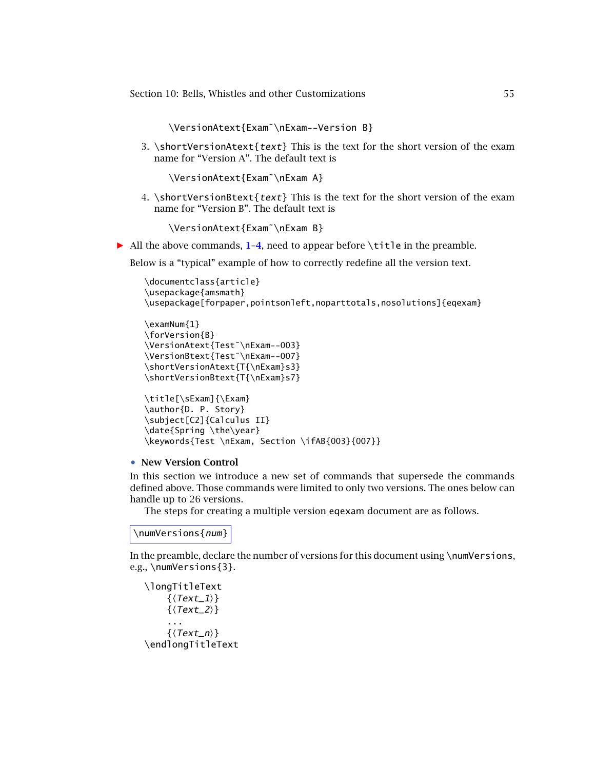```
\VersionAtext{Exam~\nExam--Version B}
```

3. `\shortVersionAtext{text}` This is the text for the short version of the exam name for "Version A". The default text is

```
\VersionAtext{Exam~\nExam A}
```

4. `\shortVersionBtext{text}` This is the text for the short version of the exam name for "Version B". The default text is

```
\VersionAtext{Exam~\nExam B}
```

► All the above commands, **1**–**4**, need to appear before `\title` in the preamble.

Below is a "typical" example of how to correctly redefine all the version text.

```
\documentclass{article}
\usepackage{amsmath}
\usepackage[forpaper,pointsonleft,noparttotals,nosolutions]{eqexam}

\examNum{1}
\forVersion{B}
\VersionAtext{Test~\nExam--003}
\VersionBtext{Test~\nExam--007}
\shortVersionAtext{T{\nExam}s3}
\shortVersionBtext{T{\nExam}s7}

\title[\sExam]{\Exam}
\author{D. P. Story}
\subject[C2]{Calculus II}
\date{Spring \the\year}
\keywords{Test \nExam, Section \ifAB{003}{007}}
```

• **New Version Control**

In this section we introduce a new set of commands that supersede the commands defined above. Those commands were limited to only two versions. The ones below can handle up to 26 versions.

The steps for creating a multiple version `eqexam` document are as follows.

```
\numVersions{num}
```

In the preamble, declare the number of versions for this document using `\numVersions`, e.g., `\numVersions{3}`.

```
\longTitleText
    {⟨Text_1⟩}
    {⟨Text_2⟩}
    ...
    {⟨Text_n⟩}
\endlongTitleText
```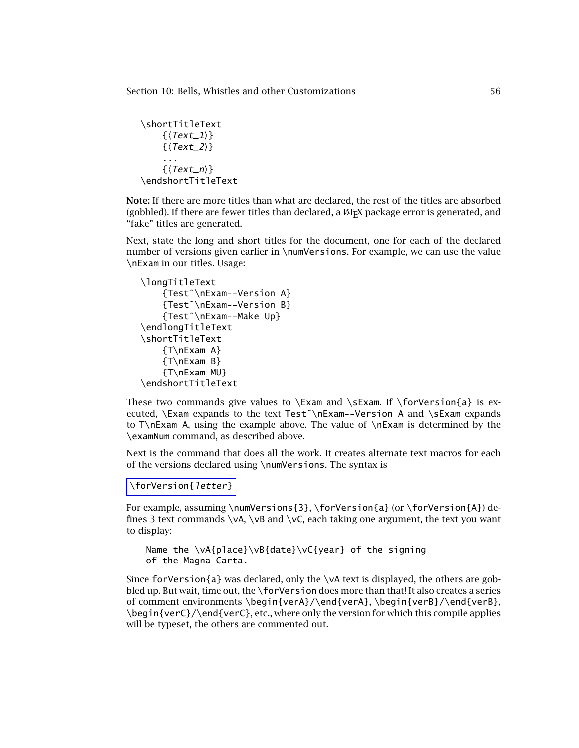```
\shortTitleText
    {⟨Text_1⟩}
    {⟨Text_2⟩}
    ...
    {⟨Text_n⟩}
\endshortTitleText
```

**Note:** If there are more titles than what are declared, the rest of the titles are absorbed (gobbled). If there are fewer titles than declared, a LaTeX package error is generated, and "fake" titles are generated.

Next, state the long and short titles for the document, one for each of the declared number of versions given earlier in `\numVersions`. For example, we can use the value `\nExam` in our titles. Usage:

```
\longTitleText
    {Test~\nExam--Version A}
    {Test~\nExam--Version B}
    {Test~\nExam--Make Up}
\endlongTitleText
\shortTitleText
    {T\nExam A}
    {T\nExam B}
    {T\nExam MU}
\endshortTitleText
```

These two commands give values to `\Exam` and `\sExam`. If `\forVersion{a}` is executed, `\Exam` expands to the text `Test~\nExam--Version A` and `\sExam` expands to `T\nExam A`, using the example above. The value of `\nExam` is determined by the `\examNum` command, as described above.

Next is the command that does all the work. It creates alternate text macros for each of the versions declared using `\numVersions`. The syntax is

```
\forVersion{letter}
```

For example, assuming `\numVersions{3}`, `\forVersion{a}` (or `\forVersion{A}`) defines 3 text commands `\vA`, `\vB` and `\vC`, each taking one argument, the text you want to display:

```
Name the \vA{place}\vB{date}\vC{year} of the signing
of the Magna Carta.
```

Since `forVersion{a}` was declared, only the `\vA` text is displayed, the others are gobbled up. But wait, time out, the `\forVersion` does more than that! It also creates a series of comment environments `\begin{verA}/\end{verA}`, `\begin{verB}/\end{verB}`, `\begin{verC}/\end{verC}`, etc., where only the version for which this compile applies will be typeset, the others are commented out.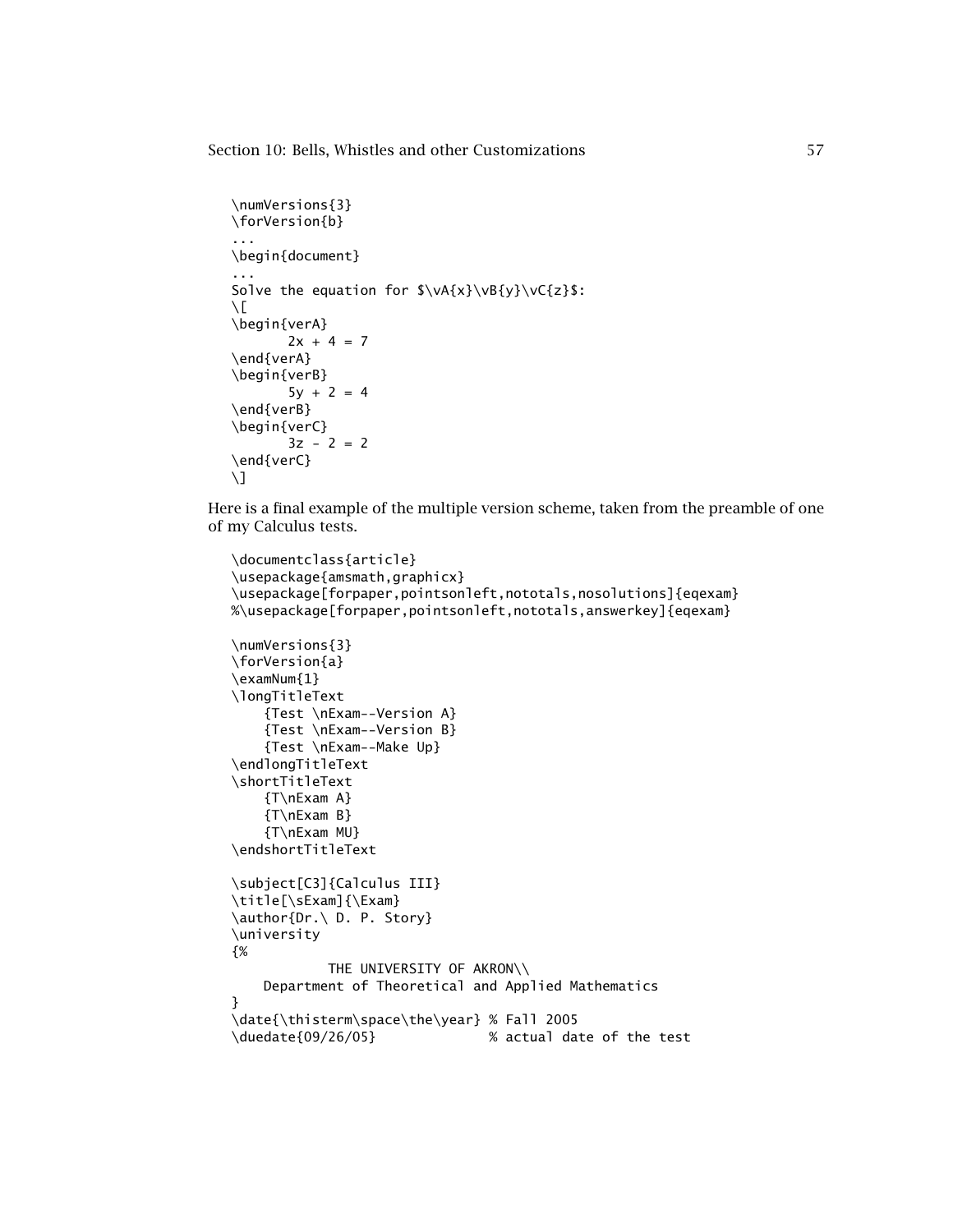```
\numVersions{3}
\forVersion{b}
...
\begin{document}
...
Solve the equation for $\vA{x}\vB{y}\vC{z}$:
\[
\begin{verA}
       2x + 4 = 7
\end{verA}
\begin{verB}
       5y + 2 = 4
\end{verB}
\begin{verC}
       3z - 2 = 2
\end{verC}
\]
```

Here is a final example of the multiple version scheme, taken from the preamble of one of my Calculus tests.

```
\documentclass{article}
\usepackage{amsmath,graphicx}
\usepackage[forpaper,pointsonleft,nototals,nosolutions]{eqexam}
%\usepackage[forpaper,pointsonleft,nototals,answerkey]{eqexam}

\numVersions{3}
\forVersion{a}
\examNum{1}
\longTitleText
    {Test \nExam--Version A}
    {Test \nExam--Version B}
    {Test \nExam--Make Up}
\endlongTitleText
\shortTitleText
    {T\nExam A}
    {T\nExam B}
    {T\nExam MU}
\endshortTitleText

\subject[C3]{Calculus III}
\title[\sExam]{\Exam}
\author{Dr.\ D. P. Story}
\university
{%
           THE UNIVERSITY OF AKRON\\
    Department of Theoretical and Applied Mathematics
}
\date{\thisterm\space\the\year} % Fall 2005
\duedate{09/26/05}              % actual date of the test
```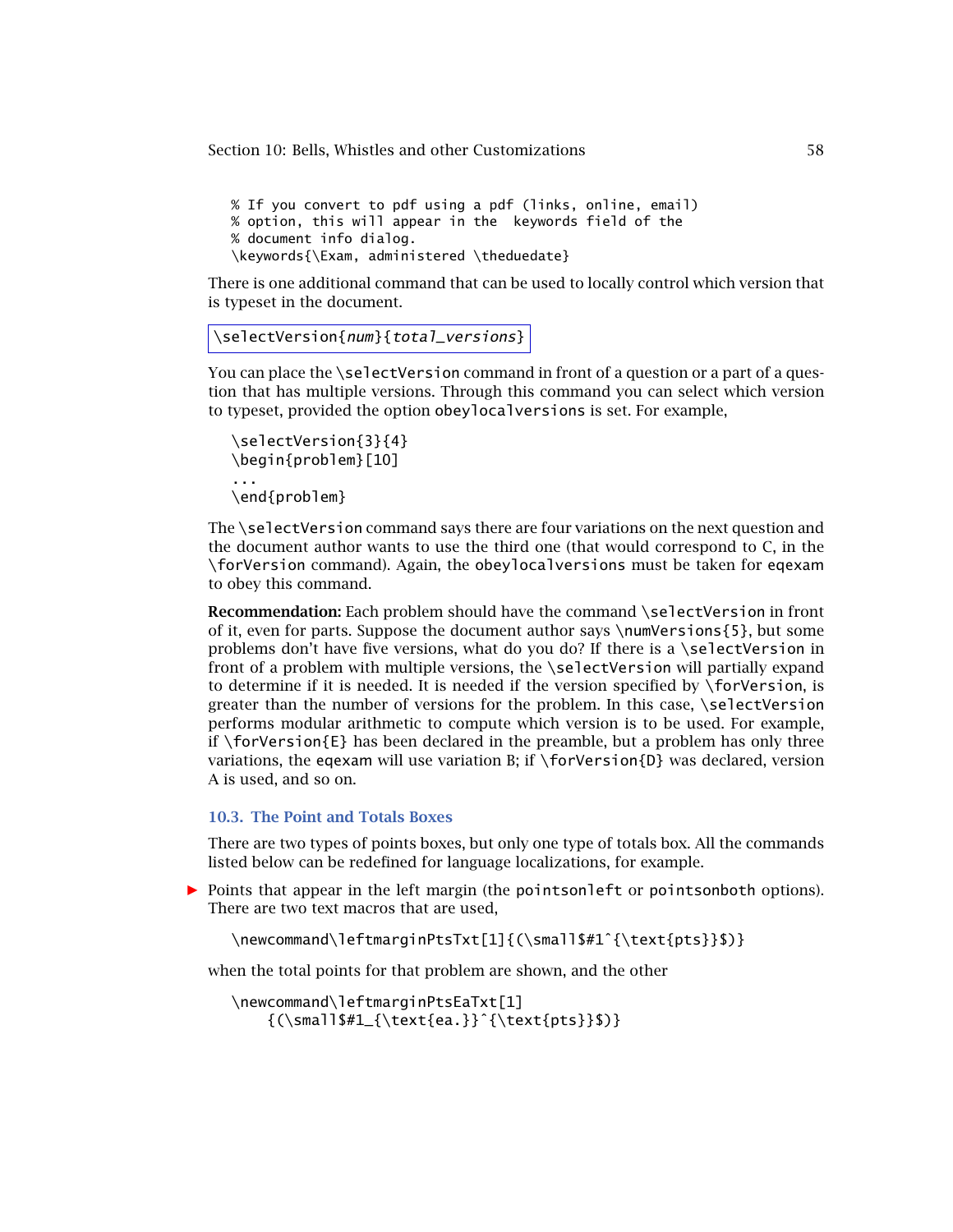```
% If you convert to pdf using a pdf (links, online, email)
% option, this will appear in the  keywords field of the
% document info dialog.
\keywords{\Exam, administered \theduedate}
```

There is one additional command that can be used to locally control which version that is typeset in the document.

```
\selectVersion{num}{total_versions}
```

You can place the `\selectVersion` command in front of a question or a part of a question that has multiple versions. Through this command you can select which version to typeset, provided the option `obeylocalversions` is set. For example,

```
\selectVersion{3}{4}
\begin{problem}[10]
...
\end{problem}
```

The `\selectVersion` command says there are four variations on the next question and the document author wants to use the third one (that would correspond to C, in the `\forVersion` command). Again, the `obeylocalversions` must be taken for `eqexam` to obey this command.

**Recommendation:** Each problem should have the command `\selectVersion` in front of it, even for parts. Suppose the document author says `\numVersions{5}`, but some problems don't have five versions, what do you do? If there is a `\selectVersion` in front of a problem with multiple versions, the `\selectVersion` will partially expand to determine if it is needed. It is needed if the version specified by `\forVersion`, is greater than the number of versions for the problem. In this case, `\selectVersion` performs modular arithmetic to compute which version is to be used. For example, if `\forVersion{E}` has been declared in the preamble, but a problem has only three variations, the `eqexam` will use variation B; if `\forVersion{D}` was declared, version A is used, and so on.

## 10.3. The Point and Totals Boxes

There are two types of points boxes, but only one type of totals box. All the commands listed below can be redefined for language localizations, for example.

- Points that appear in the left margin (the `pointsonleft` or `pointsonboth` options). There are two text macros that are used,

```
\newcommand\leftmarginPtsTxt[1]{(\small$#1^{\text{pts}}$)}
```

when the total points for that problem are shown, and the other

```
\newcommand\leftmarginPtsEaTxt[1]
    {(\small$#1_{\text{ea.}}^{\text{pts}}$)}
```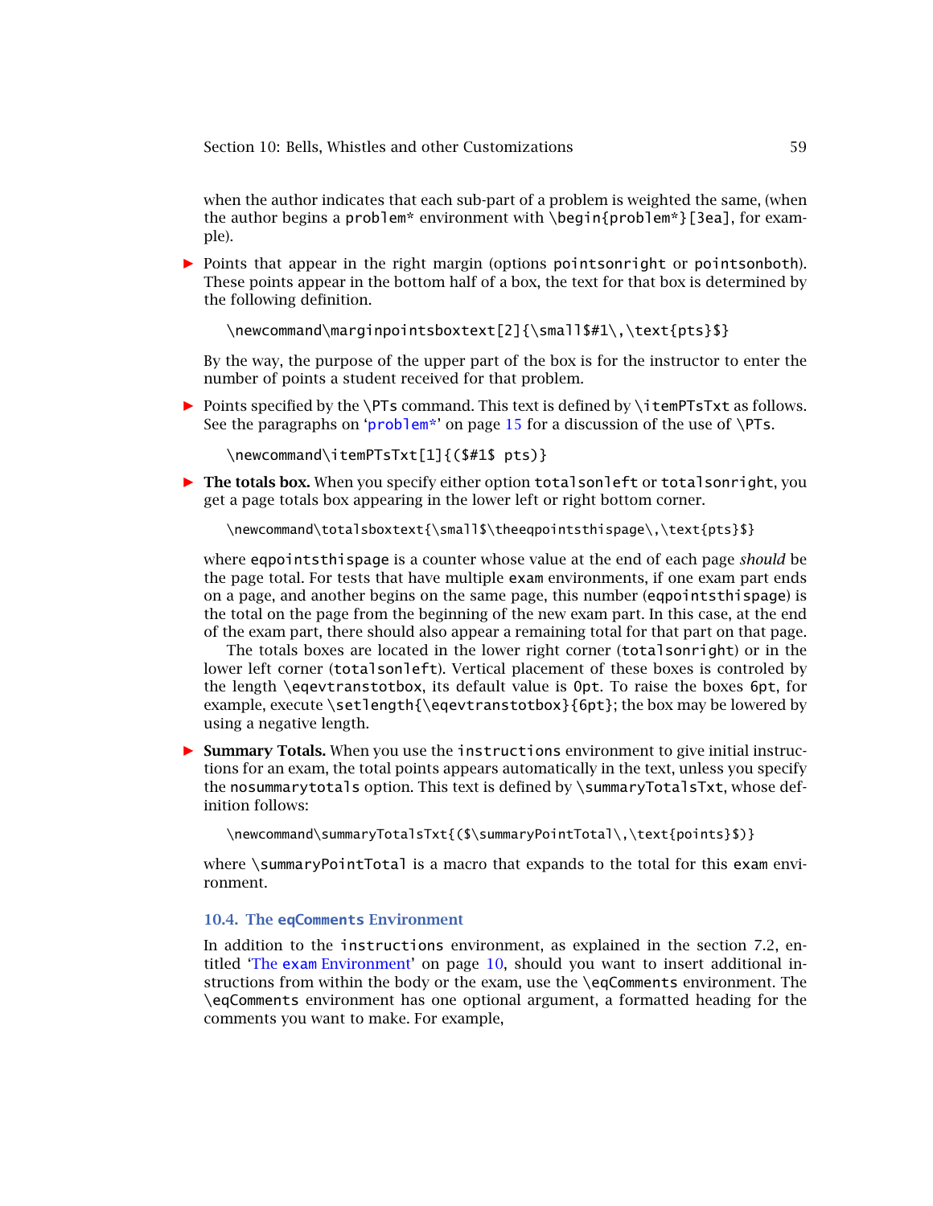when the author indicates that each sub-part of a problem is weighted the same, (when the author begins a `problem*` environment with `\begin{problem*}[3ea]`, for example).

- Points that appear in the right margin (options `pointsonright` or `pointsonboth`). These points appear in the bottom half of a box, the text for that box is determined by the following definition.

  ```
  \newcommand\marginpointsboxtext[2]{\small$#1\,\text{pts}$}
  ```

  By the way, the purpose of the upper part of the box is for the instructor to enter the number of points a student received for that problem.

- Points specified by the `\PTs` command. This text is defined by `\itemPTsTxt` as follows. See the paragraphs on '`problem*`' on page 15 for a discussion of the use of `\PTs`.

  ```
  \newcommand\itemPTsTxt[1]{($#1$ pts)}
  ```

- **The totals box.** When you specify either option `totalsonleft` or `totalsonright`, you get a page totals box appearing in the lower left or right bottom corner.

  ```
  \newcommand\totalsboxtext{\small$\theeqpointsthispage\,\text{pts}$}
  ```

  where `eqpointsthispage` is a counter whose value at the end of each page *should* be the page total. For tests that have multiple `exam` environments, if one exam part ends on a page, and another begins on the same page, this number (`eqpointsthispage`) is the total on the page from the beginning of the new exam part. In this case, at the end of the exam part, there should also appear a remaining total for that part on that page.

  The totals boxes are located in the lower right corner (`totalsonright`) or in the lower left corner (`totalsonleft`). Vertical placement of these boxes is controled by the length `\eqevtranstotbox`, its default value is `0pt`. To raise the boxes `6pt`, for example, execute `\setlength{\eqevtranstotbox}{6pt}`; the box may be lowered by using a negative length.

- **Summary Totals.** When you use the `instructions` environment to give initial instructions for an exam, the total points appears automatically in the text, unless you specify the `nosummarytotals` option. This text is defined by `\summaryTotalsTxt`, whose definition follows:

  ```
  \newcommand\summaryTotalsTxt{($\summaryPointTotal\,\text{points}$)}
  ```

  where `\summaryPointTotal` is a macro that expands to the total for this `exam` environment.

### 10.4. The `eqComments` Environment

In addition to the `instructions` environment, as explained in the section 7.2, entitled 'The `exam` Environment' on page 10, should you want to insert additional instructions from within the body or the exam, use the `\eqComments` environment. The `\eqComments` environment has one optional argument, a formatted heading for the comments you want to make. For example,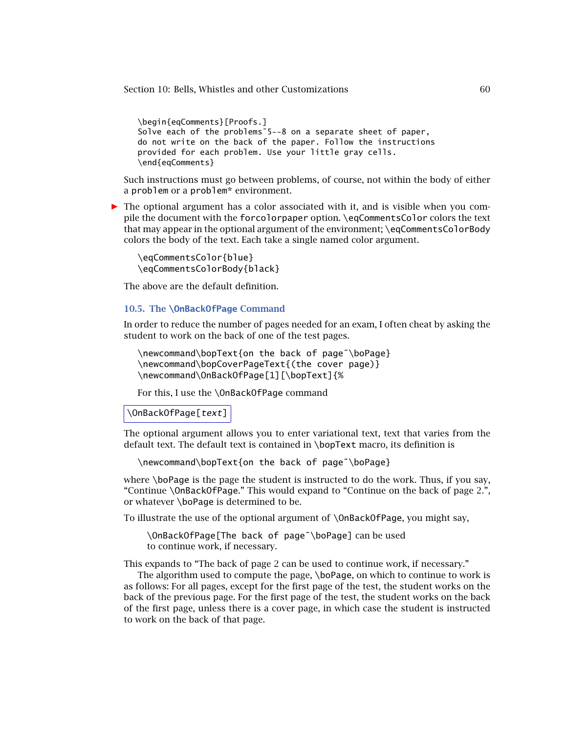```
\begin{eqComments}[Proofs.]
Solve each of the problems~5--8 on a separate sheet of paper,
do not write on the back of the paper. Follow the instructions
provided for each problem. Use your little gray cells.
\end{eqComments}
```

Such instructions must go between problems, of course, not within the body of either a `problem` or a `problem*` environment.

▶ The optional argument has a color associated with it, and is visible when you compile the document with the `forcolorpaper` option. `\eqCommentsColor` colors the text that may appear in the optional argument of the environment; `\eqCommentsColorBody` colors the body of the text. Each take a single named color argument.

```
\eqCommentsColor{blue}
\eqCommentsColorBody{black}
```

The above are the default definition.

### 10.5. The `\OnBackOfPage` Command

In order to reduce the number of pages needed for an exam, I often cheat by asking the student to work on the back of one of the test pages.

```
\newcommand\bopText{on the back of page~\boPage}
\newcommand\bopCoverPageText{(the cover page)}
\newcommand\OnBackOfPage[1][\bopText]{%
```

For this, I use the `\OnBackOfPage` command

```
\OnBackOfPage[text]
```

The optional argument allows you to enter variational text, text that varies from the default text. The default text is contained in `\bopText` macro, its definition is

```
\newcommand\bopText{on the back of page~\boPage}
```

where `\boPage` is the page the student is instructed to do the work. Thus, if you say, “Continue `\OnBackOfPage`.” This would expand to “Continue on the back of page 2.”, or whatever `\boPage` is determined to be.

To illustrate the use of the optional argument of `\OnBackOfPage`, you might say,

> `\OnBackOfPage[The back of page~\boPage]` can be used to continue work, if necessary.

This expands to “The back of page 2 can be used to continue work, if necessary.”

The algorithm used to compute the page, `\boPage`, on which to continue to work is as follows: For all pages, except for the first page of the test, the student works on the back of the previous page. For the first page of the test, the student works on the back of the first page, unless there is a cover page, in which case the student is instructed to work on the back of that page.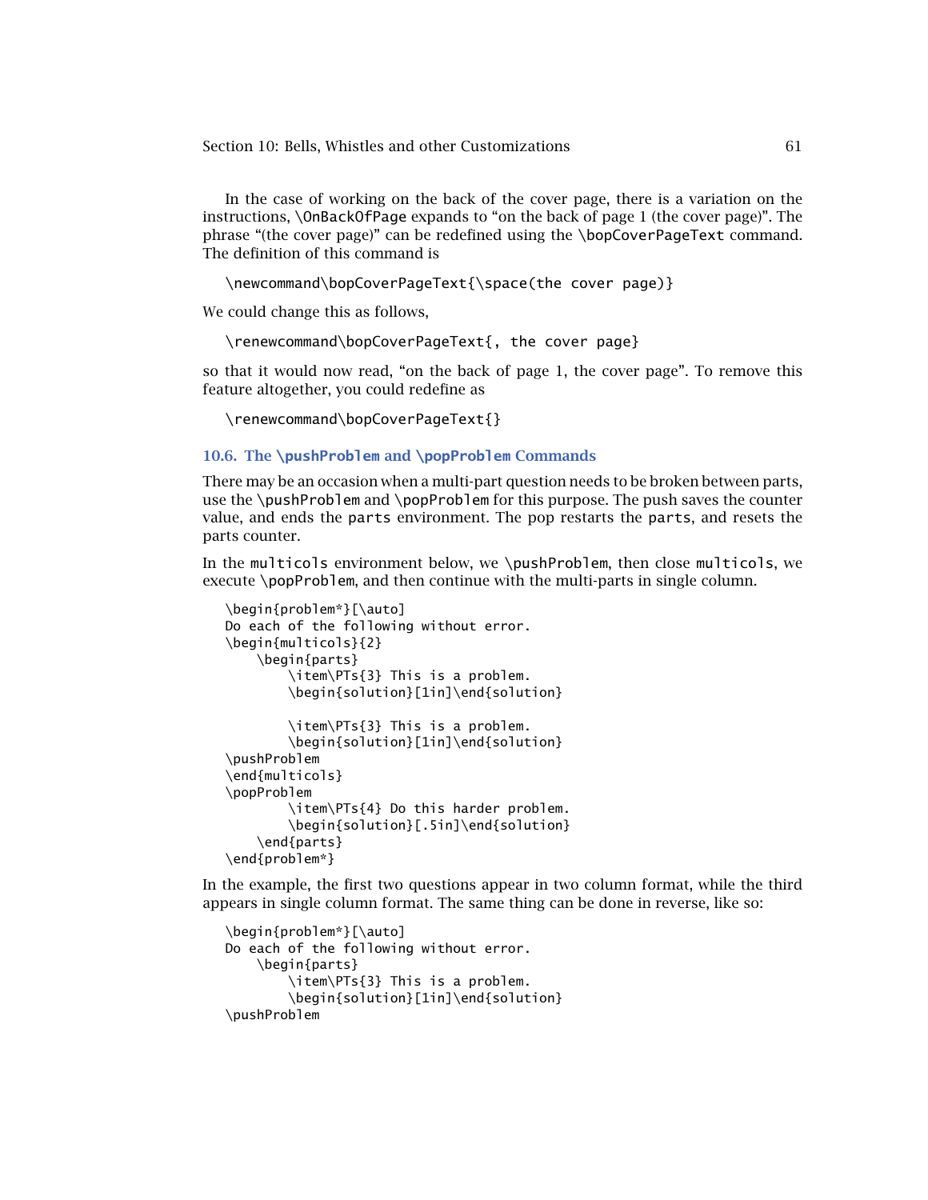In the case of working on the back of the cover page, there is a variation on the instructions, `\OnBackOfPage` expands to "on the back of page 1 (the cover page)". The phrase "(the cover page)" can be redefined using the `\bopCoverPageText` command. The definition of this command is

```
\newcommand\bopCoverPageText{\space(the cover page)}
```

We could change this as follows,

```
\renewcommand\bopCoverPageText{, the cover page}
```

so that it would now read, "on the back of page 1, the cover page". To remove this feature altogether, you could redefine as

```
\renewcommand\bopCoverPageText{}
```

### 10.6. The `\pushProblem` and `\popProblem` Commands

There may be an occasion when a multi-part question needs to be broken between parts, use the `\pushProblem` and `\popProblem` for this purpose. The push saves the counter value, and ends the `parts` environment. The pop restarts the `parts`, and resets the parts counter.

In the `multicols` environment below, we `\pushProblem`, then close `multicols`, we execute `\popProblem`, and then continue with the multi-parts in single column.

```
\begin{problem*}[\auto]
Do each of the following without error.
\begin{multicols}{2}
    \begin{parts}
        \item\PTs{3} This is a problem.
        \begin{solution}[1in]\end{solution}

        \item\PTs{3} This is a problem.
        \begin{solution}[1in]\end{solution}
\pushProblem
\end{multicols}
\popProblem
        \item\PTs{4} Do this harder problem.
        \begin{solution}[.5in]\end{solution}
    \end{parts}
\end{problem*}
```

In the example, the first two questions appear in two column format, while the third appears in single column format. The same thing can be done in reverse, like so:

```
\begin{problem*}[\auto]
Do each of the following without error.
    \begin{parts}
        \item\PTs{3} This is a problem.
        \begin{solution}[1in]\end{solution}
\pushProblem
```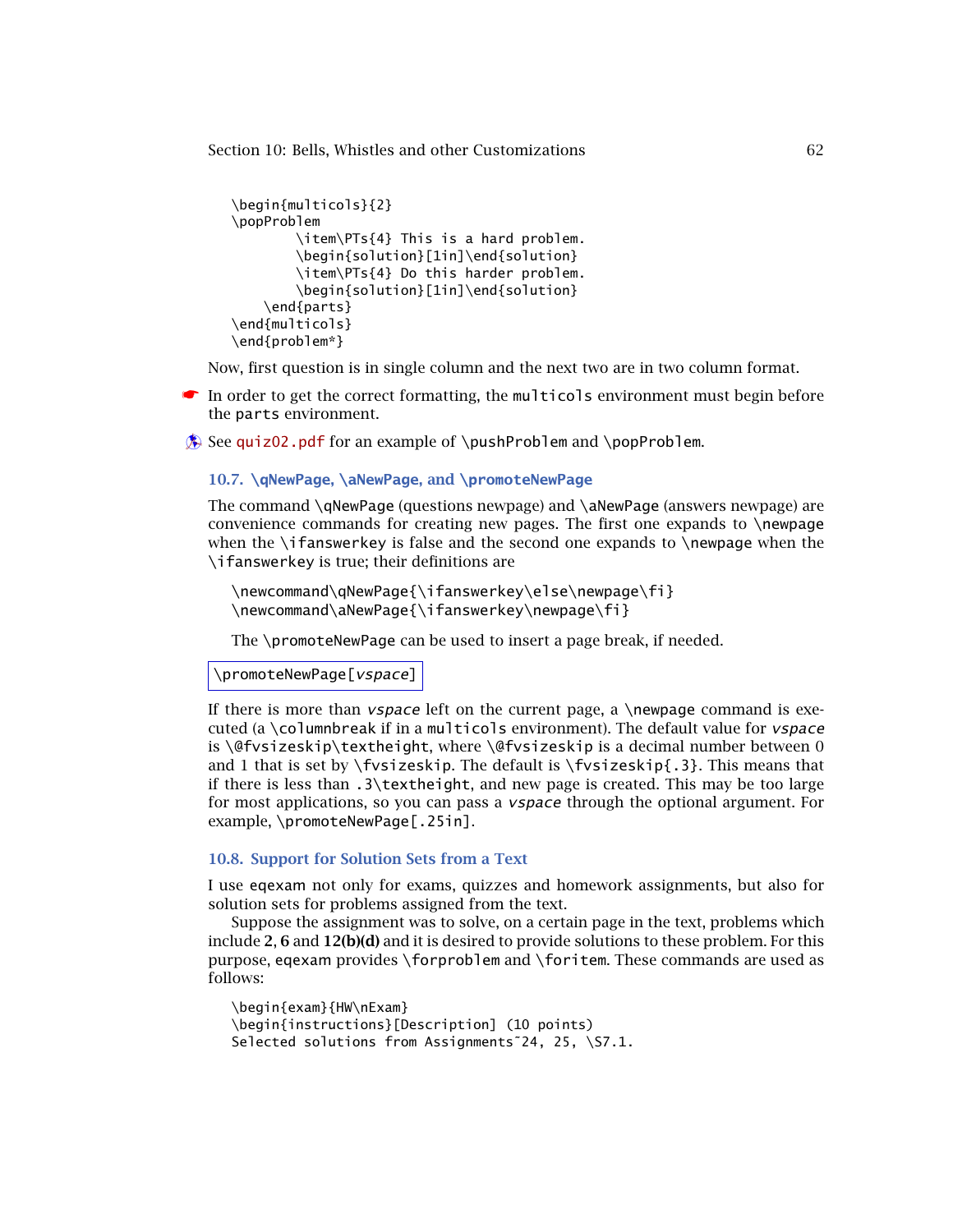```
\begin{multicols}{2}
\popProblem
        \item\PTs{4} This is a hard problem.
        \begin{solution}[1in]\end{solution}
        \item\PTs{4} Do this harder problem.
        \begin{solution}[1in]\end{solution}
    \end{parts}
\end{multicols}
\end{problem*}
```

Now, first question is in single column and the next two are in two column format.

☛ In order to get the correct formatting, the `multicols` environment must begin before the `parts` environment.

See `quiz02.pdf` for an example of `\pushProblem` and `\popProblem`.

### 10.7. \qNewPage, \aNewPage, and \promoteNewPage

The command `\qNewPage` (questions newpage) and `\aNewPage` (answers newpage) are convenience commands for creating new pages. The first one expands to `\newpage` when the `\ifanswerkey` is false and the second one expands to `\newpage` when the `\ifanswerkey` is true; their definitions are

```
\newcommand\qNewPage{\ifanswerkey\else\newpage\fi}
\newcommand\aNewPage{\ifanswerkey\newpage\fi}
```

The `\promoteNewPage` can be used to insert a page break, if needed.

```
\promoteNewPage[vspace]
```

If there is more than *vspace* left on the current page, a `\newpage` command is executed (a `\columnbreak` if in a `multicols` environment). The default value for *vspace* is `\@fvsizeskip\textheight`, where `\@fvsizeskip` is a decimal number between 0 and 1 that is set by `\fvsizeskip`. The default is `\fvsizeskip{.3}`. This means that if there is less than `.3\textheight`, and new page is created. This may be too large for most applications, so you can pass a *vspace* through the optional argument. For example, `\promoteNewPage[.25in]`.

### 10.8. Support for Solution Sets from a Text

I use `eqexam` not only for exams, quizzes and homework assignments, but also for solution sets for problems assigned from the text.

Suppose the assignment was to solve, on a certain page in the text, problems which include **2**, **6** and **12(b)(d)** and it is desired to provide solutions to these problem. For this purpose, `eqexam` provides `\forproblem` and `\foritem`. These commands are used as follows:

```
\begin{exam}{HW\nExam}
\begin{instructions}[Description] (10 points)
Selected solutions from Assignments~24, 25, \S7.1.
```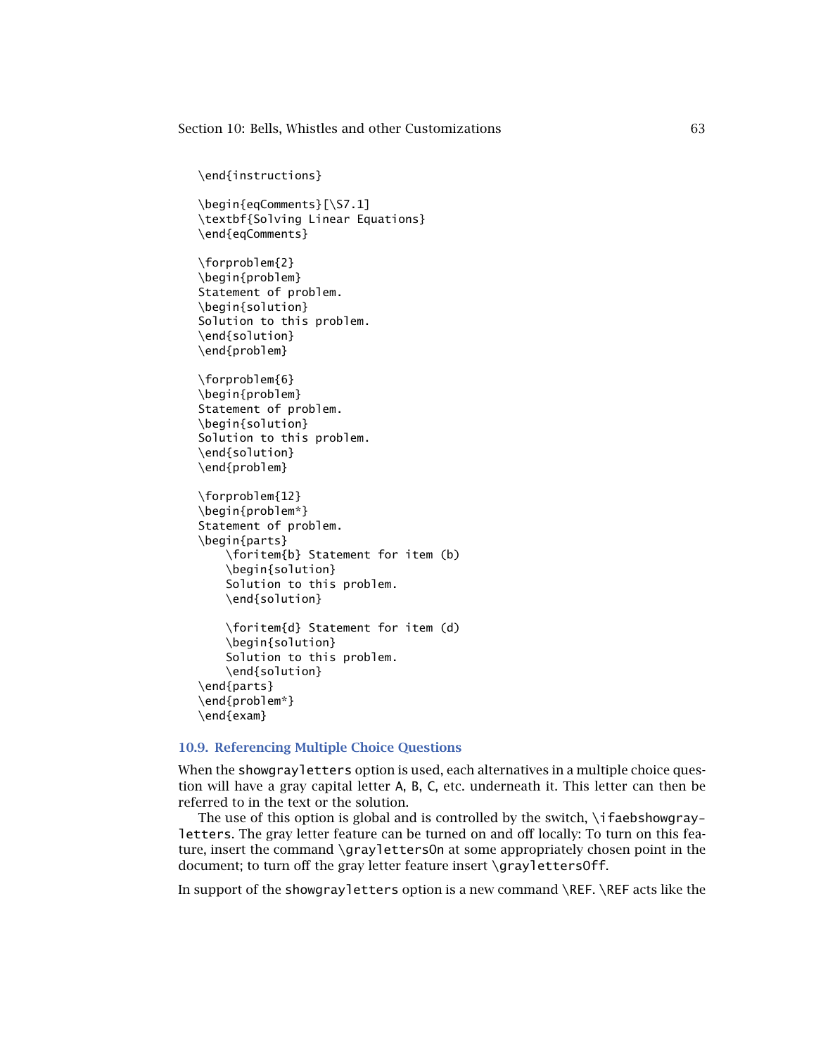```
\end{instructions}

\begin{eqComments}[\S7.1]
\textbf{Solving Linear Equations}
\end{eqComments}

\forproblem{2}
\begin{problem}
Statement of problem.
\begin{solution}
Solution to this problem.
\end{solution}
\end{problem}

\forproblem{6}
\begin{problem}
Statement of problem.
\begin{solution}
Solution to this problem.
\end{solution}
\end{problem}

\forproblem{12}
\begin{problem*}
Statement of problem.
\begin{parts}
    \foritem{b} Statement for item (b)
    \begin{solution}
    Solution to this problem.
    \end{solution}

    \foritem{d} Statement for item (d)
    \begin{solution}
    Solution to this problem.
    \end{solution}
\end{parts}
\end{problem*}
\end{exam}
```

### 10.9. Referencing Multiple Choice Questions

When the `showgrayletters` option is used, each alternatives in a multiple choice question will have a gray capital letter `A`, `B`, `C`, etc. underneath it. This letter can then be referred to in the text or the solution.

The use of this option is global and is controlled by the switch, `\ifaebshowgrayletters`. The gray letter feature can be turned on and off locally: To turn on this feature, insert the command `\graylettersOn` at some appropriately chosen point in the document; to turn off the gray letter feature insert `\graylettersOff`.

In support of the `showgrayletters` option is a new command `\REF`. `\REF` acts like the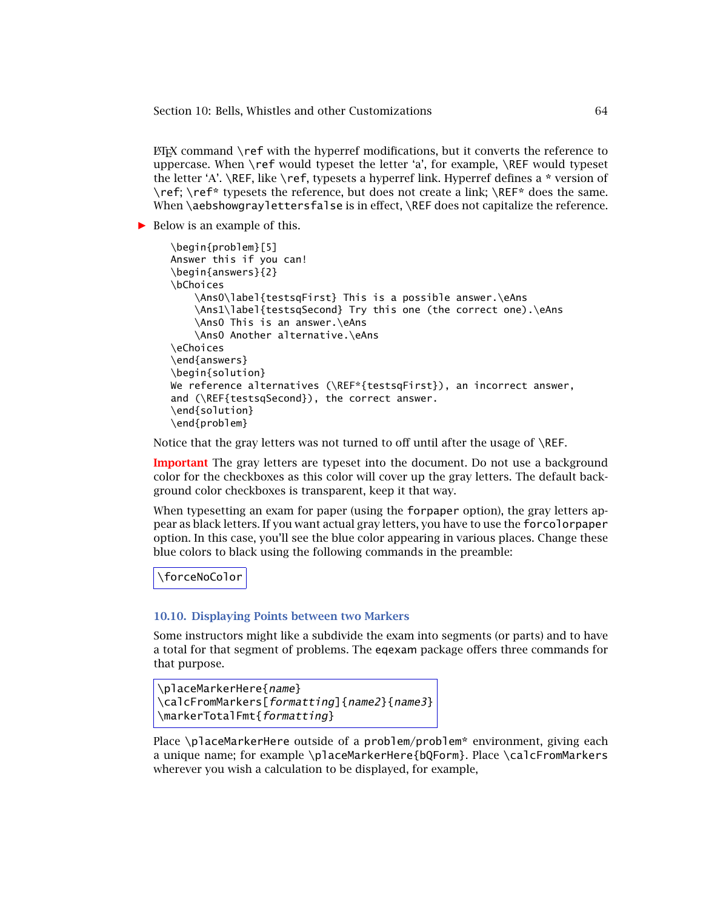LaTeX command `\ref` with the hyperref modifications, but it converts the reference to uppercase. When `\ref` would typeset the letter 'a', for example, `\REF` would typeset the letter 'A'. `\REF`, like `\ref`, typesets a hyperref link. Hyperref defines a * version of `\ref`; `\ref*` typesets the reference, but does not create a link; `\REF*` does the same. When `\aebshowgraylettersfalse` is in effect, `\REF` does not capitalize the reference.

▶ Below is an example of this.

```
\begin{problem}[5]
Answer this if you can!
\begin{answers}{2}
\bChoices
    \Ans0\label{testsqFirst} This is a possible answer.\eAns
    \Ans1\label{testsqSecond} Try this one (the correct one).\eAns
    \Ans0 This is an answer.\eAns
    \Ans0 Another alternative.\eAns
\eChoices
\end{answers}
\begin{solution}
We reference alternatives (\REF*{testsqFirst}), an incorrect answer,
and (\REF{testsqSecond}), the correct answer.
\end{solution}
\end{problem}
```

Notice that the gray letters was not turned to off until after the usage of `\REF`.

**Important** The gray letters are typeset into the document. Do not use a background color for the checkboxes as this color will cover up the gray letters. The default background color checkboxes is transparent, keep it that way.

When typesetting an exam for paper (using the `forpaper` option), the gray letters appear as black letters. If you want actual gray letters, you have to use the `forcolorpaper` option. In this case, you'll see the blue color appearing in various places. Change these blue colors to black using the following commands in the preamble:

```
\forceNoColor
```

## 10.10. Displaying Points between two Markers

Some instructors might like a subdivide the exam into segments (or parts) and to have a total for that segment of problems. The `eqexam` package offers three commands for that purpose.

```
\placeMarkerHere{name}
\calcFromMarkers[formatting]{name2}{name3}
\markerTotalFmt{formatting}
```

Place `\placeMarkerHere` outside of a `problem`/`problem*` environment, giving each a unique name; for example `\placeMarkerHere{bQForm}`. Place `\calcFromMarkers` wherever you wish a calculation to be displayed, for example,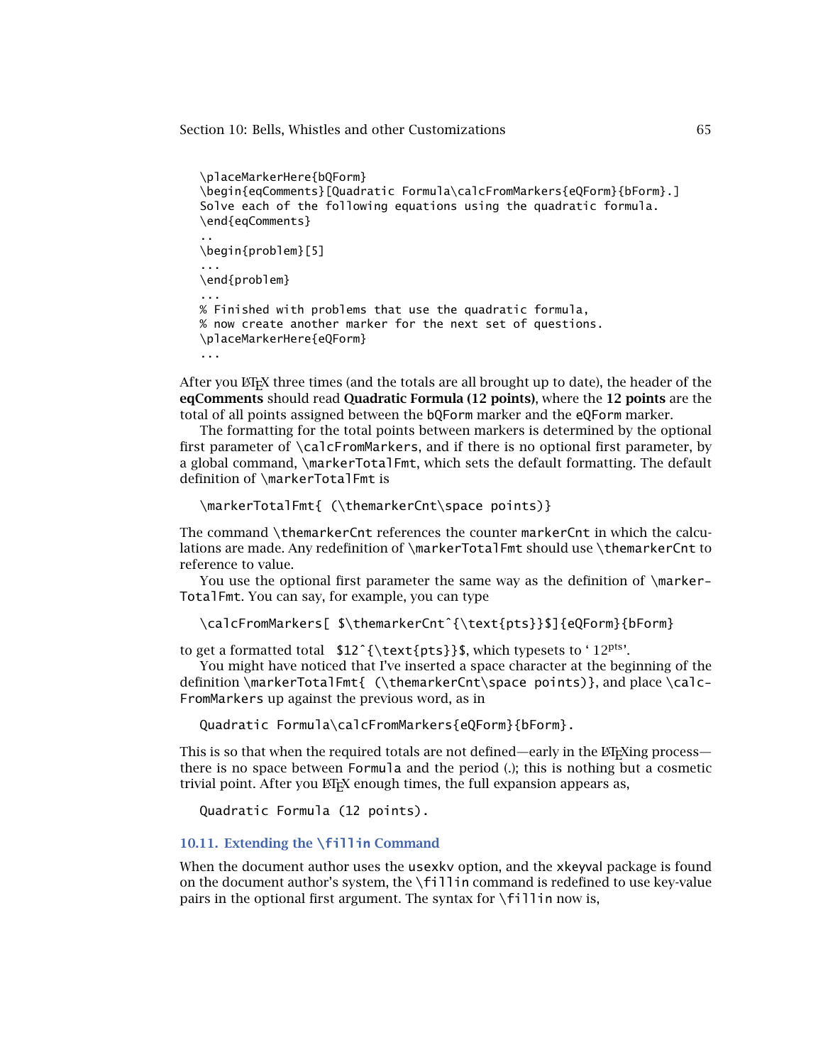```
\placeMarkerHere{bQForm}
\begin{eqComments}[Quadratic Formula\calcFromMarkers{eQForm}{bForm}.]
Solve each of the following equations using the quadratic formula.
\end{eqComments}
..
\begin{problem}[5]
...
\end{problem}
...
% Finished with problems that use the quadratic formula,
% now create another marker for the next set of questions.
\placeMarkerHere{eQForm}
...
```

After you LaTeX three times (and the totals are all brought up to date), the header of the **eqComments** should read **Quadratic Formula (12 points)**, where the **12 points** are the total of all points assigned between the `bQForm` marker and the `eQForm` marker.

The formatting for the total points between markers is determined by the optional first parameter of `\calcFromMarkers`, and if there is no optional first parameter, by a global command, `\markerTotalFmt`, which sets the default formatting. The default definition of `\markerTotalFmt` is

```
\markerTotalFmt{ (\themarkerCnt\space points)}
```

The command `\themarkerCnt` references the counter `markerCnt` in which the calculations are made. Any redefinition of `\markerTotalFmt` should use `\themarkerCnt` to reference to value.

You use the optional first parameter the same way as the definition of `\markerTotalFmt`. You can say, for example, you can type

```
\calcFromMarkers[ $\themarkerCnt^{\text{pts}}$]{eQForm}{bForm}
```

to get a formatted total `$12^{\text{pts}}$`, which typesets to ‘ $12^{\text{pts}}$’.

You might have noticed that I’ve inserted a space character at the beginning of the definition `\markerTotalFmt{ (\themarkerCnt\space points)}`, and place `\calcFromMarkers` up against the previous word, as in

```
Quadratic Formula\calcFromMarkers{eQForm}{bForm}.
```

This is so that when the required totals are not defined—early in the LaTeXing process—there is no space between `Formula` and the period (.); this is nothing but a cosmetic trivial point. After you LaTeX enough times, the full expansion appears as,

```
Quadratic Formula (12 points).
```

## 10.11. Extending the `\fillin` Command

When the document author uses the `usexkv` option, and the `xkeyval` package is found on the document author’s system, the `\fillin` command is redefined to use key-value pairs in the optional first argument. The syntax for `\fillin` now is,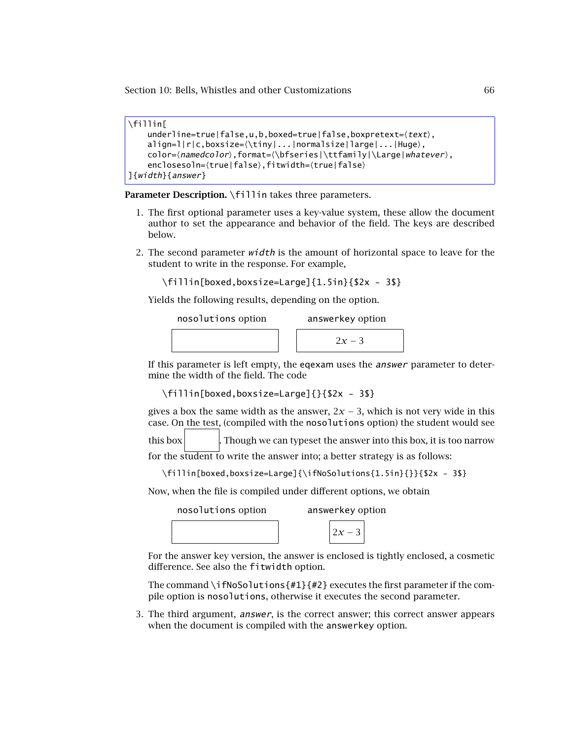```
\fillin[
    underline=true|false,u,b,boxed=true|false,boxpretext=⟨text⟩,
    align=l|r|c,boxsize=⟨\tiny|...|normalsize|large|...|Huge⟩,
    color=⟨namedcolor⟩,format=⟨\bfseries|\ttfamily|\Large|whatever⟩,
    enclosesoln=⟨true|false⟩,fitwidth=⟨true|false⟩
]{width}{answer}
```

**Parameter Description.** `\fillin` takes three parameters.

1. The first optional parameter uses a key-value system, these allow the document author to set the appearance and behavior of the field. The keys are described below.

2. The second parameter *width* is the amount of horizontal space to leave for the student to write in the response. For example,

   ```
   \fillin[boxed,boxsize=Large]{1.5in}{$2x - 3$}
   ```

   Yields the following results, depending on the option.

   | `nosolutions` option | `answerkey` option |
   |---|---|
   | (empty box) | $2x - 3$ |

   If this parameter is left empty, the `eqexam` uses the *answer* parameter to determine the width of the field. The code

   ```
   \fillin[boxed,boxsize=Large]{}{$2x - 3$}
   ```

   gives a box the same width as the answer, $2x - 3$, which is not very wide in this case. On the test, (compiled with the `nosolutions` option) the student would see this box ☐. Though we can typeset the answer into this box, it is too narrow for the student to write the answer into; a better strategy is as follows:

   ```
   \fillin[boxed,boxsize=Large]{\ifNoSolutions{1.5in}{}}{$2x - 3$}
   ```

   Now, when the file is compiled under different options, we obtain

   | `nosolutions` option | `answerkey` option |
   |---|---|
   | (empty box) | $2x - 3$ |

   For the answer key version, the answer is enclosed is tightly enclosed, a cosmetic difference. See also the `fitwidth` option.

   The command `\ifNoSolutions{#1}{#2}` executes the first parameter if the compile option is `nosolutions`, otherwise it executes the second parameter.

3. The third argument, *answer*, is the correct answer; this correct answer appears when the document is compiled with the `answerkey` option.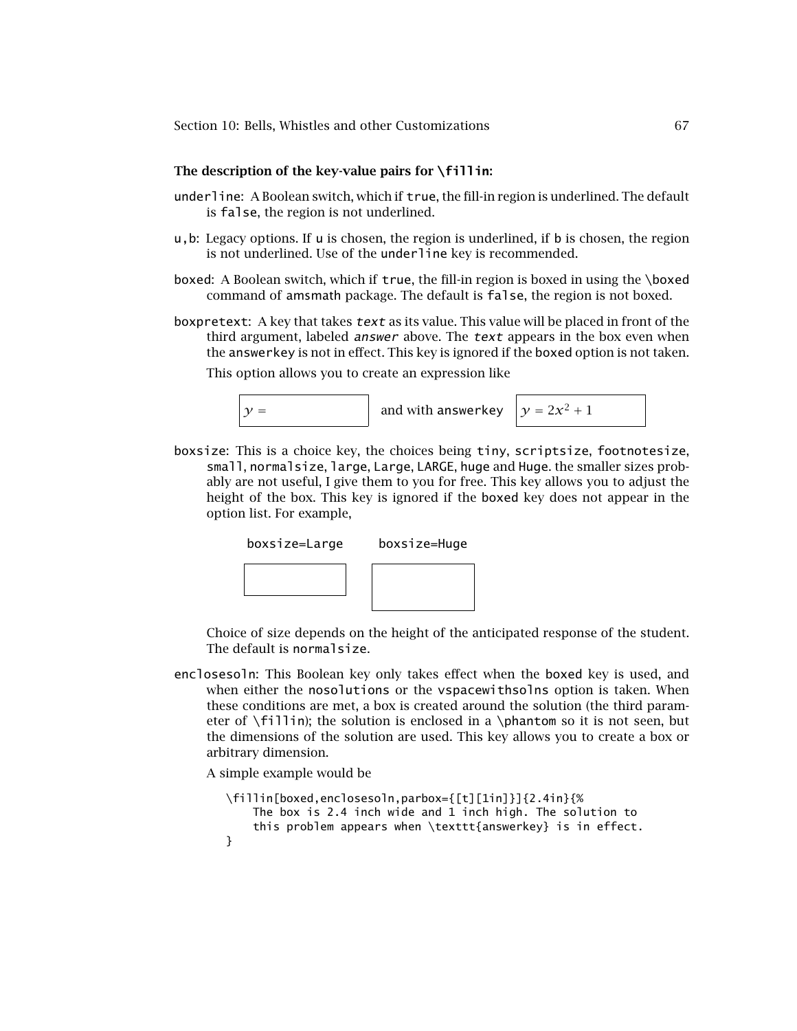**The description of the key-value pairs for `\fillin`:**

`underline`: A Boolean switch, which if `true`, the fill-in region is underlined. The default is `false`, the region is not underlined.

`u`,`b`: Legacy options. If `u` is chosen, the region is underlined, if `b` is chosen, the region is not underlined. Use of the `underline` key is recommended.

`boxed`: A Boolean switch, which if `true`, the fill-in region is boxed in using the `\boxed` command of `amsmath` package. The default is `false`, the region is not boxed.

`boxpretext`: A key that takes *text* as its value. This value will be placed in front of the third argument, labeled *answer* above. The *text* appears in the box even when the `answerkey` is not in effect. This key is ignored if the `boxed` option is not taken.

This option allows you to create an expression like

| $y =$ | and with `answerkey` | $y = 2x^2 + 1$ |
|---|---|---|

`boxsize`: This is a choice key, the choices being `tiny`, `scriptsize`, `footnotesize`, `small`, `normalsize`, `large`, `Large`, `LARGE`, `huge` and `Huge`. the smaller sizes probably are not useful, I give them to you for free. This key allows you to adjust the height of the box. This key is ignored if the `boxed` key does not appear in the option list. For example,

`boxsize=Large` `boxsize=Huge`

Choice of size depends on the height of the anticipated response of the student. The default is `normalsize`.

`enclosesoln`: This Boolean key only takes effect when the `boxed` key is used, and when either the `nosolutions` or the `vspacewithsolns` option is taken. When these conditions are met, a box is created around the solution (the third parameter of `\fillin`); the solution is enclosed in a `\phantom` so it is not seen, but the dimensions of the solution are used. This key allows you to create a box or arbitrary dimension.

A simple example would be

```
\fillin[boxed,enclosesoln,parbox={[t][1in]}]{2.4in}{%
    The box is 2.4 inch wide and 1 inch high. The solution to
    this problem appears when \texttt{answerkey} is in effect.
}
```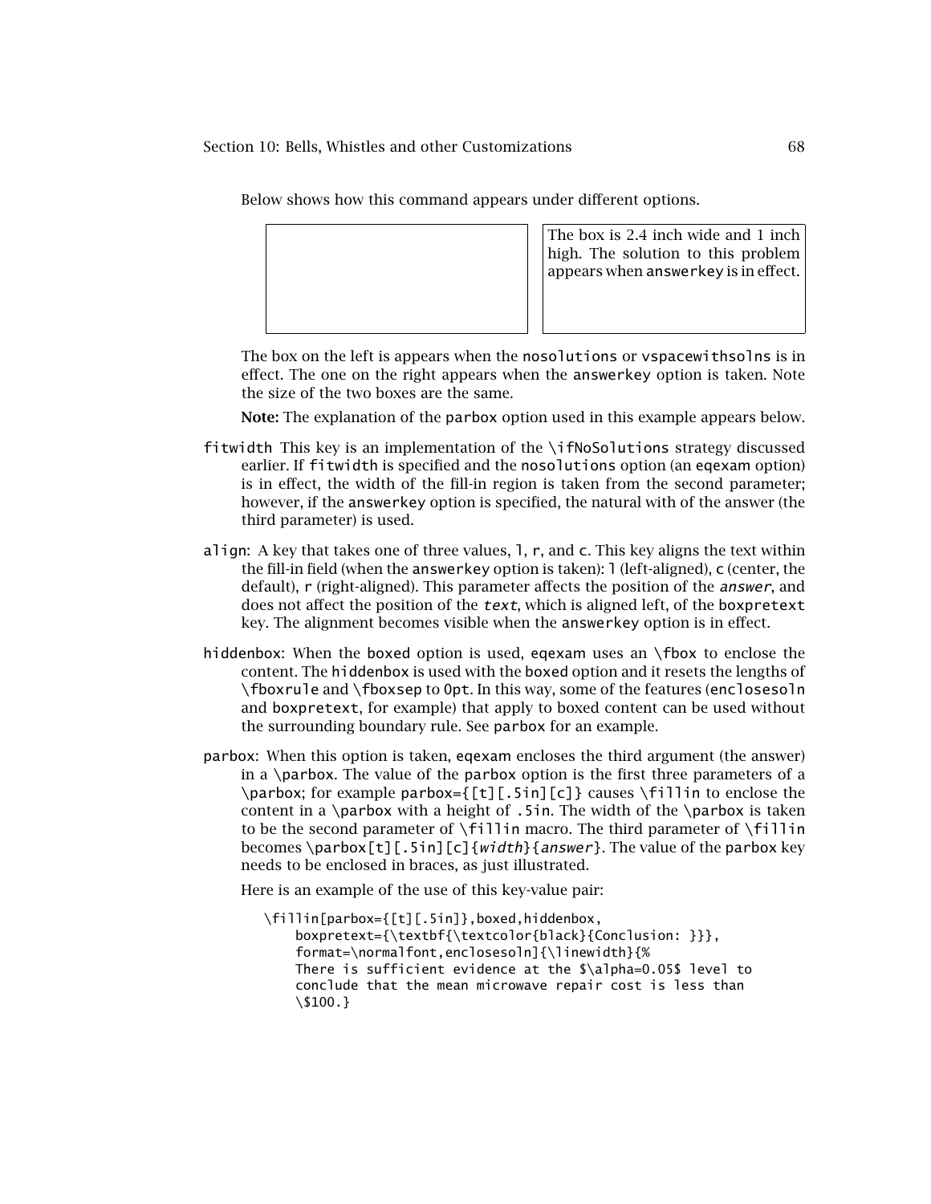Below shows how this command appears under different options.

| | The box is 2.4 inch wide and 1 inch high. The solution to this problem appears when `answerkey` is in effect. |
|---|---|

The box on the left is appears when the `nosolutions` or `vspacewithsolns` is in effect. The one on the right appears when the `answerkey` option is taken. Note the size of the two boxes are the same.

**Note:** The explanation of the `parbox` option used in this example appears below.

`fitwidth` This key is an implementation of the `\ifNoSolutions` strategy discussed earlier. If `fitwidth` is specified and the `nosolutions` option (an `eqexam` option) is in effect, the width of the fill-in region is taken from the second parameter; however, if the `answerkey` option is specified, the natural with of the answer (the third parameter) is used.

`align`: A key that takes one of three values, `l`, `r`, and `c`. This key aligns the text within the fill-in field (when the `answerkey` option is taken): `l` (left-aligned), `c` (center, the default), `r` (right-aligned). This parameter affects the position of the *answer*, and does not affect the position of the *text*, which is aligned left, of the `boxpretext` key. The alignment becomes visible when the `answerkey` option is in effect.

`hiddenbox`: When the `boxed` option is used, `eqexam` uses an `\fbox` to enclose the content. The `hiddenbox` is used with the `boxed` option and it resets the lengths of `\fboxrule` and `\fboxsep` to `0pt`. In this way, some of the features (`enclosesoln` and `boxpretext`, for example) that apply to boxed content can be used without the surrounding boundary rule. See `parbox` for an example.

`parbox`: When this option is taken, `eqexam` encloses the third argument (the answer) in a `\parbox`. The value of the `parbox` option is the first three parameters of a `\parbox`; for example `parbox={[t][.5in][c]}` causes `\fillin` to enclose the content in a `\parbox` with a height of `.5in`. The width of the `\parbox` is taken to be the second parameter of `\fillin` macro. The third parameter of `\fillin` becomes `\parbox[t][.5in][c]{width}{answer}`. The value of the `parbox` key needs to be enclosed in braces, as just illustrated.

Here is an example of the use of this key-value pair:

```
\fillin[parbox={[t][.5in]},boxed,hiddenbox,
    boxpretext={\textbf{\textcolor{black}{Conclusion: }}},
    format=\normalfont,enclosesoln]{\linewidth}{%
    There is sufficient evidence at the $\alpha=0.05$ level to
    conclude that the mean microwave repair cost is less than
    \$100.}
```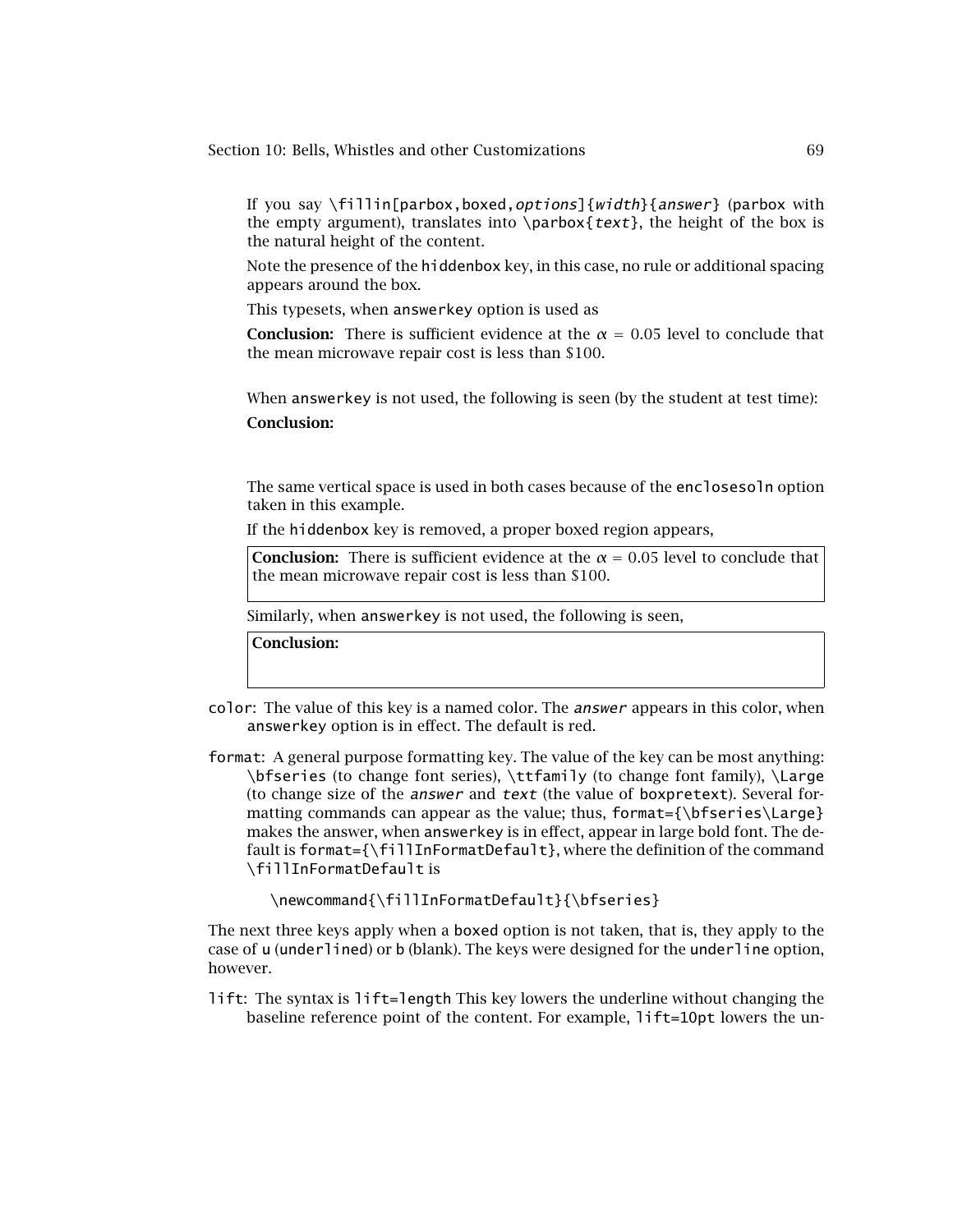If you say \fillin[parbox,boxed,*options*]{*width*}{*answer*} (parbox with the empty argument), translates into \parbox{*text*}, the height of the box is the natural height of the content.

Note the presence of the hiddenbox key, in this case, no rule or additional spacing appears around the box.

This typesets, when answerkey option is used as

**Conclusion:** There is sufficient evidence at the $\alpha = 0.05$ level to conclude that the mean microwave repair cost is less than \$100.

When answerkey is not used, the following is seen (by the student at test time):

**Conclusion:**

The same vertical space is used in both cases because of the enclosesoln option taken in this example.

If the hiddenbox key is removed, a proper boxed region appears,

| **Conclusion:** There is sufficient evidence at the $\alpha = 0.05$ level to conclude that the mean microwave repair cost is less than \$100. |
|---|

Similarly, when answerkey is not used, the following is seen,

| **Conclusion:** |
|---|

color: The value of this key is a named color. The *answer* appears in this color, when answerkey option is in effect. The default is red.

format: A general purpose formatting key. The value of the key can be most anything: \bfseries (to change font series), \ttfamily (to change font family), \Large (to change size of the *answer* and *text* (the value of boxpretext). Several formatting commands can appear as the value; thus, format={\bfseries\Large} makes the answer, when answerkey is in effect, appear in large bold font. The default is format={\fillInFormatDefault}, where the definition of the command \fillInFormatDefault is

```
\newcommand{\fillInFormatDefault}{\bfseries}
```

The next three keys apply when a boxed option is not taken, that is, they apply to the case of u (underlined) or b (blank). The keys were designed for the underline option, however.

lift: The syntax is lift=length This key lowers the underline without changing the baseline reference point of the content. For example, lift=10pt lowers the un-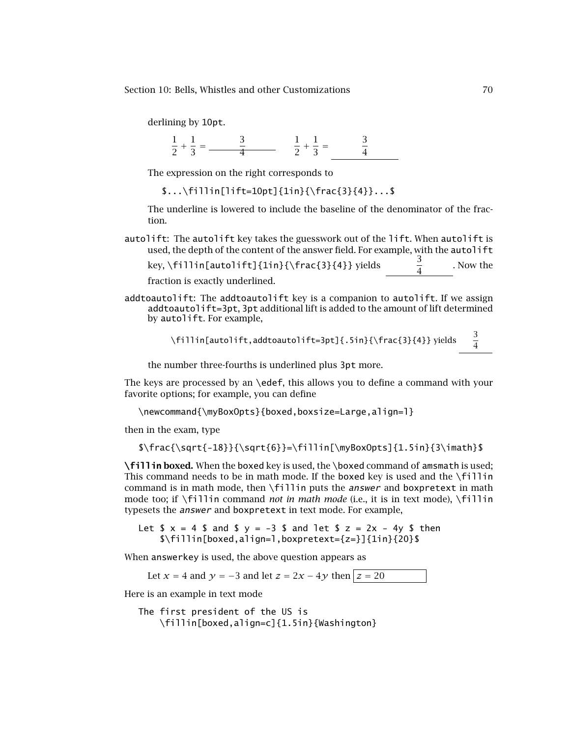derlining by `10pt`.

$$\frac{1}{2} + \frac{1}{3} = \underline{\qquad\frac{3}{4}\qquad} \qquad \frac{1}{2} + \frac{1}{3} = \underline{\qquad\frac{3}{4}\qquad}$$

The expression on the right corresponds to

```
$...\fillin[lift=10pt]{1in}{\frac{3}{4}}...$
```

The underline is lowered to include the baseline of the denominator of the fraction.

`autolift`: The `autolift` key takes the guesswork out of the `lift`. When `autolift` is used, the depth of the content of the answer field. For example, with the `autolift` key, `\fillin[autolift]{1in}{\frac{3}{4}}` yields $\underline{\qquad\frac{3}{4}\qquad}$. Now the fraction is exactly underlined.

`addtoautolift`: The `addtoautolift` key is a companion to `autolift`. If we assign `addtoautolift=3pt`, `3pt` additional lift is added to the amount of lift determined by `autolift`. For example,

`\fillin[autolift,addtoautolift=3pt]{.5in}{\frac{3}{4}}` yields $\underline{\quad\frac{3}{4}\quad}$

the number three-fourths is underlined plus `3pt` more.

The keys are processed by an `\edef`, this allows you to define a command with your favorite options; for example, you can define

```
\newcommand{\myBoxOpts}{boxed,boxsize=Large,align=l}
```

then in the exam, type

```
$\frac{\sqrt{-18}}{\sqrt{6}}=\fillin[\myBoxOpts]{1.5in}{3\imath}$
```

**`\fillin` boxed.** When the `boxed` key is used, the `\boxed` command of `amsmath` is used; This command needs to be in math mode. If the `boxed` key is used and the `\fillin` command is in math mode, then `\fillin` puts the *answer* and `boxpretext` in math mode too; if `\fillin` command *not in math mode* (i.e., it is in text mode), `\fillin` typesets the *answer* and `boxpretext` in text mode. For example,

```
Let $ x = 4 $ and $ y = -3 $ and let $ z = 2x - 4y $ then
    $\fillin[boxed,align=l,boxpretext={z=}]{1in}{20}$
```

When `answerkey` is used, the above question appears as

Let $x = 4$ and $y = -3$ and let $z = 2x - 4y$ then $\boxed{z = 20\qquad\qquad}$

Here is an example in text mode

```
The first president of the US is
    \fillin[boxed,align=c]{1.5in}{Washington}
```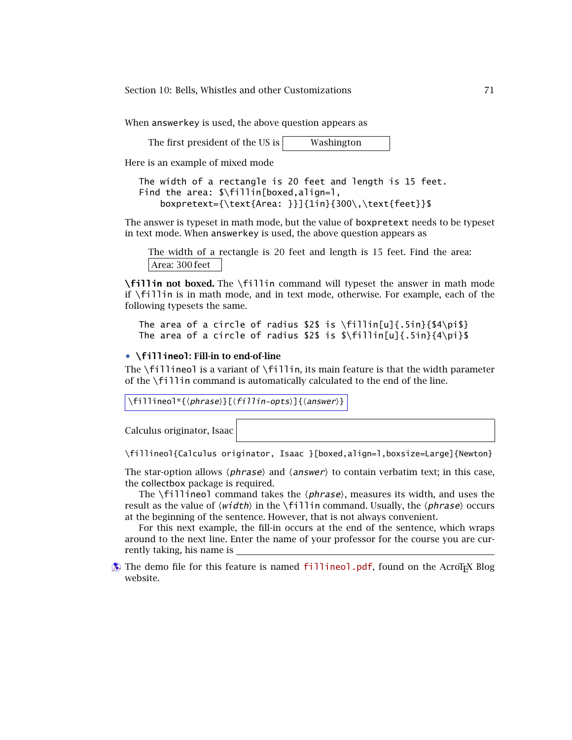When answerkey is used, the above question appears as

The first president of the US is Washington

Here is an example of mixed mode

```
The width of a rectangle is 20 feet and length is 15 feet.
Find the area: $\fillin[boxed,align=l,
    boxpretext={\text{Area: }}]{1in}{300\,\text{feet}}$
```

The answer is typeset in math mode, but the value of boxpretext needs to be typeset in text mode. When answerkey is used, the above question appears as

The width of a rectangle is 20 feet and length is 15 feet. Find the area: Area: 300 feet

**\fillin not boxed.** The \fillin command will typeset the answer in math mode if \fillin is in math mode, and in text mode, otherwise. For example, each of the following typesets the same.

```
The area of a circle of radius $2$ is \fillin[u]{.5in}{$4\pi$}
The area of a circle of radius $2$ is $\fillin[u]{.5in}{4\pi}$
```

## • \fillineol: Fill-in to end-of-line

The \fillineol is a variant of \fillin, its main feature is that the width parameter of the \fillin command is automatically calculated to the end of the line.

```
\fillineol*{⟨phrase⟩}[⟨fillin-opts⟩]{⟨answer⟩}
```

Calculus originator, Isaac

```
\fillineol{Calculus originator, Isaac }[boxed,align=l,boxsize=Large]{Newton}
```

The star-option allows ⟨*phrase*⟩ and ⟨*answer*⟩ to contain verbatim text; in this case, the collectbox package is required.

The \fillineol command takes the ⟨*phrase*⟩, measures its width, and uses the result as the value of ⟨*width*⟩ in the \fillin command. Usually, the ⟨*phrase*⟩ occurs at the beginning of the sentence. However, that is not always convenient.

For this next example, the fill-in occurs at the end of the sentence, which wraps around to the next line. Enter the name of your professor for the course you are currently taking, his name is ____________________

The demo file for this feature is named fillineol.pdf, found on the AcroTEX Blog website.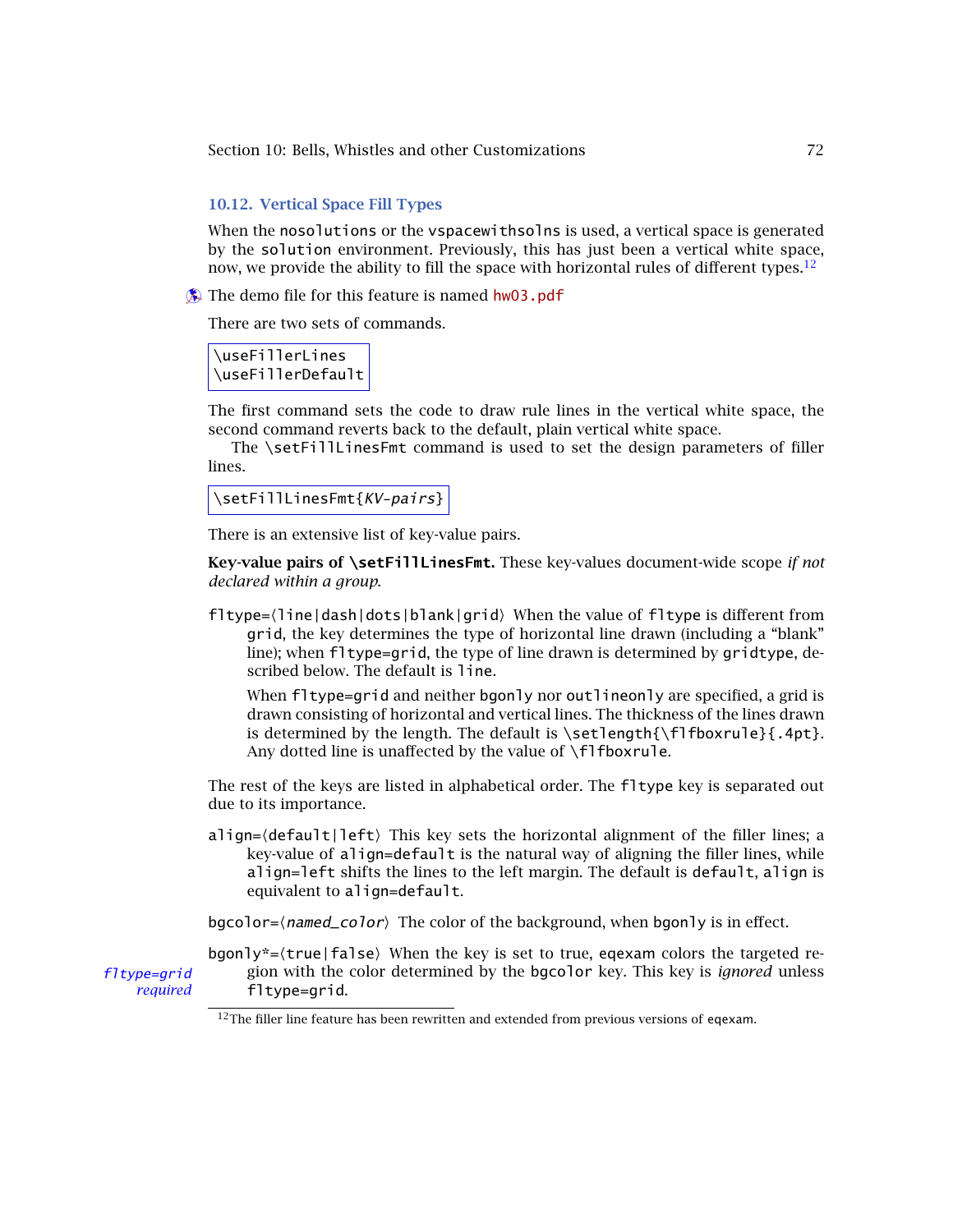## 10.12. Vertical Space Fill Types

When the nosolutions or the vspacewithsolns is used, a vertical space is generated by the solution environment. Previously, this has just been a vertical white space, now, we provide the ability to fill the space with horizontal rules of different types.[12]

The demo file for this feature is named hw03.pdf

There are two sets of commands.

```
\useFillerLines
\useFillerDefault
```

The first command sets the code to draw rule lines in the vertical white space, the second command reverts back to the default, plain vertical white space.

The \setFillLinesFmt command is used to set the design parameters of filler lines.

```
\setFillLinesFmt{KV-pairs}
```

There is an extensive list of key-value pairs.

**Key-value pairs of \setFillLinesFmt.** These key-values document-wide scope *if not declared within a group*.

fltype=⟨line|dash|dots|blank|grid⟩ When the value of fltype is different from grid, the key determines the type of horizontal line drawn (including a "blank" line); when fltype=grid, the type of line drawn is determined by gridtype, described below. The default is line.

When fltype=grid and neither bgonly nor outlineonly are specified, a grid is drawn consisting of horizontal and vertical lines. The thickness of the lines drawn is determined by the length. The default is \setlength{\flfboxrule}{.4pt}. Any dotted line is unaffected by the value of \flfboxrule.

The rest of the keys are listed in alphabetical order. The fltype key is separated out due to its importance.

align=⟨default|left⟩ This key sets the horizontal alignment of the filler lines; a key-value of align=default is the natural way of aligning the filler lines, while align=left shifts the lines to the left margin. The default is default, align is equivalent to align=default.

bgcolor=⟨*named_color*⟩ The color of the background, when bgonly is in effect.

*fltype=grid required*

bgonly*=⟨true|false⟩ When the key is set to true, eqexam colors the targeted region with the color determined by the bgcolor key. This key is *ignored* unless fltype=grid.

[12] The filler line feature has been rewritten and extended from previous versions of eqexam.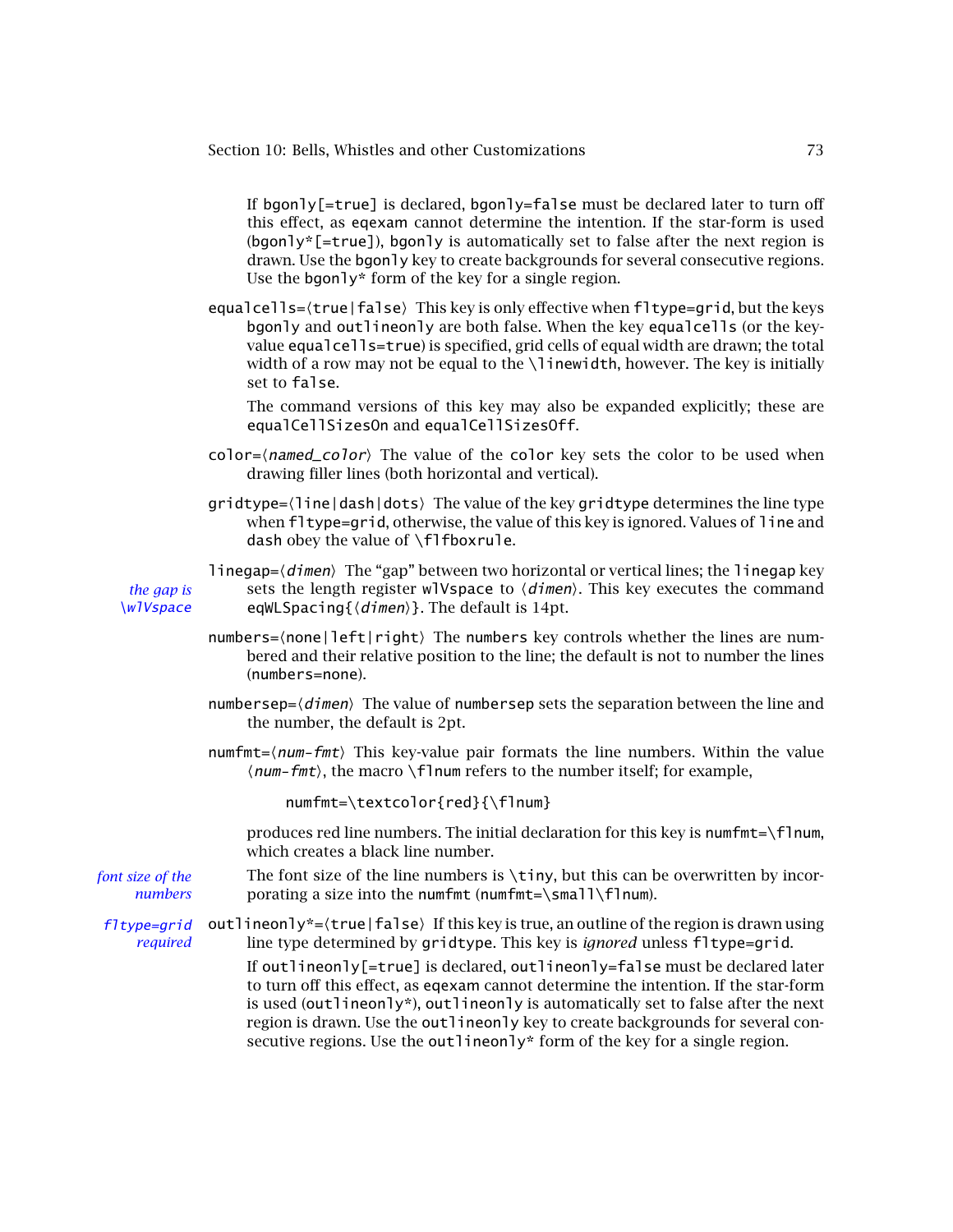If `bgonly[=true]` is declared, `bgonly=false` must be declared later to turn off this effect, as `eqexam` cannot determine the intention. If the star-form is used (`bgonly*[=true]`), `bgonly` is automatically set to false after the next region is drawn. Use the `bgonly` key to create backgrounds for several consecutive regions. Use the `bgonly*` form of the key for a single region.

`equalcells=⟨true|false⟩` This key is only effective when `fltype=grid`, but the keys `bgonly` and `outlineonly` are both false. When the key `equalcells` (or the key-value `equalcells=true`) is specified, grid cells of equal width are drawn; the total width of a row may not be equal to the `\linewidth`, however. The key is initially set to `false`.

The command versions of this key may also be expanded explicitly; these are `equalCellSizesOn` and `equalCellSizesOff`.

`color=⟨named_color⟩` The value of the `color` key sets the color to be used when drawing filler lines (both horizontal and vertical).

`gridtype=⟨line|dash|dots⟩` The value of the key `gridtype` determines the line type when `fltype=grid`, otherwise, the value of this key is ignored. Values of `line` and `dash` obey the value of `\flfboxrule`.

*the gap is \wlVspace*

`linegap=⟨dimen⟩` The "gap" between two horizontal or vertical lines; the `linegap` key sets the length register `wlVspace` to ⟨*dimen*⟩. This key executes the command `eqWLSpacing{⟨dimen⟩}`. The default is 14pt.

`numbers=⟨none|left|right⟩` The `numbers` key controls whether the lines are numbered and their relative position to the line; the default is not to number the lines (`numbers=none`).

`numbersep=⟨dimen⟩` The value of `numbersep` sets the separation between the line and the number, the default is 2pt.

`numfmt=⟨num-fmt⟩` This key-value pair formats the line numbers. Within the value ⟨*num-fmt*⟩, the macro `\flnum` refers to the number itself; for example,

```
numfmt=\textcolor{red}{\flnum}
```

produces red line numbers. The initial declaration for this key is `numfmt=\flnum`, which creates a black line number.

*font size of the numbers*

The font size of the line numbers is `\tiny`, but this can be overwritten by incorporating a size into the `numfmt` (`numfmt=\small\flnum`).

*fltype=grid required*

`outlineonly*=⟨true|false⟩` If this key is true, an outline of the region is drawn using line type determined by `gridtype`. This key is *ignored* unless `fltype=grid`.

If `outlineonly[=true]` is declared, `outlineonly=false` must be declared later to turn off this effect, as `eqexam` cannot determine the intention. If the star-form is used (`outlineonly*`), `outlineonly` is automatically set to false after the next region is drawn. Use the `outlineonly` key to create backgrounds for several consecutive regions. Use the `outlineonly*` form of the key for a single region.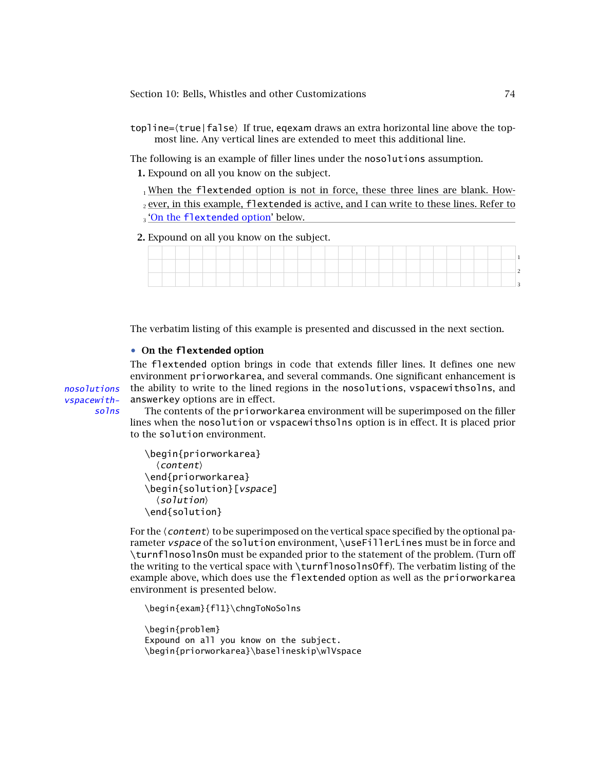topline=⟨true|false⟩ If true, eqexam draws an extra horizontal line above the topmost line. Any vertical lines are extended to meet this additional line.

The following is an example of filler lines under the nosolutions assumption.

**1.** Expound on all you know on the subject.

1 When the flextended option is not in force, these three lines are blank. How-
2 ever, in this example, flextended is active, and I can write to these lines. Refer to
3 'On the flextended option' below.

**2.** Expound on all you know on the subject.

The verbatim listing of this example is presented and discussed in the next section.

- **On the flextended option**

The flextended option brings in code that extends filler lines. It defines one new environment priorworkarea, and several commands. One significant enhancement is the ability to write to the lined regions in the nosolutions, vspacewithsolns, and answerkey options are in effect.

*nosolutions vspacewithsolns*

The contents of the priorworkarea environment will be superimposed on the filler lines when the nosolution or vspacewithsolns option is in effect. It is placed prior to the solution environment.

```
\begin{priorworkarea}
  ⟨content⟩
\end{priorworkarea}
\begin{solution}[vspace]
  ⟨solution⟩
\end{solution}
```

For the ⟨*content*⟩ to be superimposed on the vertical space specified by the optional parameter *vspace* of the solution environment, \useFillerLines must be in force and \turnflnosolnsOn must be expanded prior to the statement of the problem. (Turn off the writing to the vertical space with \turnflnosolnsOff). The verbatim listing of the example above, which does use the flextended option as well as the priorworkarea environment is presented below.

```
\begin{exam}{fl1}\chngToNoSolns

\begin{problem}
Expound on all you know on the subject.
\begin{priorworkarea}\baselineskip\wlVspace
```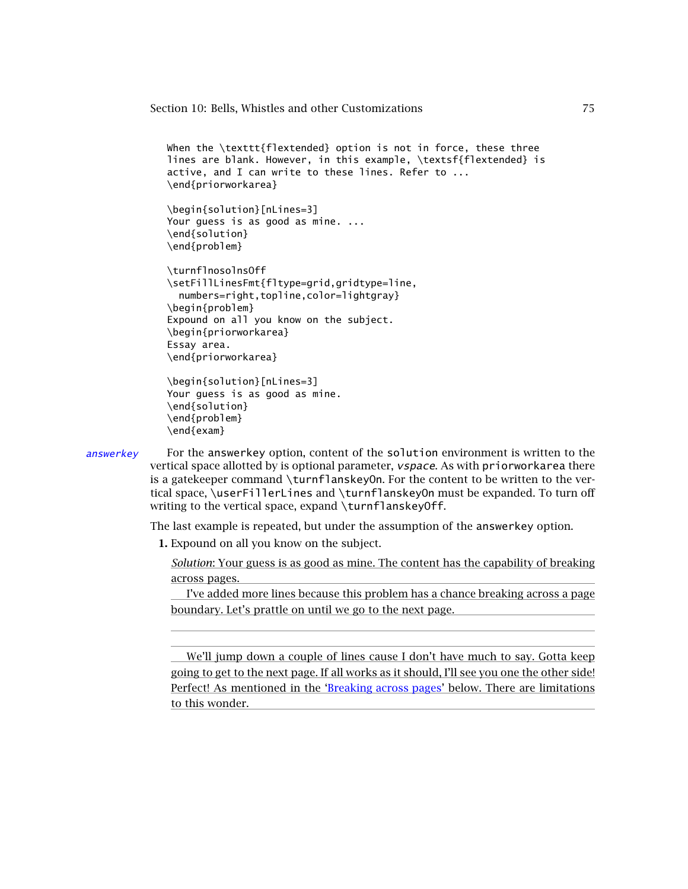```
When the \texttt{flextended} option is not in force, these three
lines are blank. However, in this example, \textsf{flextended} is
active, and I can write to these lines. Refer to ...
\end{priorworkarea}

\begin{solution}[nLines=3]
Your guess is as good as mine. ...
\end{solution}
\end{problem}

\turnflnosolnsOff
\setFillLinesFmt{fltype=grid,gridtype=line,
  numbers=right,topline,color=lightgray}
\begin{problem}
Expound on all you know on the subject.
\begin{priorworkarea}
Essay area.
\end{priorworkarea}

\begin{solution}[nLines=3]
Your guess is as good as mine.
\end{solution}
\end{problem}
\end{exam}
```

*answerkey* For the `answerkey` option, content of the `solution` environment is written to the vertical space allotted by is optional parameter, *vspace*. As with `priorworkarea` there is a gatekeeper command `\turnflanskeyOn`. For the content to be written to the vertical space, `\userFillerLines` and `\turnflanskeyOn` must be expanded. To turn off writing to the vertical space, expand `\turnflanskeyOff`.

The last example is repeated, but under the assumption of the `answerkey` option.

**1.** Expound on all you know on the subject.

*Solution*: Your guess is as good as mine. The content has the capability of breaking across pages.

I've added more lines because this problem has a chance breaking across a page boundary. Let's prattle on until we go to the next page.

We'll jump down a couple of lines cause I don't have much to say. Gotta keep going to get to the next page. If all works as it should, I'll see you one the other side! Perfect! As mentioned in the 'Breaking across pages' below. There are limitations to this wonder.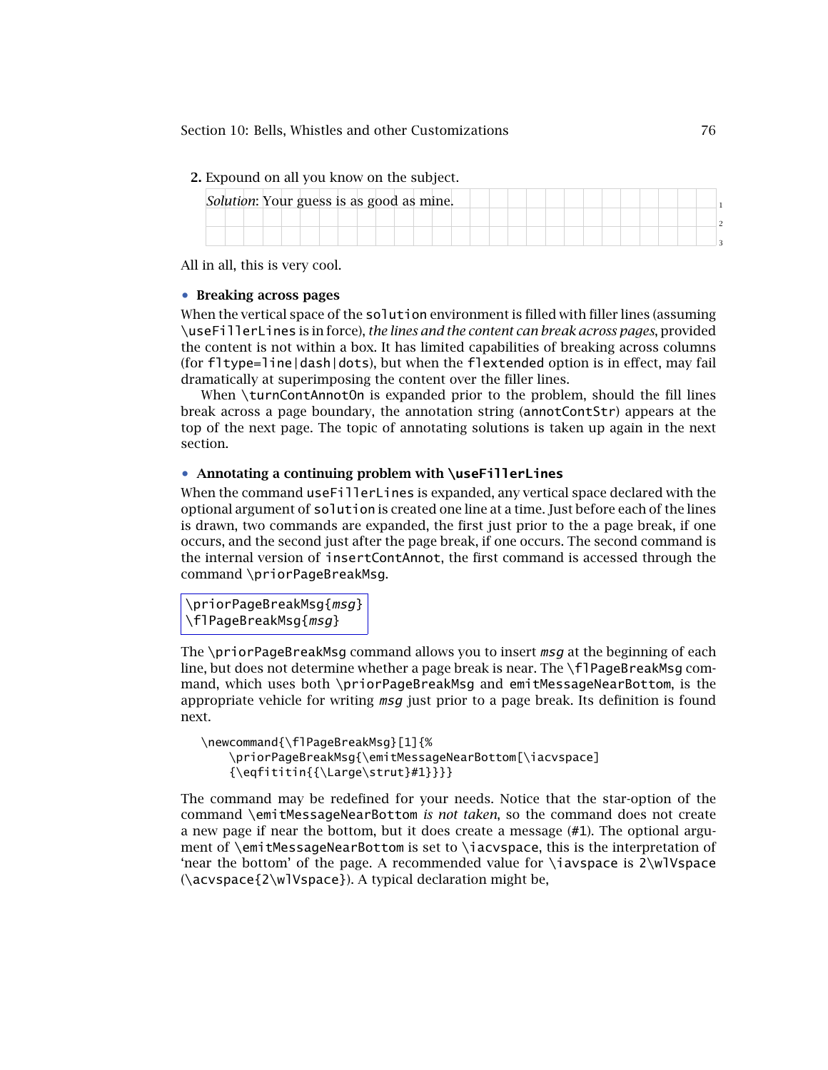**2.** Expound on all you know on the subject.

*Solution*: Your guess is as good as mine.

All in all, this is very cool.

- **Breaking across pages**

When the vertical space of the `solution` environment is filled with filler lines (assuming `\useFillerLines` is in force), *the lines and the content can break across pages*, provided the content is not within a box. It has limited capabilities of breaking across columns (for `fltype=line|dash|dots`), but when the `flextended` option is in effect, may fail dramatically at superimposing the content over the filler lines.

When `\turnContAnnotOn` is expanded prior to the problem, should the fill lines break across a page boundary, the annotation string (`annotContStr`) appears at the top of the next page. The topic of annotating solutions is taken up again in the next section.

- **Annotating a continuing problem with `\useFillerLines`**

When the command `useFillerLines` is expanded, any vertical space declared with the optional argument of `solution` is created one line at a time. Just before each of the lines is drawn, two commands are expanded, the first just prior to the a page break, if one occurs, and the second just after the page break, if one occurs. The second command is the internal version of `insertContAnnot`, the first command is accessed through the command `\priorPageBreakMsg`.

```
\priorPageBreakMsg{msg}
\flPageBreakMsg{msg}
```

The `\priorPageBreakMsg` command allows you to insert *msg* at the beginning of each line, but does not determine whether a page break is near. The `\flPageBreakMsg` command, which uses both `\priorPageBreakMsg` and `emitMessageNearBottom`, is the appropriate vehicle for writing *msg* just prior to a page break. Its definition is found next.

```
\newcommand{\flPageBreakMsg}[1]{%
    \priorPageBreakMsg{\emitMessageNearBottom[\iacvspace]
    {\eqfititin{{\Large\strut}#1}}}}
```

The command may be redefined for your needs. Notice that the star-option of the command `\emitMessageNearBottom` *is not taken*, so the command does not create a new page if near the bottom, but it does create a message (`#1`). The optional argument of `\emitMessageNearBottom` is set to `\iacvspace`, this is the interpretation of 'near the bottom' of the page. A recommended value for `\iavspace` is `2\wlVspace` (`\acvspace{2\wlVspace}`). A typical declaration might be,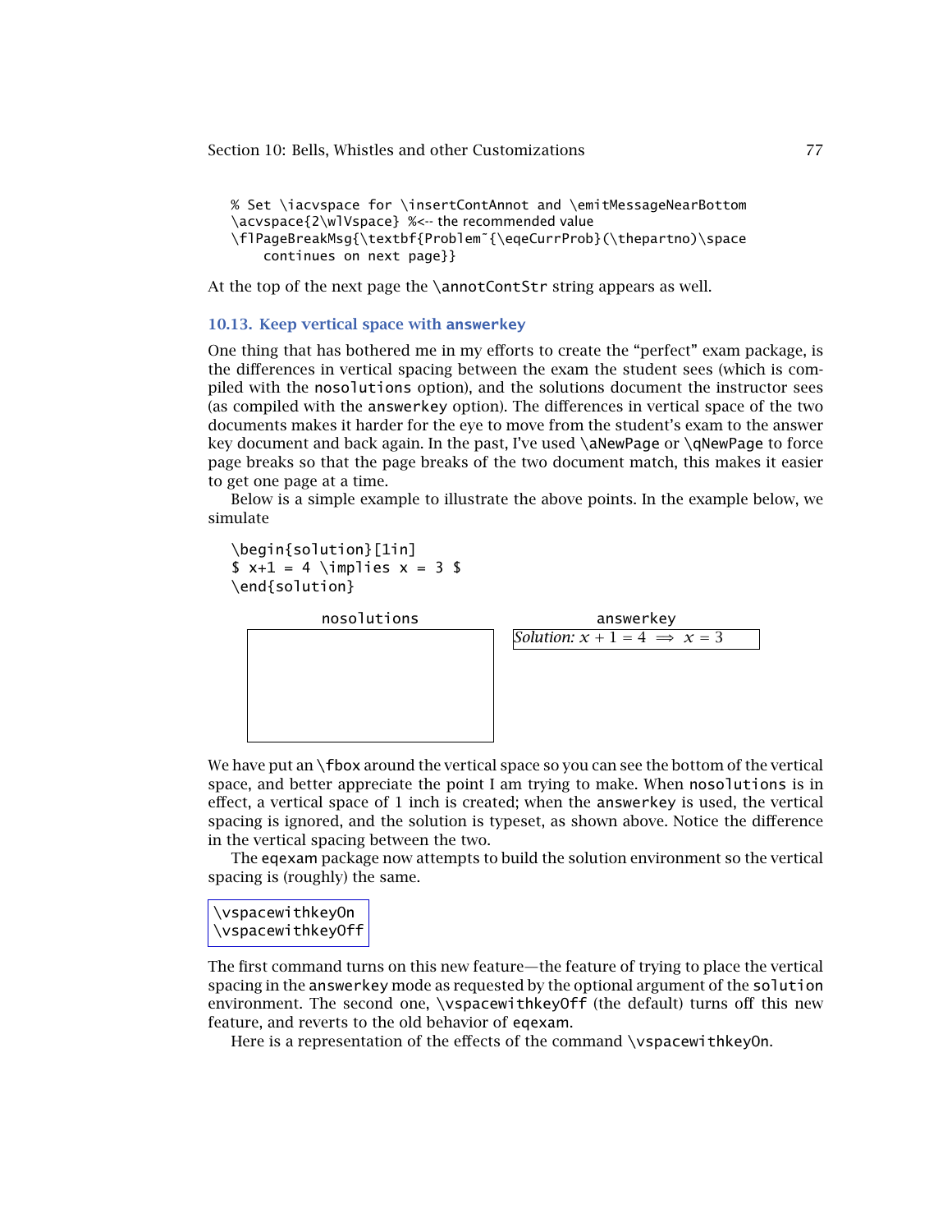```
% Set \iacvspace for \insertContAnnot and \emitMessageNearBottom
\acvspace{2\wlVspace} %<-- the recommended value
\flPageBreakMsg{\textbf{Problem~{\eqeCurrProb}(\thepartno)\space
    continues on next page}}
```

At the top of the next page the `\annotContStr` string appears as well.

### 10.13. Keep vertical space with answerkey

One thing that has bothered me in my efforts to create the "perfect" exam package, is the differences in vertical spacing between the exam the student sees (which is compiled with the `nosolutions` option), and the solutions document the instructor sees (as compiled with the `answerkey` option). The differences in vertical space of the two documents makes it harder for the eye to move from the student's exam to the answer key document and back again. In the past, I've used `\aNewPage` or `\qNewPage` to force page breaks so that the page breaks of the two document match, this makes it easier to get one page at a time.

Below is a simple example to illustrate the above points. In the example below, we simulate

```
\begin{solution}[1in]
$ x+1 = 4 \implies x = 3 $
\end{solution}
```

| nosolutions | answerkey |
|---|---|
| (empty 1 inch box) | *Solution:* $x + 1 = 4 \implies x = 3$ |

We have put an `\fbox` around the vertical space so you can see the bottom of the vertical space, and better appreciate the point I am trying to make. When `nosolutions` is in effect, a vertical space of 1 inch is created; when the `answerkey` is used, the vertical spacing is ignored, and the solution is typeset, as shown above. Notice the difference in the vertical spacing between the two.

The `eqexam` package now attempts to build the solution environment so the vertical spacing is (roughly) the same.

```
\vspacewithkeyOn
\vspacewithkeyOff
```

The first command turns on this new feature—the feature of trying to place the vertical spacing in the `answerkey` mode as requested by the optional argument of the `solution` environment. The second one, `\vspacewithkeyOff` (the default) turns off this new feature, and reverts to the old behavior of `eqexam`.

Here is a representation of the effects of the command `\vspacewithkeyOn`.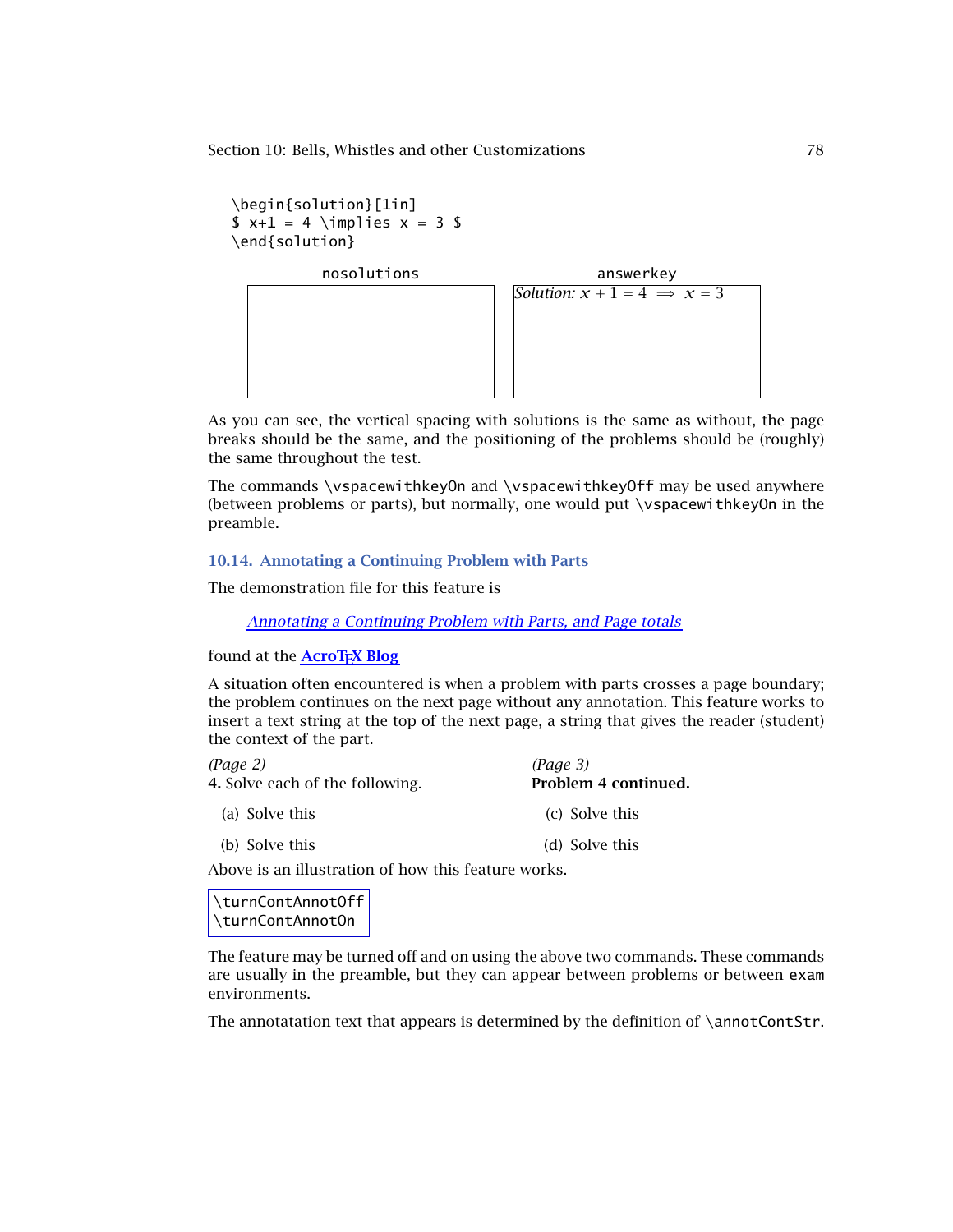```
\begin{solution}[1in]
$ x+1 = 4 \implies x = 3 $
\end{solution}
```

| nosolutions | answerkey |
|---|---|
| | *Solution:* $x + 1 = 4 \implies x = 3$ |

As you can see, the vertical spacing with solutions is the same as without, the page breaks should be the same, and the positioning of the problems should be (roughly) the same throughout the test.

The commands `\vspacewithkeyOn` and `\vspacewithkeyOff` may be used anywhere (between problems or parts), but normally, one would put `\vspacewithkeyOn` in the preamble.

## 10.14. Annotating a Continuing Problem with Parts

The demonstration file for this feature is

*Annotating a Continuing Problem with Parts, and Page totals*

found at the **AcroTEX Blog**

A situation often encountered is when a problem with parts crosses a page boundary; the problem continues on the next page without any annotation. This feature works to insert a text string at the top of the next page, a string that gives the reader (student) the context of the part.

*(Page 2)*
**4.** Solve each of the following.

(a) Solve this

(b) Solve this

*(Page 3)*
**Problem 4 continued.**

(c) Solve this

(d) Solve this

Above is an illustration of how this feature works.

```
\turnContAnnotOff
\turnContAnnotOn
```

The feature may be turned off and on using the above two commands. These commands are usually in the preamble, but they can appear between problems or between `exam` environments.

The annotatation text that appears is determined by the definition of `\annotContStr`.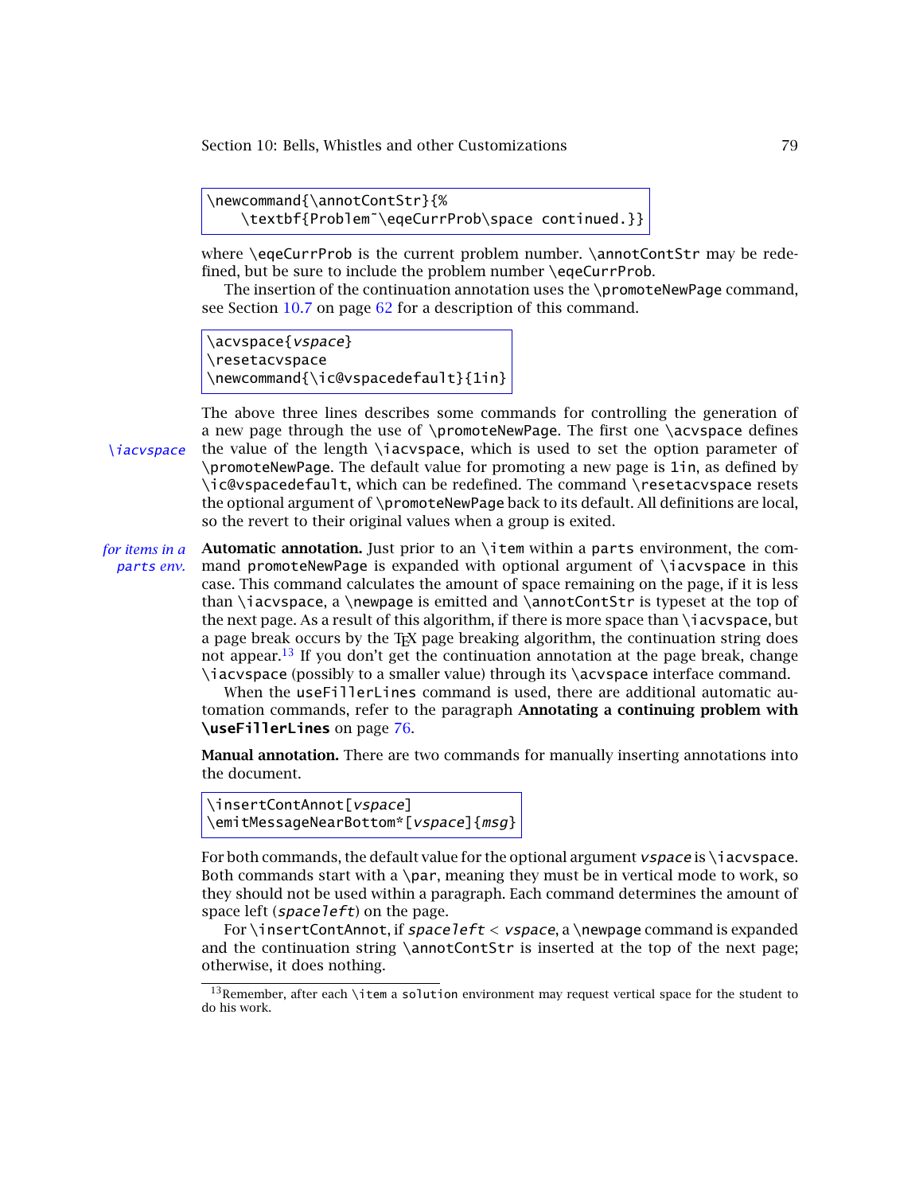```
\newcommand{\annotContStr}{%
    \textbf{Problem~\eqeCurrProb\space continued.}}
```

where `\eqeCurrProb` is the current problem number. `\annotContStr` may be redefined, but be sure to include the problem number `\eqeCurrProb`.

The insertion of the continuation annotation uses the `\promoteNewPage` command, see Section 10.7 on page 62 for a description of this command.

```
\acvspace{vspace}
\resetacvspace
\newcommand{\ic@vspacedefault}{1in}
```

The above three lines describes some commands for controlling the generation of a new page through the use of `\promoteNewPage`. The first one `\acvspace` defines the value of the length `\iacvspace`, which is used to set the option parameter of `\promoteNewPage`. The default value for promoting a new page is `1in`, as defined by `\ic@vspacedefault`, which can be redefined. The command `\resetacvspace` resets the optional argument of `\promoteNewPage` back to its default. All definitions are local, so the revert to their original values when a group is exited.

*\iacvspace*

*for items in a parts env.*

**Automatic annotation.** Just prior to an `\item` within a `parts` environment, the command `promoteNewPage` is expanded with optional argument of `\iacvspace` in this case. This command calculates the amount of space remaining on the page, if it is less than `\iacvspace`, a `\newpage` is emitted and `\annotContStr` is typeset at the top of the next page. As a result of this algorithm, if there is more space than `\iacvspace`, but a page break occurs by the TeX page breaking algorithm, the continuation string does not appear.[13] If you don't get the continuation annotation at the page break, change `\iacvspace` (possibly to a smaller value) through its `\acvspace` interface command.

When the `useFillerLines` command is used, there are additional automatic automation commands, refer to the paragraph **Annotating a continuing problem with `\useFillerLines`** on page 76.

**Manual annotation.** There are two commands for manually inserting annotations into the document.

```
\insertContAnnot[vspace]
\emitMessageNearBottom*[vspace]{msg}
```

For both commands, the default value for the optional argument *vspace* is `\iacvspace`. Both commands start with a `\par`, meaning they must be in vertical mode to work, so they should not be used within a paragraph. Each command determines the amount of space left (*spaceleft*) on the page.

For `\insertContAnnot`, if *spaceleft* < *vspace*, a `\newpage` command is expanded and the continuation string `\annotContStr` is inserted at the top of the next page; otherwise, it does nothing.

[13] Remember, after each `\item` a `solution` environment may request vertical space for the student to do his work.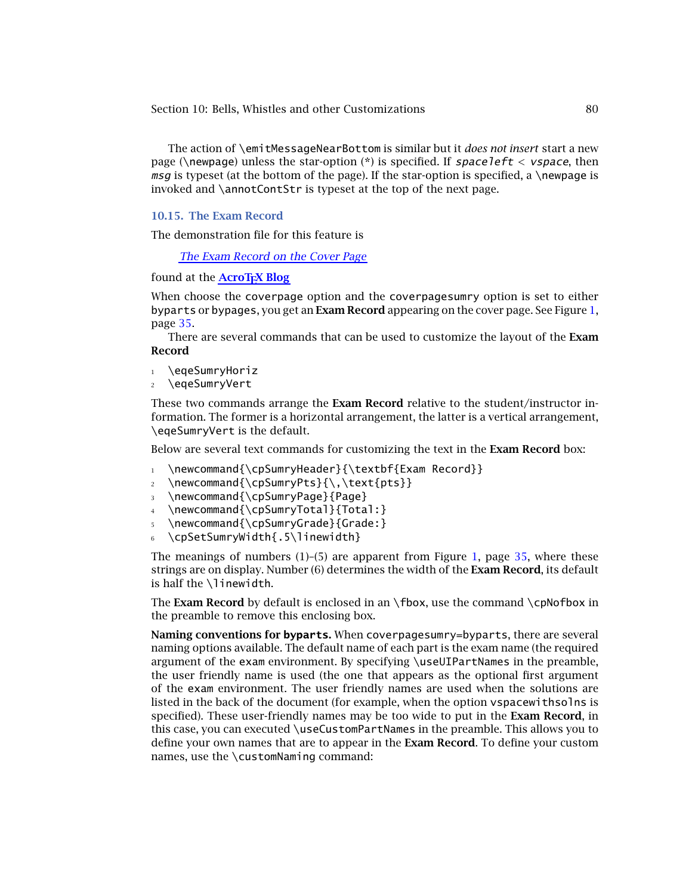The action of `\emitMessageNearBottom` is similar but it *does not insert* start a new page (`\newpage`) unless the star-option (`*`) is specified. If *spaceleft* < *vspace*, then *msg* is typeset (at the bottom of the page). If the star-option is specified, a `\newpage` is invoked and `\annotContStr` is typeset at the top of the next page.

## 10.15. The Exam Record

The demonstration file for this feature is

> *The Exam Record on the Cover Page*

found at the **AcroTEX Blog**

When choose the `coverpage` option and the `coverpagesumry` option is set to either `byparts` or `bypages`, you get an **Exam Record** appearing on the cover page. See Figure 1, page 35.

There are several commands that can be used to customize the layout of the **Exam Record**

```
\eqeSumryHoriz
\eqeSumryVert
```

These two commands arrange the **Exam Record** relative to the student/instructor information. The former is a horizontal arrangement, the latter is a vertical arrangement, `\eqeSumryVert` is the default.

Below are several text commands for customizing the text in the **Exam Record** box:

```
\newcommand{\cpSumryHeader}{\textbf{Exam Record}}
\newcommand{\cpSumryPts}{\,\text{pts}}
\newcommand{\cpSumryPage}{Page}
\newcommand{\cpSumryTotal}{Total:}
\newcommand{\cpSumryGrade}{Grade:}
\cpSetSumryWidth{.5\linewidth}
```

The meanings of numbers (1)–(5) are apparent from Figure 1, page 35, where these strings are on display. Number (6) determines the width of the **Exam Record**, its default is half the `\linewidth`.

The **Exam Record** by default is enclosed in an `\fbox`, use the command `\cpNofbox` in the preamble to remove this enclosing box.

**Naming conventions for `byparts`.** When `coverpagesumry=byparts`, there are several naming options available. The default name of each part is the exam name (the required argument of the `exam` environment. By specifying `\useUIPartNames` in the preamble, the user friendly name is used (the one that appears as the optional first argument of the `exam` environment. The user friendly names are used when the solutions are listed in the back of the document (for example, when the option `vspacewithsolns` is specified). These user-friendly names may be too wide to put in the **Exam Record**, in this case, you can executed `\useCustomPartNames` in the preamble. This allows you to define your own names that are to appear in the **Exam Record**. To define your custom names, use the `\customNaming` command: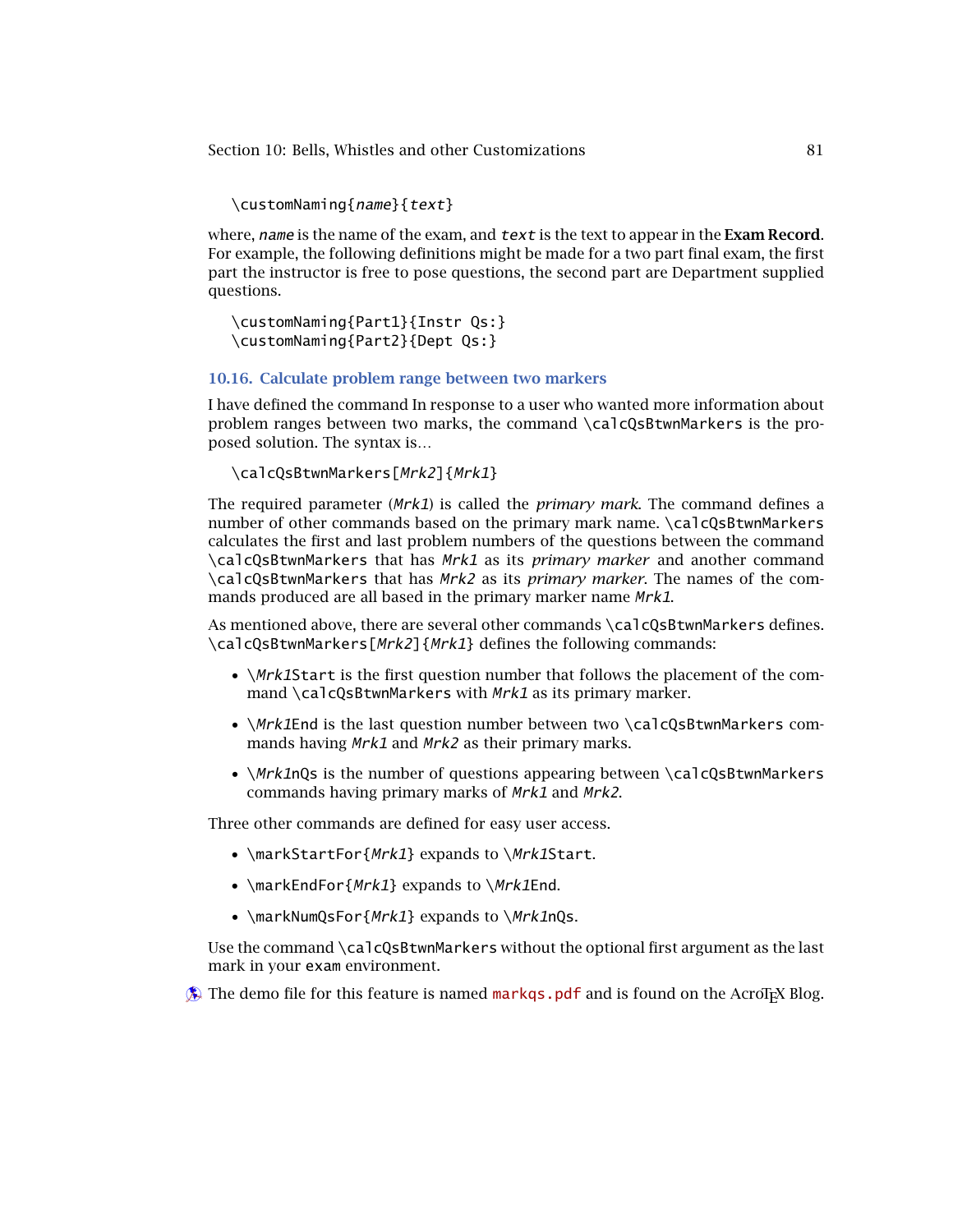```
\customNaming{name}{text}
```

where, *name* is the name of the exam, and *text* is the text to appear in the **Exam Record**. For example, the following definitions might be made for a two part final exam, the first part the instructor is free to pose questions, the second part are Department supplied questions.

```
\customNaming{Part1}{Instr Qs:}
\customNaming{Part2}{Dept Qs:}
```

### 10.16. Calculate problem range between two markers

I have defined the command In response to a user who wanted more information about problem ranges between two marks, the command `\calcQsBtwnMarkers` is the proposed solution. The syntax is...

```
\calcQsBtwnMarkers[Mrk2]{Mrk1}
```

The required parameter (*Mrk1*) is called the *primary mark*. The command defines a number of other commands based on the primary mark name. `\calcQsBtwnMarkers` calculates the first and last problem numbers of the questions between the command `\calcQsBtwnMarkers` that has *Mrk1* as its *primary marker* and another command `\calcQsBtwnMarkers` that has *Mrk2* as its *primary marker*. The names of the commands produced are all based in the primary marker name *Mrk1*.

As mentioned above, there are several other commands `\calcQsBtwnMarkers` defines. `\calcQsBtwnMarkers[Mrk2]{Mrk1}` defines the following commands:

- `\Mrk1Start` is the first question number that follows the placement of the command `\calcQsBtwnMarkers` with *Mrk1* as its primary marker.
- `\Mrk1End` is the last question number between two `\calcQsBtwnMarkers` commands having *Mrk1* and *Mrk2* as their primary marks.
- `\Mrk1nQs` is the number of questions appearing between `\calcQsBtwnMarkers` commands having primary marks of *Mrk1* and *Mrk2*.

Three other commands are defined for easy user access.

- `\markStartFor{Mrk1}` expands to `\Mrk1Start`.
- `\markEndFor{Mrk1}` expands to `\Mrk1End`.
- `\markNumQsFor{Mrk1}` expands to `\Mrk1nQs`.

Use the command `\calcQsBtwnMarkers` without the optional first argument as the last mark in your `exam` environment.

The demo file for this feature is named `markqs.pdf` and is found on the AcroTeX Blog.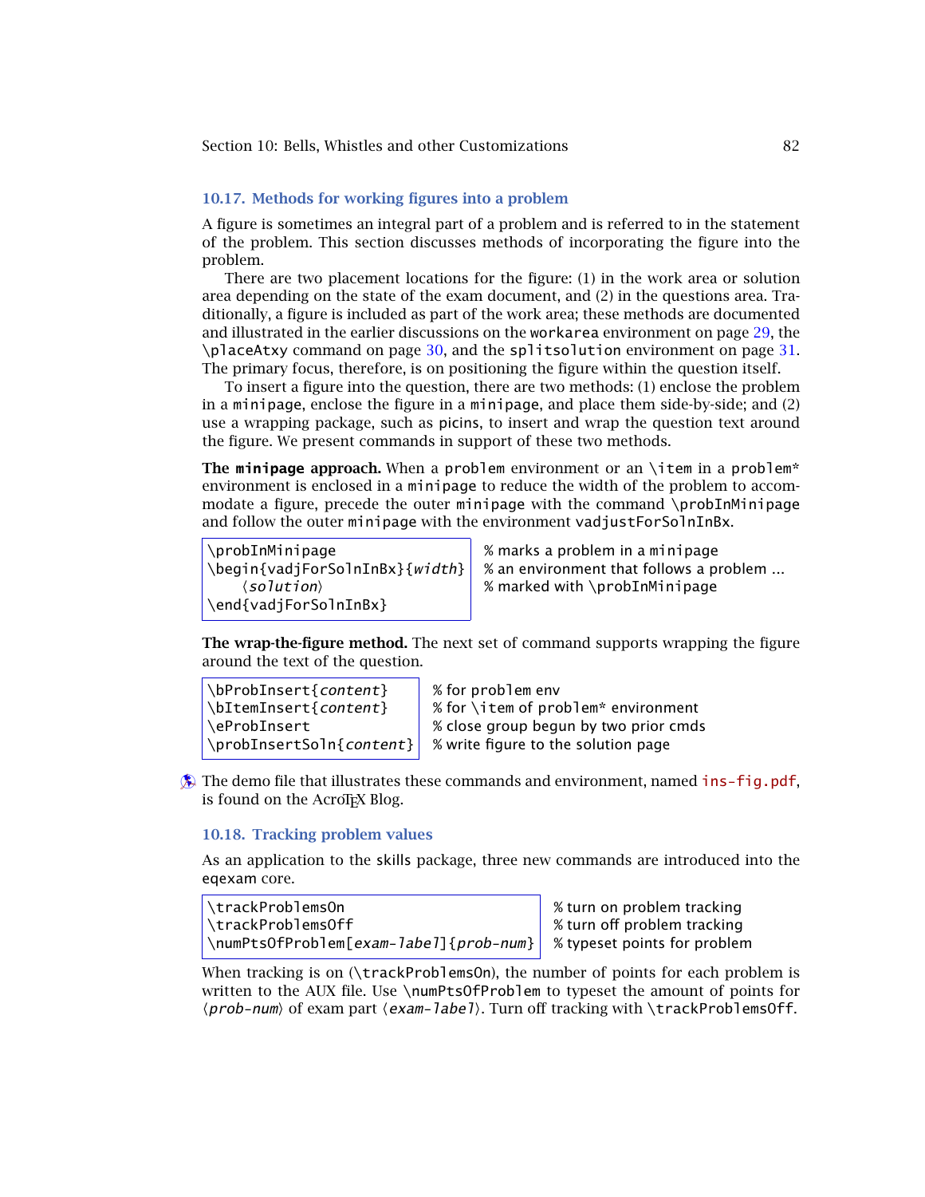### 10.17. Methods for working figures into a problem

A figure is sometimes an integral part of a problem and is referred to in the statement of the problem. This section discusses methods of incorporating the figure into the problem.

There are two placement locations for the figure: (1) in the work area or solution area depending on the state of the exam document, and (2) in the questions area. Traditionally, a figure is included as part of the work area; these methods are documented and illustrated in the earlier discussions on the `workarea` environment on page 29, the `\placeAtxy` command on page 30, and the `splitsolution` environment on page 31. The primary focus, therefore, is on positioning the figure within the question itself.

To insert a figure into the question, there are two methods: (1) enclose the problem in a `minipage`, enclose the figure in a `minipage`, and place them side-by-side; and (2) use a wrapping package, such as picins, to insert and wrap the question text around the figure. We present commands in support of these two methods.

**The `minipage` approach.** When a `problem` environment or an `\item` in a `problem*` environment is enclosed in a `minipage` to reduce the width of the problem to accommodate a figure, precede the outer `minipage` with the command `\probInMinipage` and follow the outer `minipage` with the environment `vadjustForSolnInBx`.

```
\probInMinipage                     % marks a problem in a minipage
\begin{vadjForSolnInBx}{width}      % an environment that follows a problem ...
    ⟨solution⟩                      % marked with \probInMinipage
\end{vadjForSolnInBx}
```

**The wrap-the-figure method.** The next set of command supports wrapping the figure around the text of the question.

```
\bProbInsert{content}      % for problem env
\bItemInsert{content}      % for \item of problem* environment
\eProbInsert               % close group begun by two prior cmds
\probInsertSoln{content}   % write figure to the solution page
```

The demo file that illustrates these commands and environment, named ins-fig.pdf, is found on the AcroTEX Blog.

### 10.18. Tracking problem values

As an application to the skills package, three new commands are introduced into the eqexam core.

```
\trackProblemsOn                           % turn on problem tracking
\trackProblemsOff                          % turn off problem tracking
\numPtsOfProblem[exam-label]{prob-num}     % typeset points for problem
```

When tracking is on (`\trackProblemsOn`), the number of points for each problem is written to the AUX file. Use `\numPtsOfProblem` to typeset the amount of points for ⟨*prob-num*⟩ of exam part ⟨*exam-label*⟩. Turn off tracking with `\trackProblemsOff`.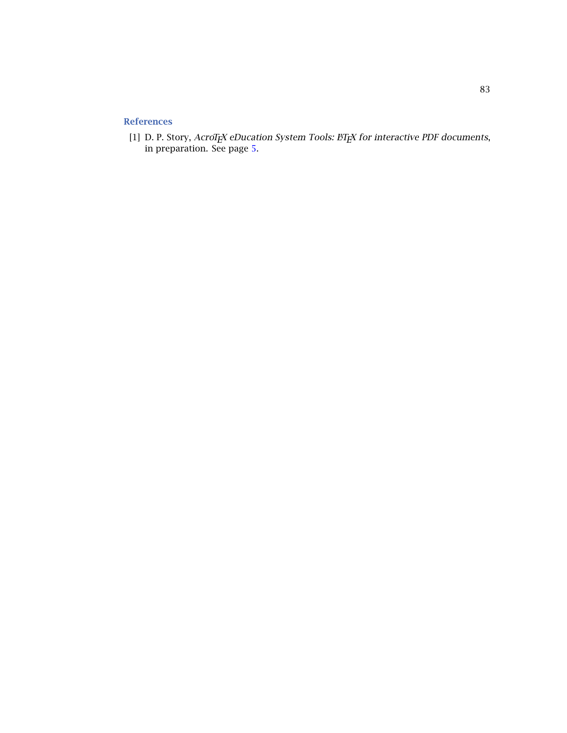## References

[1] D. P. Story, *AcroTeX eDucation System Tools: LaTeX for interactive PDF documents*, in preparation. See page 5.